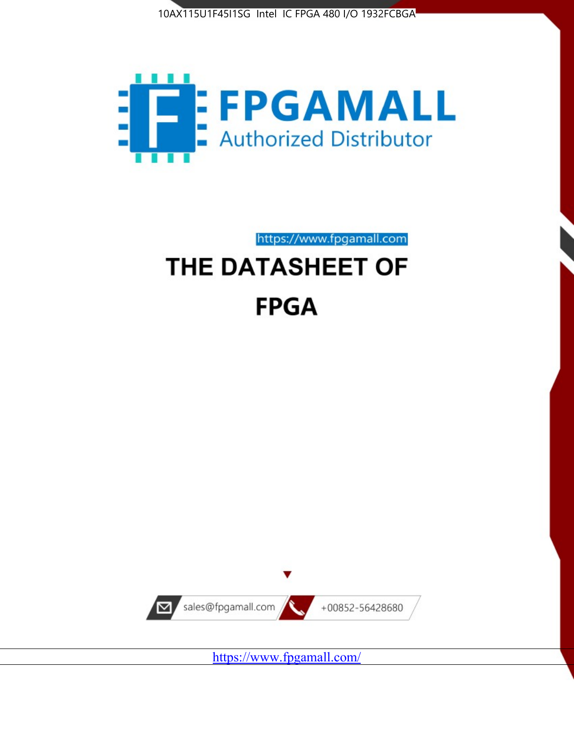10AX115U1F45I1SG Intel IC FPGA 480 I/O 1932FCBGA

FPGAMALL

Authorized Distributor

https://www.fpgamall.com

# THE DATASHEET OF

# FPGA

sales@fpgamall.com

+00852-56428680

https://www.fpgamall.com/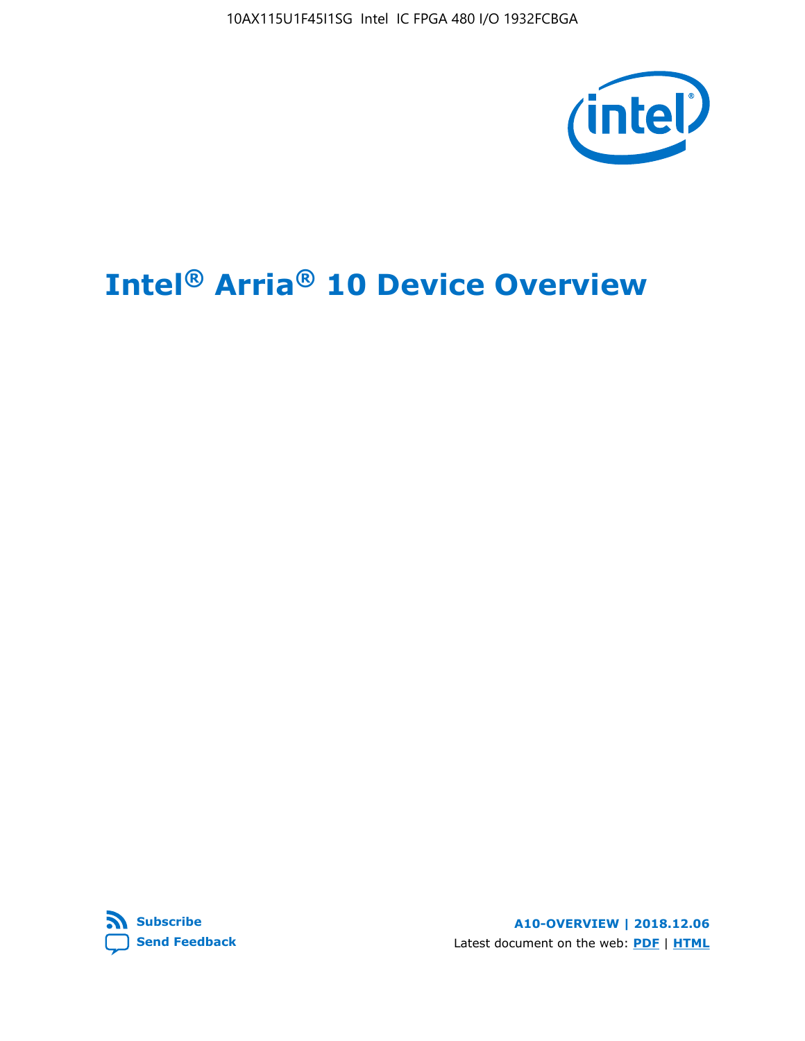# Intel® Arria® 10 Device Overview

A10-OVERVIEW | 2018.12.06

Subscribe

Send Feedback

Latest document on the web: **PDF** | **HTML**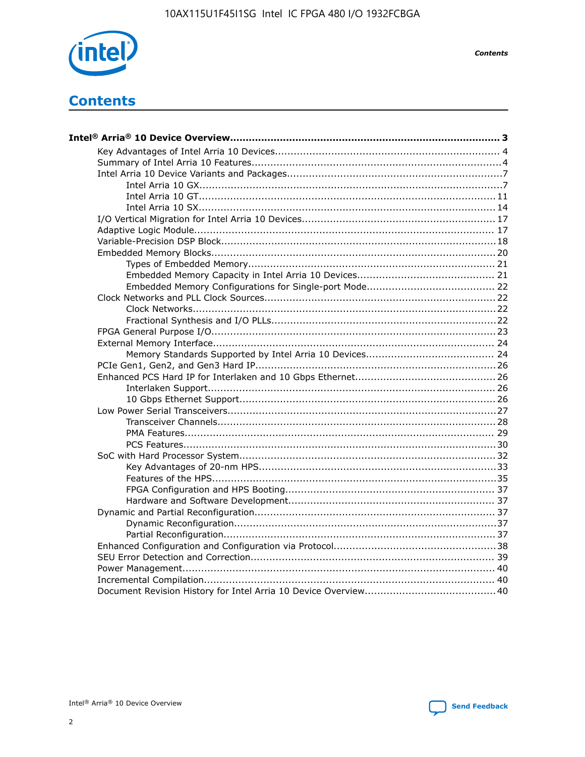# Contents

**Intel® Arria® 10 Device Overview....................................................................................... 3**

- Key Advantages of Intel Arria 10 Devices....................................................................... 4
- Summary of Intel Arria 10 Features................................................................................4
- Intel Arria 10 Device Variants and Packages....................................................................7
  - Intel Arria 10 GX................................................................................................7
  - Intel Arria 10 GT.............................................................................................. 11
  - Intel Arria 10 SX.............................................................................................. 14
- I/O Vertical Migration for Intel Arria 10 Devices............................................................. 17
- Adaptive Logic Module................................................................................................ 17
- Variable-Precision DSP Block.......................................................................................18
- Embedded Memory Blocks.......................................................................................... 20
  - Types of Embedded Memory.............................................................................. 21
  - Embedded Memory Capacity in Intel Arria 10 Devices............................................ 21
  - Embedded Memory Configurations for Single-port Mode......................................... 22
- Clock Networks and PLL Clock Sources.........................................................................22
  - Clock Networks.................................................................................................22
  - Fractional Synthesis and I/O PLLs.......................................................................22
- FPGA General Purpose I/O.......................................................................................... 23
- External Memory Interface......................................................................................... 24
  - Memory Standards Supported by Intel Arria 10 Devices......................................... 24
- PCIe Gen1, Gen2, and Gen3 Hard IP............................................................................26
- Enhanced PCS Hard IP for Interlaken and 10 Gbps Ethernet............................................26
  - Interlaken Support............................................................................................ 26
  - 10 Gbps Ethernet Support.................................................................................. 26
- Low Power Serial Transceivers.....................................................................................27
  - Transceiver Channels........................................................................................28
  - PMA Features................................................................................................... 29
  - PCS Features....................................................................................................30
- SoC with Hard Processor System.................................................................................32
  - Key Advantages of 20-nm HPS...........................................................................33
  - Features of the HPS..........................................................................................35
  - FPGA Configuration and HPS Booting.................................................................. 37
  - Hardware and Software Development................................................................. 37
- Dynamic and Partial Reconfiguration............................................................................37
  - Dynamic Reconfiguration...................................................................................37
  - Partial Reconfiguration......................................................................................37
- Enhanced Configuration and Configuration via Protocol...................................................38
- SEU Error Detection and Correction............................................................................. 39
- Power Management.................................................................................................... 40
- Incremental Compilation............................................................................................. 40
- Document Revision History for Intel Arria 10 Device Overview.........................................40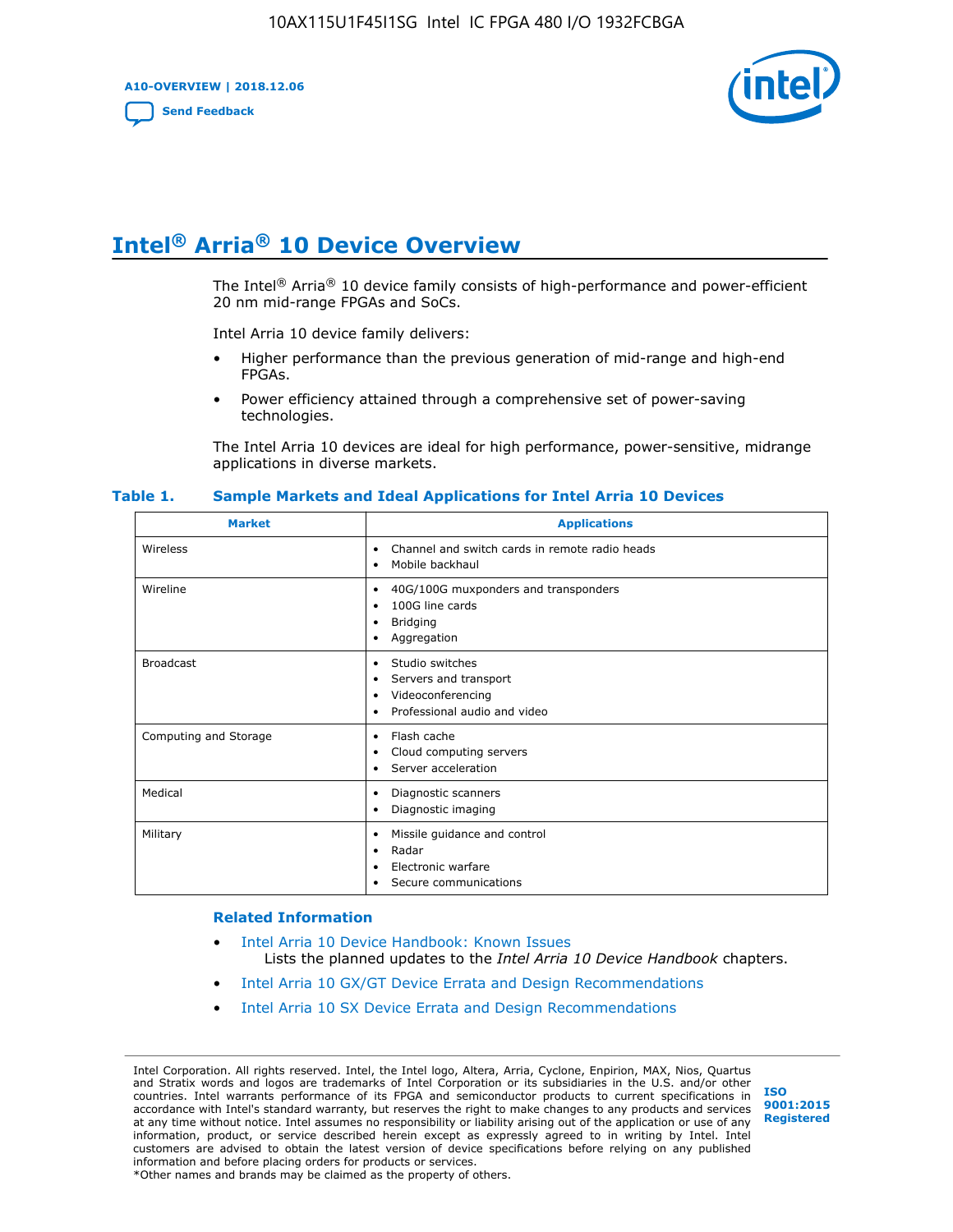# Intel® Arria® 10 Device Overview

The Intel® Arria® 10 device family consists of high-performance and power-efficient 20 nm mid-range FPGAs and SoCs.

Intel Arria 10 device family delivers:

- Higher performance than the previous generation of mid-range and high-end FPGAs.
- Power efficiency attained through a comprehensive set of power-saving technologies.

The Intel Arria 10 devices are ideal for high performance, power-sensitive, midrange applications in diverse markets.

**Table 1. Sample Markets and Ideal Applications for Intel Arria 10 Devices**

| Market | Applications |
| --- | --- |
| Wireless | • Channel and switch cards in remote radio heads<br>• Mobile backhaul |
| Wireline | • 40G/100G muxponders and transponders<br>• 100G line cards<br>• Bridging<br>• Aggregation |
| Broadcast | • Studio switches<br>• Servers and transport<br>• Videoconferencing<br>• Professional audio and video |
| Computing and Storage | • Flash cache<br>• Cloud computing servers<br>• Server acceleration |
| Medical | • Diagnostic scanners<br>• Diagnostic imaging |
| Military | • Missile guidance and control<br>• Radar<br>• Electronic warfare<br>• Secure communications |

**Related Information**

- Intel Arria 10 Device Handbook: Known Issues
  Lists the planned updates to the *Intel Arria 10 Device Handbook* chapters.
- Intel Arria 10 GX/GT Device Errata and Design Recommendations
- Intel Arria 10 SX Device Errata and Design Recommendations

Intel Corporation. All rights reserved. Intel, the Intel logo, Altera, Arria, Cyclone, Enpirion, MAX, Nios, Quartus and Stratix words and logos are trademarks of Intel Corporation or its subsidiaries in the U.S. and/or other countries. Intel warrants performance of its FPGA and semiconductor products to current specifications in accordance with Intel's standard warranty, but reserves the right to make changes to any products and services at any time without notice. Intel assumes no responsibility or liability arising out of the application or use of any information, product, or service described herein except as expressly agreed to in writing by Intel. Intel customers are advised to obtain the latest version of device specifications before relying on any published information and before placing orders for products or services.
*Other names and brands may be claimed as the property of others.

ISO 9001:2015 Registered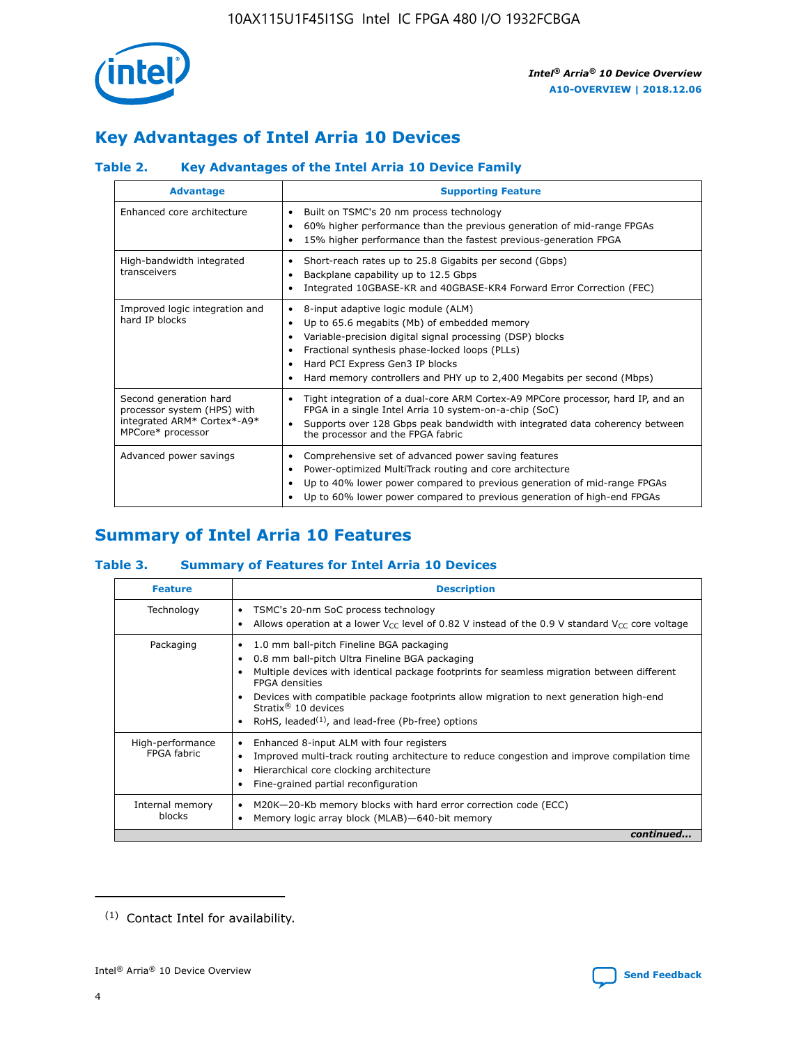## Key Advantages of Intel Arria 10 Devices

### Table 2. Key Advantages of the Intel Arria 10 Device Family

| Advantage | Supporting Feature |
| --- | --- |
| Enhanced core architecture | • Built on TSMC's 20 nm process technology<br>• 60% higher performance than the previous generation of mid-range FPGAs<br>• 15% higher performance than the fastest previous-generation FPGA |
| High-bandwidth integrated transceivers | • Short-reach rates up to 25.8 Gigabits per second (Gbps)<br>• Backplane capability up to 12.5 Gbps<br>• Integrated 10GBASE-KR and 40GBASE-KR4 Forward Error Correction (FEC) |
| Improved logic integration and hard IP blocks | • 8-input adaptive logic module (ALM)<br>• Up to 65.6 megabits (Mb) of embedded memory<br>• Variable-precision digital signal processing (DSP) blocks<br>• Fractional synthesis phase-locked loops (PLLs)<br>• Hard PCI Express Gen3 IP blocks<br>• Hard memory controllers and PHY up to 2,400 Megabits per second (Mbps) |
| Second generation hard processor system (HPS) with integrated ARM* Cortex*-A9* MPCore* processor | • Tight integration of a dual-core ARM Cortex-A9 MPCore processor, hard IP, and an FPGA in a single Intel Arria 10 system-on-a-chip (SoC)<br>• Supports over 128 Gbps peak bandwidth with integrated data coherency between the processor and the FPGA fabric |
| Advanced power savings | • Comprehensive set of advanced power saving features<br>• Power-optimized MultiTrack routing and core architecture<br>• Up to 40% lower power compared to previous generation of mid-range FPGAs<br>• Up to 60% lower power compared to previous generation of high-end FPGAs |

## Summary of Intel Arria 10 Features

### Table 3. Summary of Features for Intel Arria 10 Devices

| Feature | Description |
| --- | --- |
| Technology | • TSMC's 20-nm SoC process technology<br>• Allows operation at a lower $V_{CC}$ level of 0.82 V instead of the 0.9 V standard $V_{CC}$ core voltage |
| Packaging | • 1.0 mm ball-pitch Fineline BGA packaging<br>• 0.8 mm ball-pitch Ultra Fineline BGA packaging<br>• Multiple devices with identical package footprints for seamless migration between different FPGA densities<br>• Devices with compatible package footprints allow migration to next generation high-end Stratix® 10 devices<br>• RoHS, leaded[(1)], and lead-free (Pb-free) options |
| High-performance FPGA fabric | • Enhanced 8-input ALM with four registers<br>• Improved multi-track routing architecture to reduce congestion and improve compilation time<br>• Hierarchical core clocking architecture<br>• Fine-grained partial reconfiguration |
| Internal memory blocks | • M20K—20-Kb memory blocks with hard error correction code (ECC)<br>• Memory logic array block (MLAB)—640-bit memory |

*continued...*

(1) Contact Intel for availability.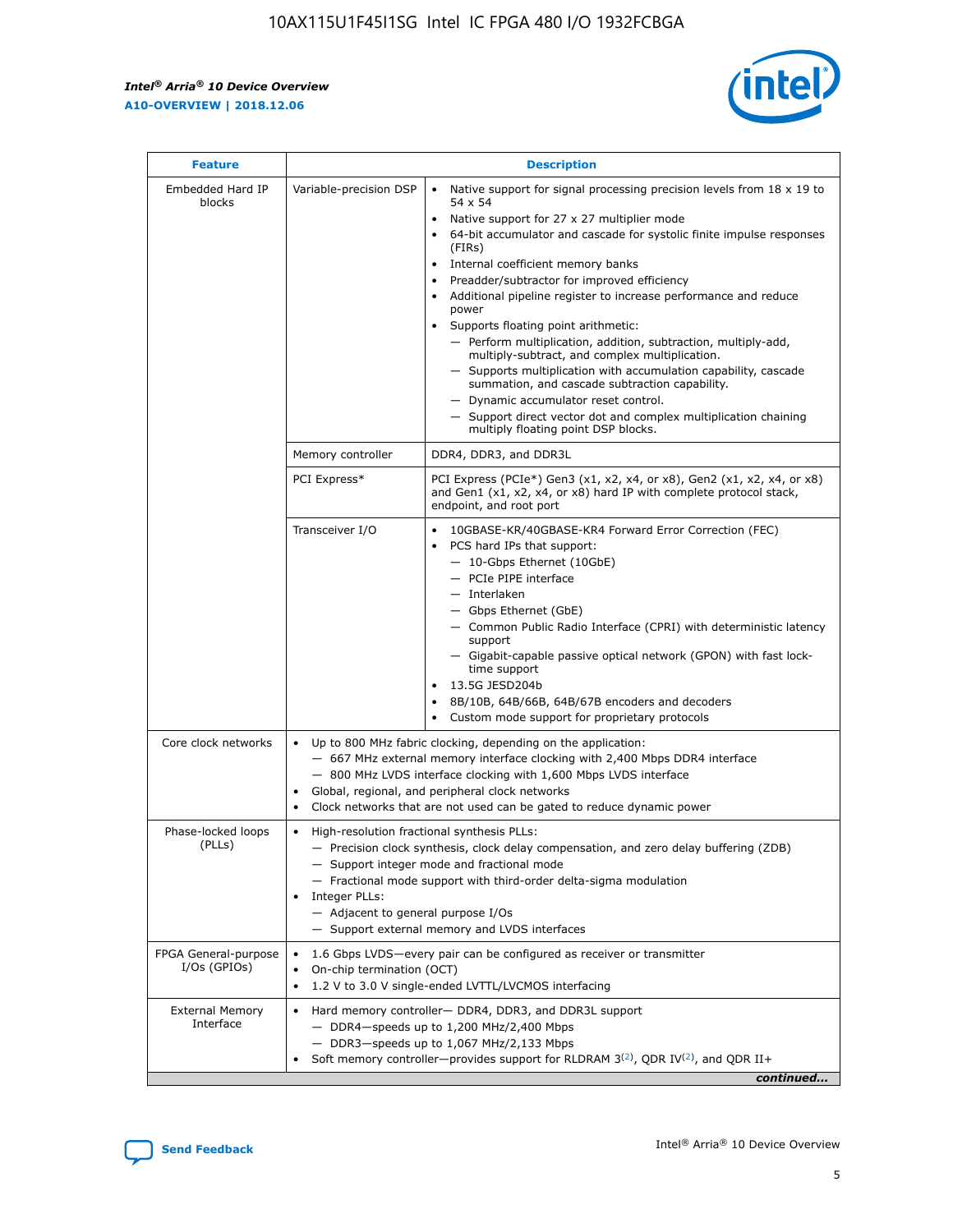| Feature | Description | |
|---|---|---|
| Embedded Hard IP blocks | Variable-precision DSP | • Native support for signal processing precision levels from 18 x 19 to 54 x 54<br>• Native support for 27 x 27 multiplier mode<br>• 64-bit accumulator and cascade for systolic finite impulse responses (FIRs)<br>• Internal coefficient memory banks<br>• Preadder/subtractor for improved efficiency<br>• Additional pipeline register to increase performance and reduce power<br>• Supports floating point arithmetic:<br>— Perform multiplication, addition, subtraction, multiply-add, multiply-subtract, and complex multiplication.<br>— Supports multiplication with accumulation capability, cascade summation, and cascade subtraction capability.<br>— Dynamic accumulator reset control.<br>— Support direct vector dot and complex multiplication chaining multiply floating point DSP blocks. |
| | Memory controller | DDR4, DDR3, and DDR3L |
| | PCI Express* | PCI Express (PCIe*) Gen3 (x1, x2, x4, or x8), Gen2 (x1, x2, x4, or x8) and Gen1 (x1, x2, x4, or x8) hard IP with complete protocol stack, endpoint, and root port |
| | Transceiver I/O | • 10GBASE-KR/40GBASE-KR4 Forward Error Correction (FEC)<br>• PCS hard IPs that support:<br>— 10-Gbps Ethernet (10GbE)<br>— PCIe PIPE interface<br>— Interlaken<br>— Gbps Ethernet (GbE)<br>— Common Public Radio Interface (CPRI) with deterministic latency support<br>— Gigabit-capable passive optical network (GPON) with fast lock-time support<br>• 13.5G JESD204b<br>• 8B/10B, 64B/66B, 64B/67B encoders and decoders<br>• Custom mode support for proprietary protocols |
| Core clock networks | • Up to 800 MHz fabric clocking, depending on the application:<br>— 667 MHz external memory interface clocking with 2,400 Mbps DDR4 interface<br>— 800 MHz LVDS interface clocking with 1,600 Mbps LVDS interface<br>• Global, regional, and peripheral clock networks<br>• Clock networks that are not used can be gated to reduce dynamic power | |
| Phase-locked loops (PLLs) | • High-resolution fractional synthesis PLLs:<br>— Precision clock synthesis, clock delay compensation, and zero delay buffering (ZDB)<br>— Support integer mode and fractional mode<br>— Fractional mode support with third-order delta-sigma modulation<br>• Integer PLLs:<br>— Adjacent to general purpose I/Os<br>— Support external memory and LVDS interfaces | |
| FPGA General-purpose I/Os (GPIOs) | • 1.6 Gbps LVDS—every pair can be configured as receiver or transmitter<br>• On-chip termination (OCT)<br>• 1.2 V to 3.0 V single-ended LVTTL/LVCMOS interfacing | |
| External Memory Interface | • Hard memory controller— DDR4, DDR3, and DDR3L support<br>— DDR4—speeds up to 1,200 MHz/2,400 Mbps<br>— DDR3—speeds up to 1,067 MHz/2,133 Mbps<br>• Soft memory controller—provides support for RLDRAM 3[(2)], QDR IV[(2)], and QDR II+ | |

*continued...*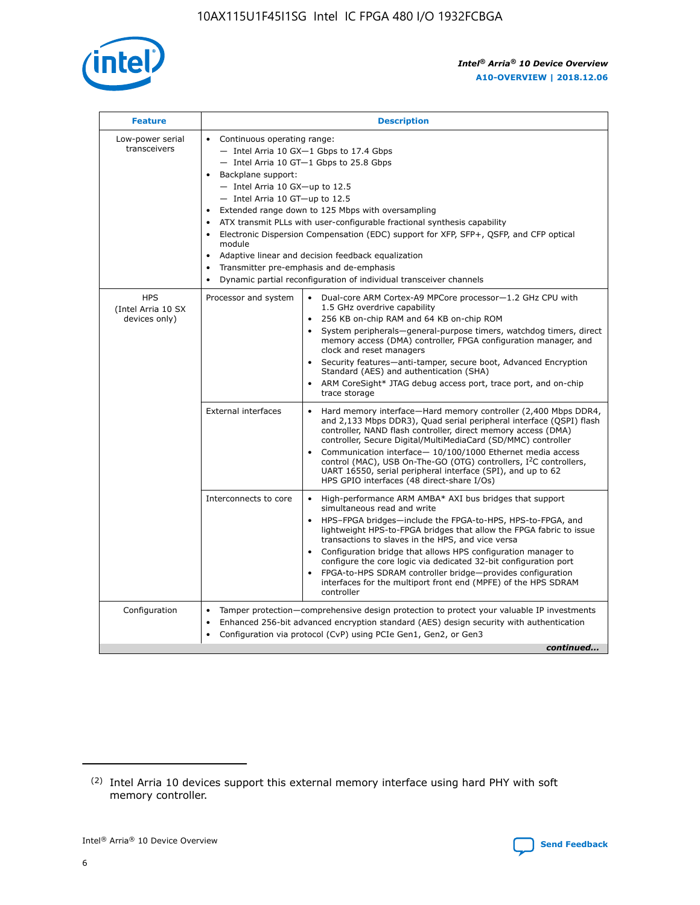| Feature | Description | |
|---|---|---|
| Low-power serial transceivers | • Continuous operating range:<br>— Intel Arria 10 GX—1 Gbps to 17.4 Gbps<br>— Intel Arria 10 GT—1 Gbps to 25.8 Gbps<br>• Backplane support:<br>— Intel Arria 10 GX—up to 12.5<br>— Intel Arria 10 GT—up to 12.5<br>• Extended range down to 125 Mbps with oversampling<br>• ATX transmit PLLs with user-configurable fractional synthesis capability<br>• Electronic Dispersion Compensation (EDC) support for XFP, SFP+, QSFP, and CFP optical module<br>• Adaptive linear and decision feedback equalization<br>• Transmitter pre-emphasis and de-emphasis<br>• Dynamic partial reconfiguration of individual transceiver channels | |
| HPS (Intel Arria 10 SX devices only) | Processor and system | • Dual-core ARM Cortex-A9 MPCore processor—1.2 GHz CPU with 1.5 GHz overdrive capability<br>• 256 KB on-chip RAM and 64 KB on-chip ROM<br>• System peripherals—general-purpose timers, watchdog timers, direct memory access (DMA) controller, FPGA configuration manager, and clock and reset managers<br>• Security features—anti-tamper, secure boot, Advanced Encryption Standard (AES) and authentication (SHA)<br>• ARM CoreSight* JTAG debug access port, trace port, and on-chip trace storage |
| | External interfaces | • Hard memory interface—Hard memory controller (2,400 Mbps DDR4, and 2,133 Mbps DDR3), Quad serial peripheral interface (QSPI) flash controller, NAND flash controller, direct memory access (DMA) controller, Secure Digital/MultiMediaCard (SD/MMC) controller<br>• Communication interface— 10/100/1000 Ethernet media access control (MAC), USB On-The-GO (OTG) controllers, I²C controllers, UART 16550, serial peripheral interface (SPI), and up to 62 HPS GPIO interfaces (48 direct-share I/Os) |
| | Interconnects to core | • High-performance ARM AMBA* AXI bus bridges that support simultaneous read and write<br>• HPS–FPGA bridges—include the FPGA-to-HPS, HPS-to-FPGA, and lightweight HPS-to-FPGA bridges that allow the FPGA fabric to issue transactions to slaves in the HPS, and vice versa<br>• Configuration bridge that allows HPS configuration manager to configure the core logic via dedicated 32-bit configuration port<br>• FPGA-to-HPS SDRAM controller bridge—provides configuration interfaces for the multiport front end (MPFE) of the HPS SDRAM controller |
| Configuration | • Tamper protection—comprehensive design protection to protect your valuable IP investments<br>• Enhanced 256-bit advanced encryption standard (AES) design security with authentication<br>• Configuration via protocol (CvP) using PCIe Gen1, Gen2, or Gen3 | |

*continued...*

(2) Intel Arria 10 devices support this external memory interface using hard PHY with soft memory controller.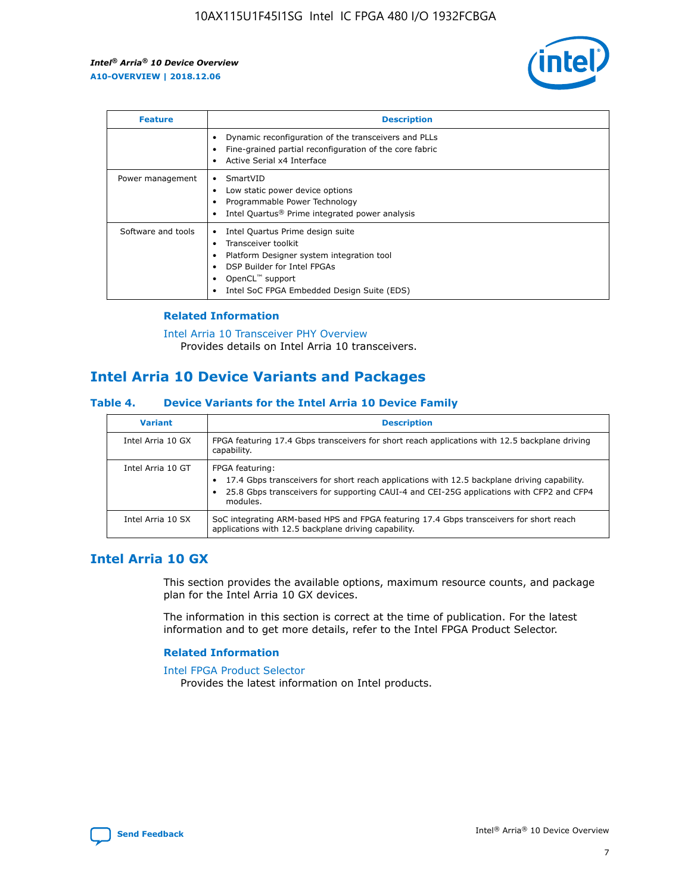| Feature | Description |
| --- | --- |
|  | • Dynamic reconfiguration of the transceivers and PLLs<br>• Fine-grained partial reconfiguration of the core fabric<br>• Active Serial x4 Interface |
| Power management | • SmartVID<br>• Low static power device options<br>• Programmable Power Technology<br>• Intel Quartus® Prime integrated power analysis |
| Software and tools | • Intel Quartus Prime design suite<br>• Transceiver toolkit<br>• Platform Designer system integration tool<br>• DSP Builder for Intel FPGAs<br>• OpenCL™ support<br>• Intel SoC FPGA Embedded Design Suite (EDS) |

### Related Information

Intel Arria 10 Transceiver PHY Overview
Provides details on Intel Arria 10 transceivers.

## Intel Arria 10 Device Variants and Packages

### Table 4. Device Variants for the Intel Arria 10 Device Family

| Variant | Description |
| --- | --- |
| Intel Arria 10 GX | FPGA featuring 17.4 Gbps transceivers for short reach applications with 12.5 backplane driving capability. |
| Intel Arria 10 GT | FPGA featuring:<br>• 17.4 Gbps transceivers for short reach applications with 12.5 backplane driving capability.<br>• 25.8 Gbps transceivers for supporting CAUI-4 and CEI-25G applications with CFP2 and CFP4 modules. |
| Intel Arria 10 SX | SoC integrating ARM-based HPS and FPGA featuring 17.4 Gbps transceivers for short reach applications with 12.5 backplane driving capability. |

## Intel Arria 10 GX

This section provides the available options, maximum resource counts, and package plan for the Intel Arria 10 GX devices.

The information in this section is correct at the time of publication. For the latest information and to get more details, refer to the Intel FPGA Product Selector.

### Related Information

Intel FPGA Product Selector
Provides the latest information on Intel products.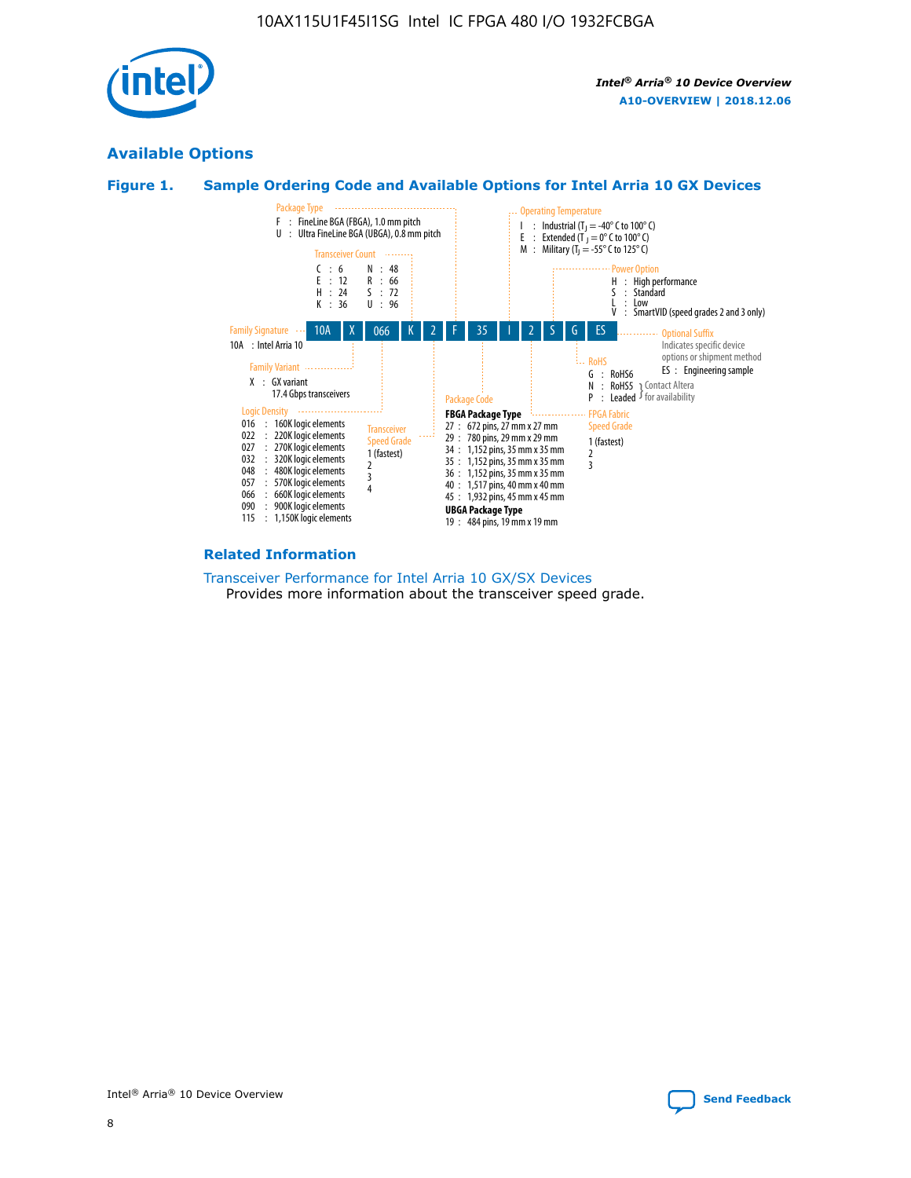## Available Options

### Figure 1. Sample Ordering Code and Available Options for Intel Arria 10 GX Devices

Sample ordering code: 10A X 066 K 2 F 35 I 2 S G ES

**Family Signature**
- 10A : Intel Arria 10

**Family Variant**
- X : GX variant, 17.4 Gbps transceivers

**Logic Density**
- 016 : 160K logic elements
- 022 : 220K logic elements
- 027 : 270K logic elements
- 032 : 320K logic elements
- 048 : 480K logic elements
- 057 : 570K logic elements
- 066 : 660K logic elements
- 090 : 900K logic elements
- 115 : 1,150K logic elements

**Transceiver Count**
- C : 6
- E : 12
- H : 24
- K : 36
- N : 48
- R : 66
- S : 72
- U : 96

**Transceiver Speed Grade**
- 1 (fastest)
- 2
- 3
- 4

**Package Type**
- F : FineLine BGA (FBGA), 1.0 mm pitch
- U : Ultra FineLine BGA (UBGA), 0.8 mm pitch

**Package Code**

FBGA Package Type
- 27 : 672 pins, 27 mm x 27 mm
- 29 : 780 pins, 29 mm x 29 mm
- 34 : 1,152 pins, 35 mm x 35 mm
- 35 : 1,152 pins, 35 mm x 35 mm
- 36 : 1,152 pins, 35 mm x 35 mm
- 40 : 1,517 pins, 40 mm x 40 mm
- 45 : 1,932 pins, 45 mm x 45 mm

UBGA Package Type
- 19 : 484 pins, 19 mm x 19 mm

**Operating Temperature**
- I : Industrial ($T_J$ = -40° C to 100° C)
- E : Extended ($T_J$ = 0° C to 100° C)
- M : Military ($T_J$ = -55° C to 125° C)

**FPGA Fabric Speed Grade**
- 1 (fastest)
- 2
- 3

**Power Option**
- H : High performance
- S : Standard
- L : Low
- V : SmartVID (speed grades 2 and 3 only)

**RoHS**
- G : RoHS6
- N : RoHS5 (Contact Altera for availability)
- P : Leaded (Contact Altera for availability)

**Optional Suffix**

Indicates specific device options or shipment method
- ES : Engineering sample

### Related Information

Transceiver Performance for Intel Arria 10 GX/SX Devices

Provides more information about the transceiver speed grade.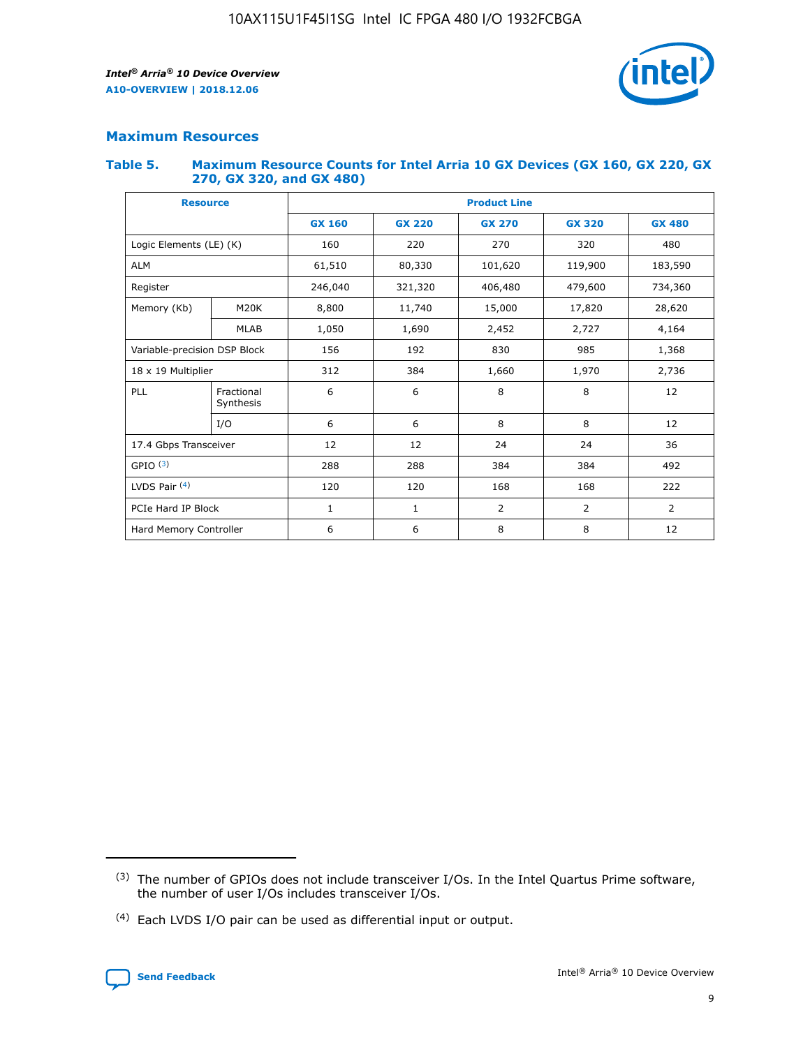## Maximum Resources

### Table 5. Maximum Resource Counts for Intel Arria 10 GX Devices (GX 160, GX 220, GX 270, GX 320, and GX 480)

| Resource | | Product Line | | | | |
|---|---|---|---|---|---|---|
| | | GX 160 | GX 220 | GX 270 | GX 320 | GX 480 |
| Logic Elements (LE) (K) | | 160 | 220 | 270 | 320 | 480 |
| ALM | | 61,510 | 80,330 | 101,620 | 119,900 | 183,590 |
| Register | | 246,040 | 321,320 | 406,480 | 479,600 | 734,360 |
| Memory (Kb) | M20K | 8,800 | 11,740 | 15,000 | 17,820 | 28,620 |
| | MLAB | 1,050 | 1,690 | 2,452 | 2,727 | 4,164 |
| Variable-precision DSP Block | | 156 | 192 | 830 | 985 | 1,368 |
| 18 x 19 Multiplier | | 312 | 384 | 1,660 | 1,970 | 2,736 |
| PLL | Fractional Synthesis | 6 | 6 | 8 | 8 | 12 |
| | I/O | 6 | 6 | 8 | 8 | 12 |
| 17.4 Gbps Transceiver | | 12 | 12 | 24 | 24 | 36 |
| GPIO [(3)] | | 288 | 288 | 384 | 384 | 492 |
| LVDS Pair [(4)] | | 120 | 120 | 168 | 168 | 222 |
| PCIe Hard IP Block | | 1 | 1 | 2 | 2 | 2 |
| Hard Memory Controller | | 6 | 6 | 8 | 8 | 12 |

(3) The number of GPIOs does not include transceiver I/Os. In the Intel Quartus Prime software, the number of user I/Os includes transceiver I/Os.

(4) Each LVDS I/O pair can be used as differential input or output.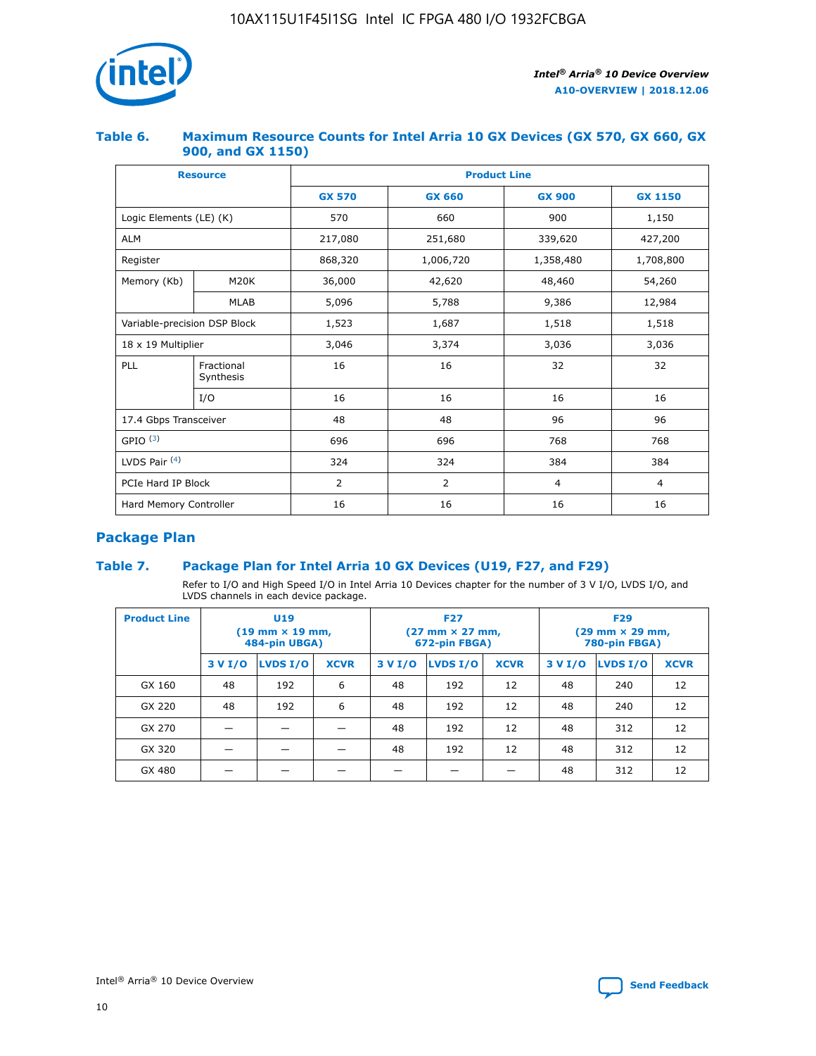## Table 6. Maximum Resource Counts for Intel Arria 10 GX Devices (GX 570, GX 660, GX 900, and GX 1150)

| Resource | | Product Line | | | |
|---|---|---|---|---|---|
| | | GX 570 | GX 660 | GX 900 | GX 1150 |
| Logic Elements (LE) (K) | | 570 | 660 | 900 | 1,150 |
| ALM | | 217,080 | 251,680 | 339,620 | 427,200 |
| Register | | 868,320 | 1,006,720 | 1,358,480 | 1,708,800 |
| Memory (Kb) | M20K | 36,000 | 42,620 | 48,460 | 54,260 |
| | MLAB | 5,096 | 5,788 | 9,386 | 12,984 |
| Variable-precision DSP Block | | 1,523 | 1,687 | 1,518 | 1,518 |
| 18 x 19 Multiplier | | 3,046 | 3,374 | 3,036 | 3,036 |
| PLL | Fractional Synthesis | 16 | 16 | 32 | 32 |
| | I/O | 16 | 16 | 16 | 16 |
| 17.4 Gbps Transceiver | | 48 | 48 | 96 | 96 |
| GPIO [(3)] | | 696 | 696 | 768 | 768 |
| LVDS Pair [(4)] | | 324 | 324 | 384 | 384 |
| PCIe Hard IP Block | | 2 | 2 | 4 | 4 |
| Hard Memory Controller | | 16 | 16 | 16 | 16 |

## Package Plan

## Table 7. Package Plan for Intel Arria 10 GX Devices (U19, F27, and F29)

Refer to I/O and High Speed I/O in Intel Arria 10 Devices chapter for the number of 3 V I/O, LVDS I/O, and LVDS channels in each device package.

| Product Line | U19 (19 mm × 19 mm, 484-pin UBGA) | | | F27 (27 mm × 27 mm, 672-pin FBGA) | | | F29 (29 mm × 29 mm, 780-pin FBGA) | | |
|---|---|---|---|---|---|---|---|---|---|
| | 3 V I/O | LVDS I/O | XCVR | 3 V I/O | LVDS I/O | XCVR | 3 V I/O | LVDS I/O | XCVR |
| GX 160 | 48 | 192 | 6 | 48 | 192 | 12 | 48 | 240 | 12 |
| GX 220 | 48 | 192 | 6 | 48 | 192 | 12 | 48 | 240 | 12 |
| GX 270 | — | — | — | 48 | 192 | 12 | 48 | 312 | 12 |
| GX 320 | — | — | — | 48 | 192 | 12 | 48 | 312 | 12 |
| GX 480 | — | — | — | — | — | — | 48 | 312 | 12 |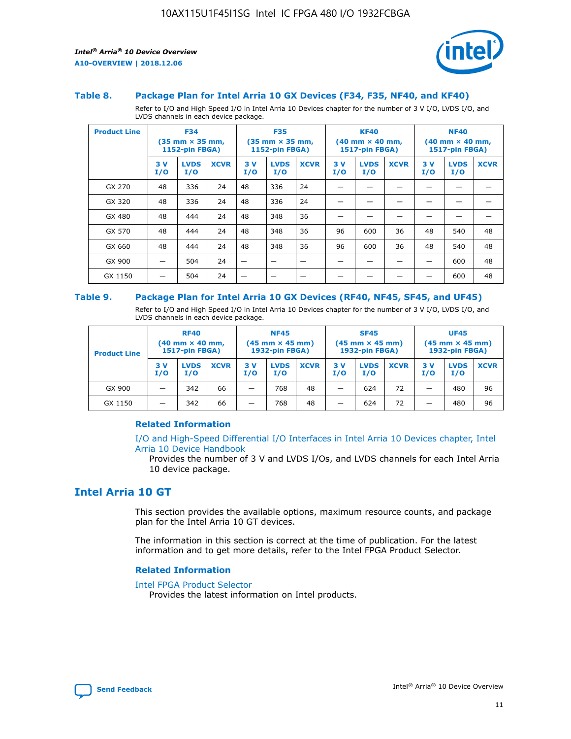### Table 8. Package Plan for Intel Arria 10 GX Devices (F34, F35, NF40, and KF40)

Refer to I/O and High Speed I/O in Intel Arria 10 Devices chapter for the number of 3 V I/O, LVDS I/O, and LVDS channels in each device package.

| Product Line | F34 (35 mm × 35 mm, 1152-pin FBGA) | | | F35 (35 mm × 35 mm, 1152-pin FBGA) | | | KF40 (40 mm × 40 mm, 1517-pin FBGA) | | | NF40 (40 mm × 40 mm, 1517-pin FBGA) | | |
|---|---|---|---|---|---|---|---|---|---|---|---|---|
| | 3 V I/O | LVDS I/O | XCVR | 3 V I/O | LVDS I/O | XCVR | 3 V I/O | LVDS I/O | XCVR | 3 V I/O | LVDS I/O | XCVR |
| GX 270 | 48 | 336 | 24 | 48 | 336 | 24 | — | — | — | — | — | — |
| GX 320 | 48 | 336 | 24 | 48 | 336 | 24 | — | — | — | — | — | — |
| GX 480 | 48 | 444 | 24 | 48 | 348 | 36 | — | — | — | — | — | — |
| GX 570 | 48 | 444 | 24 | 48 | 348 | 36 | 96 | 600 | 36 | 48 | 540 | 48 |
| GX 660 | 48 | 444 | 24 | 48 | 348 | 36 | 96 | 600 | 36 | 48 | 540 | 48 |
| GX 900 | — | 504 | 24 | — | — | — | — | — | — | — | 600 | 48 |
| GX 1150 | — | 504 | 24 | — | — | — | — | — | — | — | 600 | 48 |

### Table 9. Package Plan for Intel Arria 10 GX Devices (RF40, NF45, SF45, and UF45)

Refer to I/O and High Speed I/O in Intel Arria 10 Devices chapter for the number of 3 V I/O, LVDS I/O, and LVDS channels in each device package.

| Product Line | RF40 (40 mm × 40 mm, 1517-pin FBGA) | | | NF45 (45 mm × 45 mm) 1932-pin FBGA) | | | SF45 (45 mm × 45 mm) 1932-pin FBGA) | | | UF45 (45 mm × 45 mm) 1932-pin FBGA) | | |
|---|---|---|---|---|---|---|---|---|---|---|---|---|
| | 3 V I/O | LVDS I/O | XCVR | 3 V I/O | LVDS I/O | XCVR | 3 V I/O | LVDS I/O | XCVR | 3 V I/O | LVDS I/O | XCVR |
| GX 900 | — | 342 | 66 | — | 768 | 48 | — | 624 | 72 | — | 480 | 96 |
| GX 1150 | — | 342 | 66 | — | 768 | 48 | — | 624 | 72 | — | 480 | 96 |

#### Related Information

I/O and High-Speed Differential I/O Interfaces in Intel Arria 10 Devices chapter, Intel Arria 10 Device Handbook
Provides the number of 3 V and LVDS I/Os, and LVDS channels for each Intel Arria 10 device package.

## Intel Arria 10 GT

This section provides the available options, maximum resource counts, and package plan for the Intel Arria 10 GT devices.

The information in this section is correct at the time of publication. For the latest information and to get more details, refer to the Intel FPGA Product Selector.

#### Related Information

Intel FPGA Product Selector
Provides the latest information on Intel products.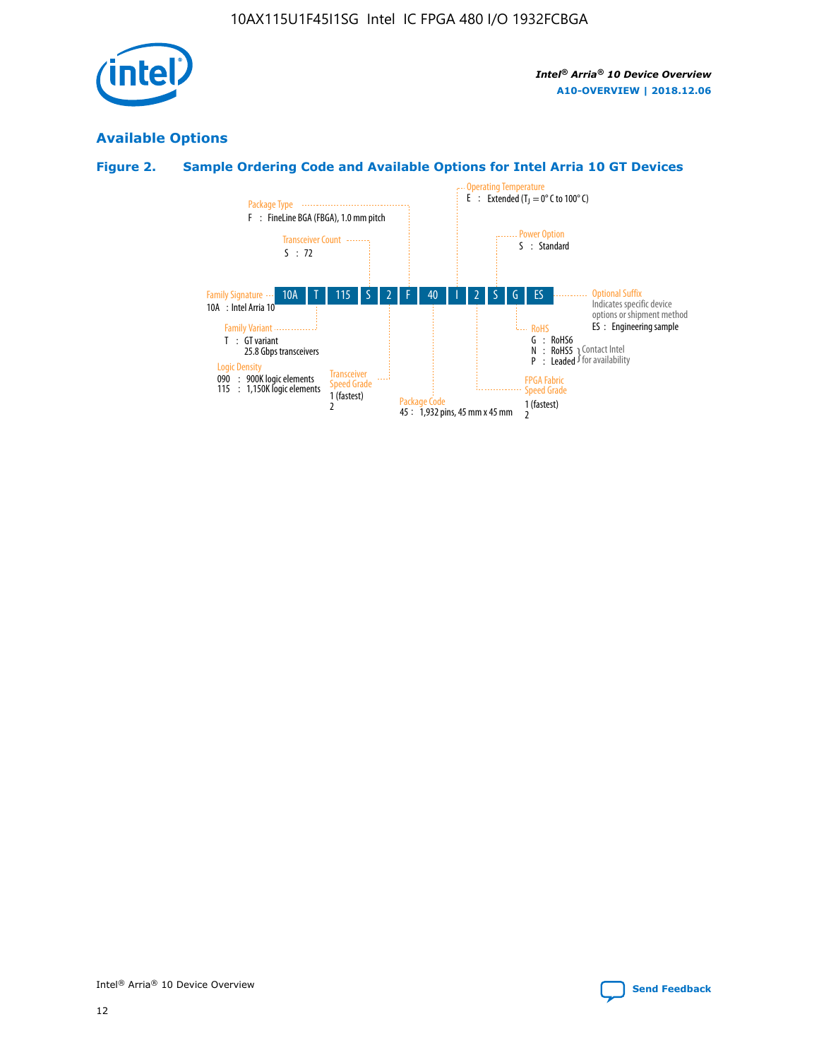## Available Options

### Figure 2. Sample Ordering Code and Available Options for Intel Arria 10 GT Devices

| 10A | T | 115 | S | 2 | F | 40 | I | 2 | S | G | ES |
|---|---|---|---|---|---|---|---|---|---|---|---|

**Family Signature**
10A : Intel Arria 10

**Family Variant**
T : GT variant
25.8 Gbps transceivers

**Logic Density**
090 : 900K logic elements
115 : 1,150K logic elements

**Transceiver Count**
S : 72

**Transceiver Speed Grade**
1 (fastest)
2

**Package Type**
F : FineLine BGA (FBGA), 1.0 mm pitch

**Package Code**
45 : 1,932 pins, 45 mm x 45 mm

**Operating Temperature**
E : Extended ($T_J$ = 0° C to 100° C)

**FPGA Fabric Speed Grade**
1 (fastest)
2

**Power Option**
S : Standard

**RoHS**
G : RoHS6
N : RoHS5 } Contact Intel for availability
P : Leaded } Contact Intel for availability

**Optional Suffix**
Indicates specific device options or shipment method
ES : Engineering sample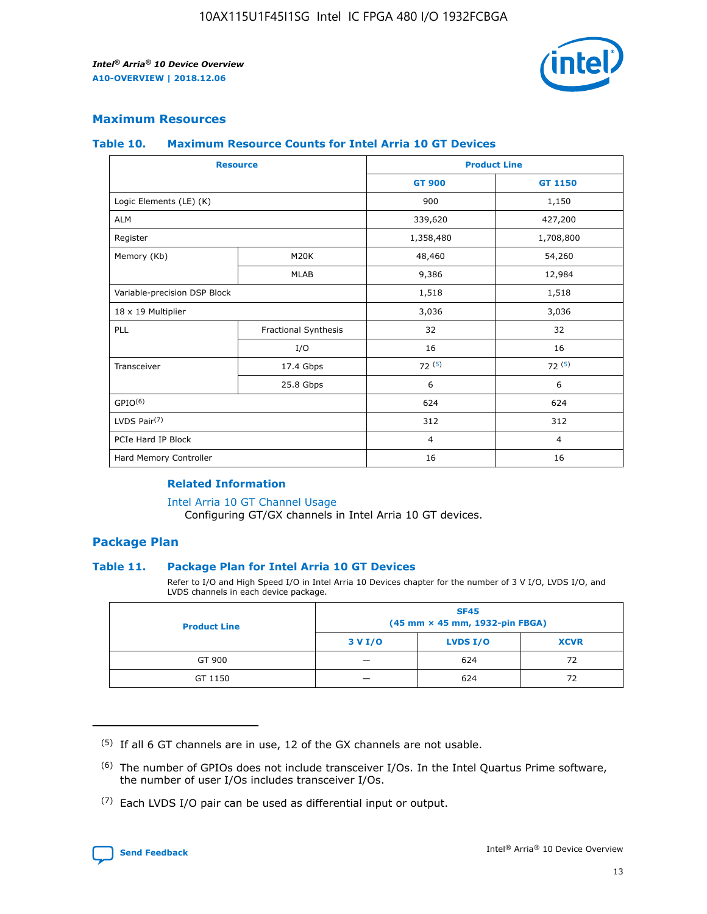## Maximum Resources

### Table 10. Maximum Resource Counts for Intel Arria 10 GT Devices

| Resource | | Product Line | |
|---|---|---|---|
| | | GT 900 | GT 1150 |
| Logic Elements (LE) (K) | | 900 | 1,150 |
| ALM | | 339,620 | 427,200 |
| Register | | 1,358,480 | 1,708,800 |
| Memory (Kb) | M20K | 48,460 | 54,260 |
| | MLAB | 9,386 | 12,984 |
| Variable-precision DSP Block | | 1,518 | 1,518 |
| 18 x 19 Multiplier | | 3,036 | 3,036 |
| PLL | Fractional Synthesis | 32 | 32 |
| | I/O | 16 | 16 |
| Transceiver | 17.4 Gbps | 72 (5) | 72 (5) |
| | 25.8 Gbps | 6 | 6 |
| GPIO(6) | | 624 | 624 |
| LVDS Pair(7) | | 312 | 312 |
| PCIe Hard IP Block | | 4 | 4 |
| Hard Memory Controller | | 16 | 16 |

#### Related Information

Intel Arria 10 GT Channel Usage
Configuring GT/GX channels in Intel Arria 10 GT devices.

## Package Plan

### Table 11. Package Plan for Intel Arria 10 GT Devices

Refer to I/O and High Speed I/O in Intel Arria 10 Devices chapter for the number of 3 V I/O, LVDS I/O, and LVDS channels in each device package.

| Product Line | SF45 (45 mm × 45 mm, 1932-pin FBGA) | | |
|---|---|---|---|
| | 3 V I/O | LVDS I/O | XCVR |
| GT 900 | — | 624 | 72 |
| GT 1150 | — | 624 | 72 |

(5) If all 6 GT channels are in use, 12 of the GX channels are not usable.

(6) The number of GPIOs does not include transceiver I/Os. In the Intel Quartus Prime software, the number of user I/Os includes transceiver I/Os.

(7) Each LVDS I/O pair can be used as differential input or output.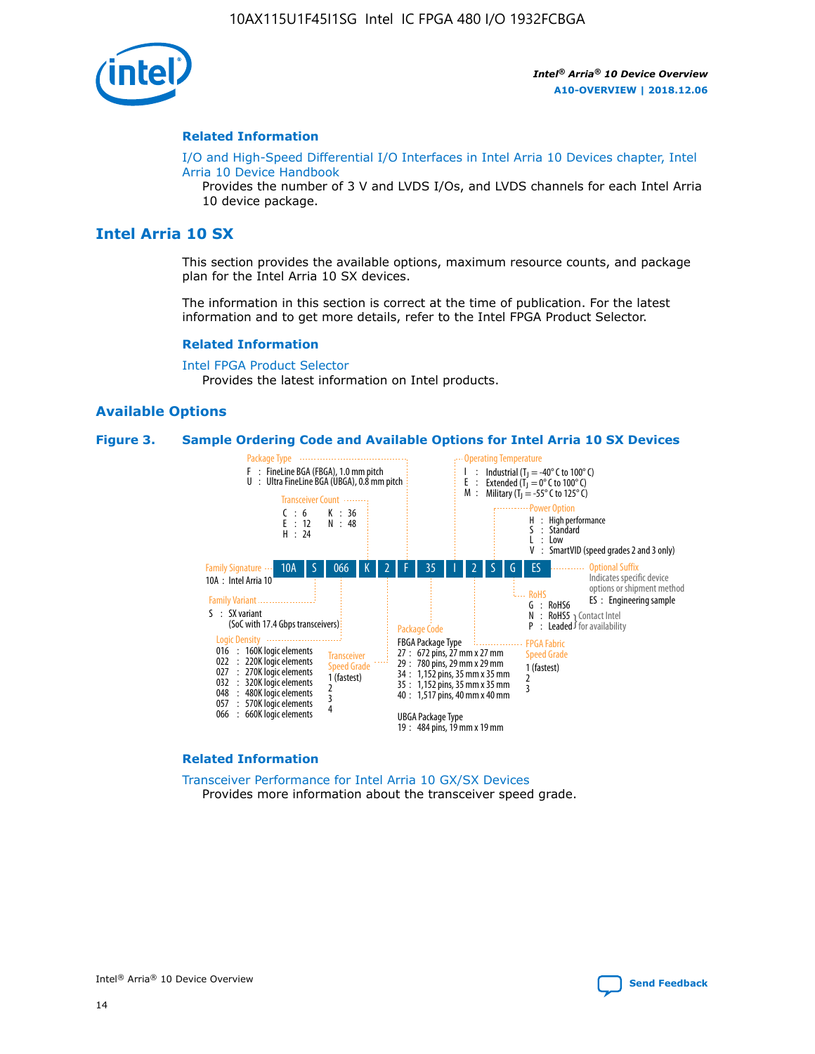## Related Information

I/O and High-Speed Differential I/O Interfaces in Intel Arria 10 Devices chapter, Intel Arria 10 Device Handbook

Provides the number of 3 V and LVDS I/Os, and LVDS channels for each Intel Arria 10 device package.

# Intel Arria 10 SX

This section provides the available options, maximum resource counts, and package plan for the Intel Arria 10 SX devices.

The information in this section is correct at the time of publication. For the latest information and to get more details, refer to the Intel FPGA Product Selector.

## Related Information

Intel FPGA Product Selector

Provides the latest information on Intel products.

## Available Options

**Figure 3. Sample Ordering Code and Available Options for Intel Arria 10 SX Devices**

Sample ordering code: 10A S 066 K 2 F 35 I 2 S G ES

- **Family Signature**
  - 10A : Intel Arria 10
- **Family Variant**
  - S : SX variant (SoC with 17.4 Gbps transceivers)
- **Logic Density**
  - 016 : 160K logic elements
  - 022 : 220K logic elements
  - 027 : 270K logic elements
  - 032 : 320K logic elements
  - 048 : 480K logic elements
  - 057 : 570K logic elements
  - 066 : 660K logic elements
- **Transceiver Count**
  - C : 6
  - E : 12
  - H : 24
  - K : 36
  - N : 48
- **Transceiver Speed Grade**
  - 1 (fastest)
  - 2
  - 3
  - 4
- **Package Type**
  - F : FineLine BGA (FBGA), 1.0 mm pitch
  - U : Ultra FineLine BGA (UBGA), 0.8 mm pitch
- **Package Code**
  - FBGA Package Type
    - 27 : 672 pins, 27 mm x 27 mm
    - 29 : 780 pins, 29 mm x 29 mm
    - 34 : 1,152 pins, 35 mm x 35 mm
    - 35 : 1,152 pins, 35 mm x 35 mm
    - 40 : 1,517 pins, 40 mm x 40 mm
  - UBGA Package Type
    - 19 : 484 pins, 19 mm x 19 mm
- **Operating Temperature**
  - I : Industrial ($T_J$ = -40° C to 100° C)
  - E : Extended ($T_J$ = 0° C to 100° C)
  - M : Military ($T_J$ = -55° C to 125° C)
- **FPGA Fabric Speed Grade**
  - 1 (fastest)
  - 2
  - 3
- **Power Option**
  - H : High performance
  - S : Standard
  - L : Low
  - V : SmartVID (speed grades 2 and 3 only)
- **RoHS**
  - G : RoHS6
  - N : RoHS5 } Contact Intel for availability
  - P : Leaded } Contact Intel for availability
- **Optional Suffix**
  - Indicates specific device options or shipment method
  - ES : Engineering sample

## Related Information

Transceiver Performance for Intel Arria 10 GX/SX Devices

Provides more information about the transceiver speed grade.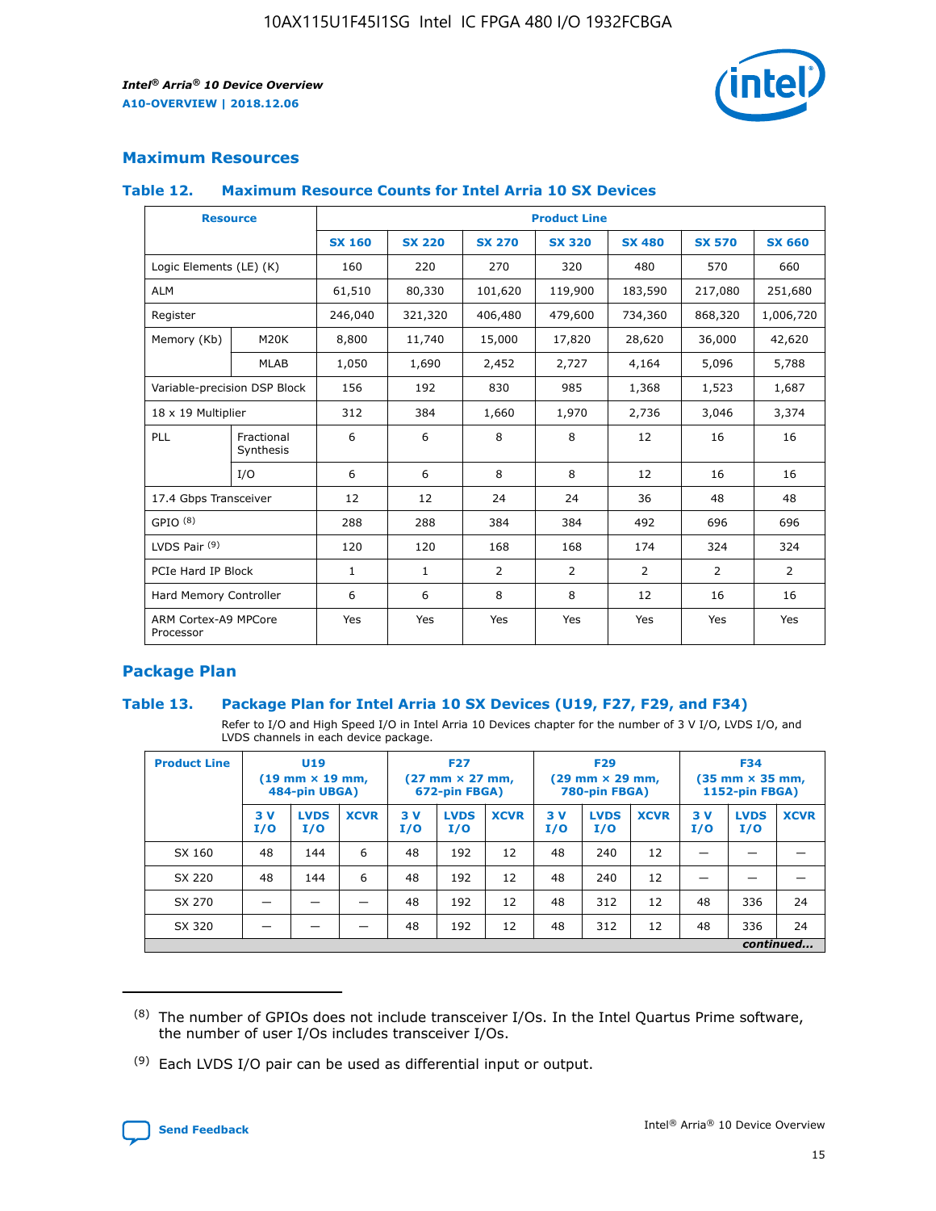## Maximum Resources

### Table 12. Maximum Resource Counts for Intel Arria 10 SX Devices

| Resource | | Product Line | | | | | | |
|---|---|---|---|---|---|---|---|---|
| | | SX 160 | SX 220 | SX 270 | SX 320 | SX 480 | SX 570 | SX 660 |
| Logic Elements (LE) (K) | | 160 | 220 | 270 | 320 | 480 | 570 | 660 |
| ALM | | 61,510 | 80,330 | 101,620 | 119,900 | 183,590 | 217,080 | 251,680 |
| Register | | 246,040 | 321,320 | 406,480 | 479,600 | 734,360 | 868,320 | 1,006,720 |
| Memory (Kb) | M20K | 8,800 | 11,740 | 15,000 | 17,820 | 28,620 | 36,000 | 42,620 |
| | MLAB | 1,050 | 1,690 | 2,452 | 2,727 | 4,164 | 5,096 | 5,788 |
| Variable-precision DSP Block | | 156 | 192 | 830 | 985 | 1,368 | 1,523 | 1,687 |
| 18 x 19 Multiplier | | 312 | 384 | 1,660 | 1,970 | 2,736 | 3,046 | 3,374 |
| PLL | Fractional Synthesis | 6 | 6 | 8 | 8 | 12 | 16 | 16 |
| | I/O | 6 | 6 | 8 | 8 | 12 | 16 | 16 |
| 17.4 Gbps Transceiver | | 12 | 12 | 24 | 24 | 36 | 48 | 48 |
| GPIO [8] | | 288 | 288 | 384 | 384 | 492 | 696 | 696 |
| LVDS Pair [9] | | 120 | 120 | 168 | 168 | 174 | 324 | 324 |
| PCIe Hard IP Block | | 1 | 1 | 2 | 2 | 2 | 2 | 2 |
| Hard Memory Controller | | 6 | 6 | 8 | 8 | 12 | 16 | 16 |
| ARM Cortex-A9 MPCore Processor | | Yes | Yes | Yes | Yes | Yes | Yes | Yes |

## Package Plan

### Table 13. Package Plan for Intel Arria 10 SX Devices (U19, F27, F29, and F34)

Refer to I/O and High Speed I/O in Intel Arria 10 Devices chapter for the number of 3 V I/O, LVDS I/O, and LVDS channels in each device package.

| Product Line | U19 (19 mm × 19 mm, 484-pin UBGA) | | | F27 (27 mm × 27 mm, 672-pin FBGA) | | | F29 (29 mm × 29 mm, 780-pin FBGA) | | | F34 (35 mm × 35 mm, 1152-pin FBGA) | | |
|---|---|---|---|---|---|---|---|---|---|---|---|---|
| | 3 V I/O | LVDS I/O | XCVR | 3 V I/O | LVDS I/O | XCVR | 3 V I/O | LVDS I/O | XCVR | 3 V I/O | LVDS I/O | XCVR |
| SX 160 | 48 | 144 | 6 | 48 | 192 | 12 | 48 | 240 | 12 | — | — | — |
| SX 220 | 48 | 144 | 6 | 48 | 192 | 12 | 48 | 240 | 12 | — | — | — |
| SX 270 | — | — | — | 48 | 192 | 12 | 48 | 312 | 12 | 48 | 336 | 24 |
| SX 320 | — | — | — | 48 | 192 | 12 | 48 | 312 | 12 | 48 | 336 | 24 |

*continued...*

(8) The number of GPIOs does not include transceiver I/Os. In the Intel Quartus Prime software, the number of user I/Os includes transceiver I/Os.

(9) Each LVDS I/O pair can be used as differential input or output.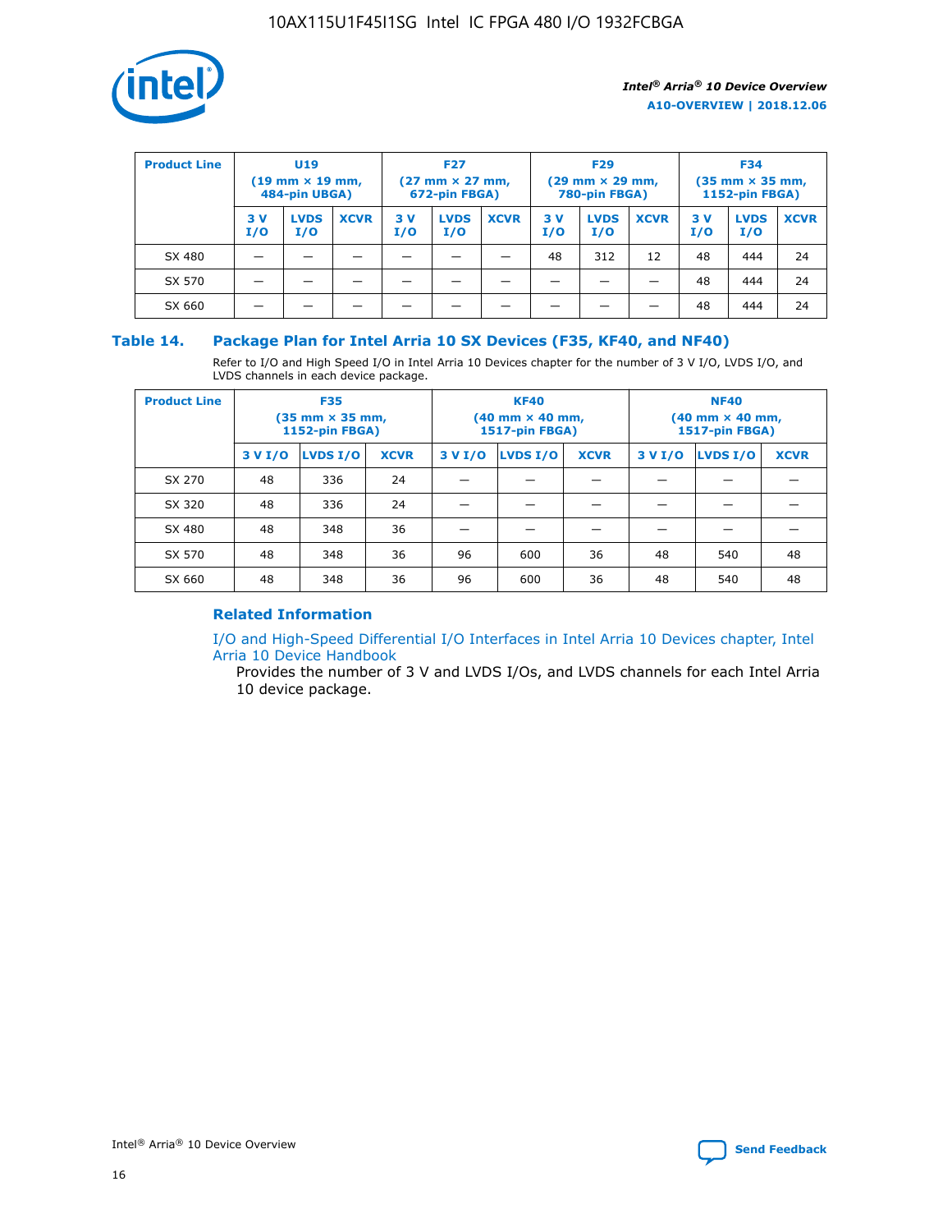| Product Line | U19 (19 mm × 19 mm, 484-pin UBGA) | | | F27 (27 mm × 27 mm, 672-pin FBGA) | | | F29 (29 mm × 29 mm, 780-pin FBGA) | | | F34 (35 mm × 35 mm, 1152-pin FBGA) | | |
|---|---|---|---|---|---|---|---|---|---|---|---|---|
| | 3 V I/O | LVDS I/O | XCVR | 3 V I/O | LVDS I/O | XCVR | 3 V I/O | LVDS I/O | XCVR | 3 V I/O | LVDS I/O | XCVR |
| SX 480 | — | — | — | — | — | — | 48 | 312 | 12 | 48 | 444 | 24 |
| SX 570 | — | — | — | — | — | — | — | — | — | 48 | 444 | 24 |
| SX 660 | — | — | — | — | — | — | — | — | — | 48 | 444 | 24 |

## Table 14. Package Plan for Intel Arria 10 SX Devices (F35, KF40, and NF40)

Refer to I/O and High Speed I/O in Intel Arria 10 Devices chapter for the number of 3 V I/O, LVDS I/O, and LVDS channels in each device package.

| Product Line | F35 (35 mm × 35 mm, 1152-pin FBGA) | | | KF40 (40 mm × 40 mm, 1517-pin FBGA) | | | NF40 (40 mm × 40 mm, 1517-pin FBGA) | | |
|---|---|---|---|---|---|---|---|---|---|
| | 3 V I/O | LVDS I/O | XCVR | 3 V I/O | LVDS I/O | XCVR | 3 V I/O | LVDS I/O | XCVR |
| SX 270 | 48 | 336 | 24 | — | — | — | — | — | — |
| SX 320 | 48 | 336 | 24 | — | — | — | — | — | — |
| SX 480 | 48 | 348 | 36 | — | — | — | — | — | — |
| SX 570 | 48 | 348 | 36 | 96 | 600 | 36 | 48 | 540 | 48 |
| SX 660 | 48 | 348 | 36 | 96 | 600 | 36 | 48 | 540 | 48 |

### Related Information

I/O and High-Speed Differential I/O Interfaces in Intel Arria 10 Devices chapter, Intel Arria 10 Device Handbook

Provides the number of 3 V and LVDS I/Os, and LVDS channels for each Intel Arria 10 device package.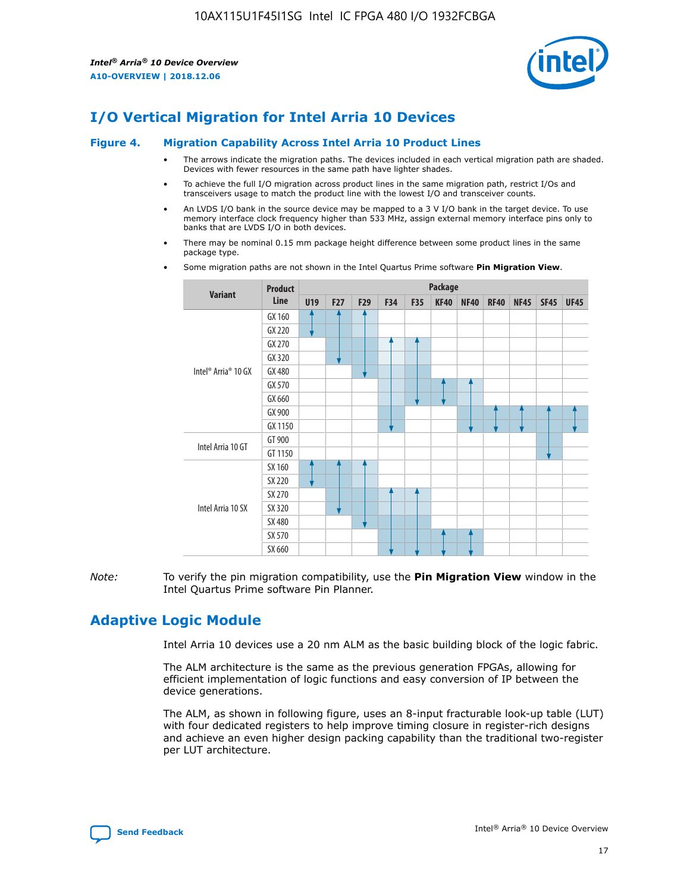# I/O Vertical Migration for Intel Arria 10 Devices

## Figure 4. Migration Capability Across Intel Arria 10 Product Lines

- The arrows indicate the migration paths. The devices included in each vertical migration path are shaded. Devices with fewer resources in the same path have lighter shades.
- To achieve the full I/O migration across product lines in the same migration path, restrict I/Os and transceivers usage to match the product line with the lowest I/O and transceiver counts.
- An LVDS I/O bank in the source device may be mapped to a 3 V I/O bank in the target device. To use memory interface clock frequency higher than 533 MHz, assign external memory interface pins only to banks that are LVDS I/O in both devices.
- There may be nominal 0.15 mm package height difference between some product lines in the same package type.
- Some migration paths are not shown in the Intel Quartus Prime software **Pin Migration View**.

| Variant | Product Line | U19 | F27 | F29 | F34 | F35 | KF40 | NF40 | RF40 | NF45 | SF45 | UF45 |
|---|---|---|---|---|---|---|---|---|---|---|---|---|
| Intel® Arria® 10 GX | GX 160 | ↑ | ↑ | ↑ | | | | | | | | |
| | GX 220 | ↓ | | | | | | | | | | |
| | GX 270 | | | | ↑ | ↑ | | | | | | |
| | GX 320 | | ↓ | | | | | | | | | |
| | GX 480 | | | ↓ | | | | | | | | |
| | GX 570 | | | | | | ↑ | ↑ | | | | |
| | GX 660 | | | | | ↓ | ↓ | | | | | |
| | GX 900 | | | | | | | | ↑ | ↑ | ↑ | ↑ |
| | GX 1150 | | | | ↓ | | | ↓ | ↓ | ↓ | | ↓ |
| Intel Arria 10 GT | GT 900 | | | | | | | | | | | |
| | GT 1150 | | | | | | | | | | ↓ | |
| Intel Arria 10 SX | SX 160 | ↑ | ↑ | ↑ | | | | | | | | |
| | SX 220 | ↓ | | | | | | | | | | |
| | SX 270 | | | | ↑ | ↑ | | | | | | |
| | SX 320 | | ↓ | | | | | | | | | |
| | SX 480 | | | ↓ | | | | | | | | |
| | SX 570 | | | | | | ↑ | ↑ | | | | |
| | SX 660 | | | | ↓ | ↓ | ↓ | ↓ | | | | |

*Note:* To verify the pin migration compatibility, use the **Pin Migration View** window in the Intel Quartus Prime software Pin Planner.

# Adaptive Logic Module

Intel Arria 10 devices use a 20 nm ALM as the basic building block of the logic fabric.

The ALM architecture is the same as the previous generation FPGAs, allowing for efficient implementation of logic functions and easy conversion of IP between the device generations.

The ALM, as shown in following figure, uses an 8-input fracturable look-up table (LUT) with four dedicated registers to help improve timing closure in register-rich designs and achieve an even higher design packing capability than the traditional two-register per LUT architecture.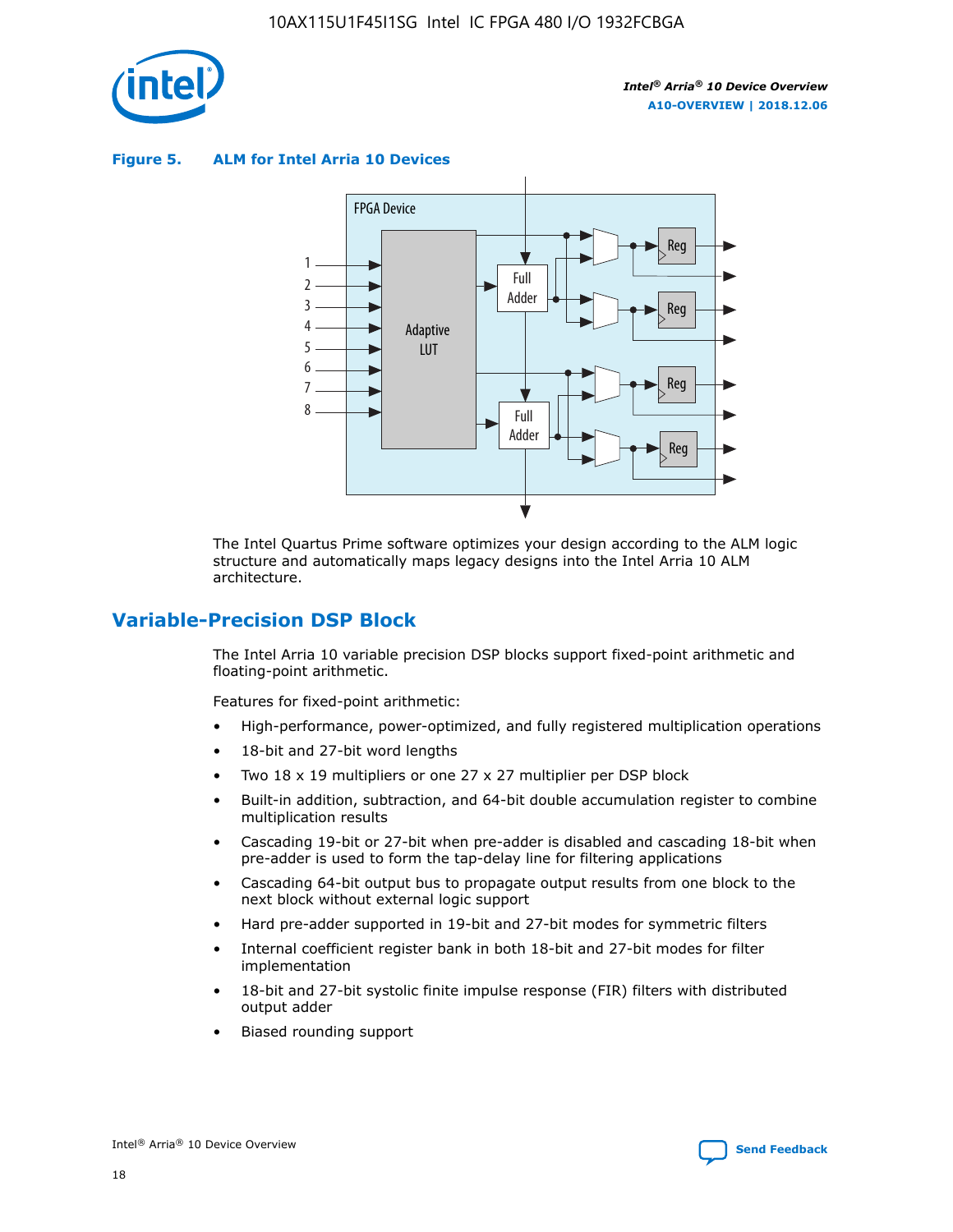**Figure 5. ALM for Intel Arria 10 Devices**

The Intel Quartus Prime software optimizes your design according to the ALM logic structure and automatically maps legacy designs into the Intel Arria 10 ALM architecture.

## Variable-Precision DSP Block

The Intel Arria 10 variable precision DSP blocks support fixed-point arithmetic and floating-point arithmetic.

Features for fixed-point arithmetic:

- High-performance, power-optimized, and fully registered multiplication operations
- 18-bit and 27-bit word lengths
- Two 18 x 19 multipliers or one 27 x 27 multiplier per DSP block
- Built-in addition, subtraction, and 64-bit double accumulation register to combine multiplication results
- Cascading 19-bit or 27-bit when pre-adder is disabled and cascading 18-bit when pre-adder is used to form the tap-delay line for filtering applications
- Cascading 64-bit output bus to propagate output results from one block to the next block without external logic support
- Hard pre-adder supported in 19-bit and 27-bit modes for symmetric filters
- Internal coefficient register bank in both 18-bit and 27-bit modes for filter implementation
- 18-bit and 27-bit systolic finite impulse response (FIR) filters with distributed output adder
- Biased rounding support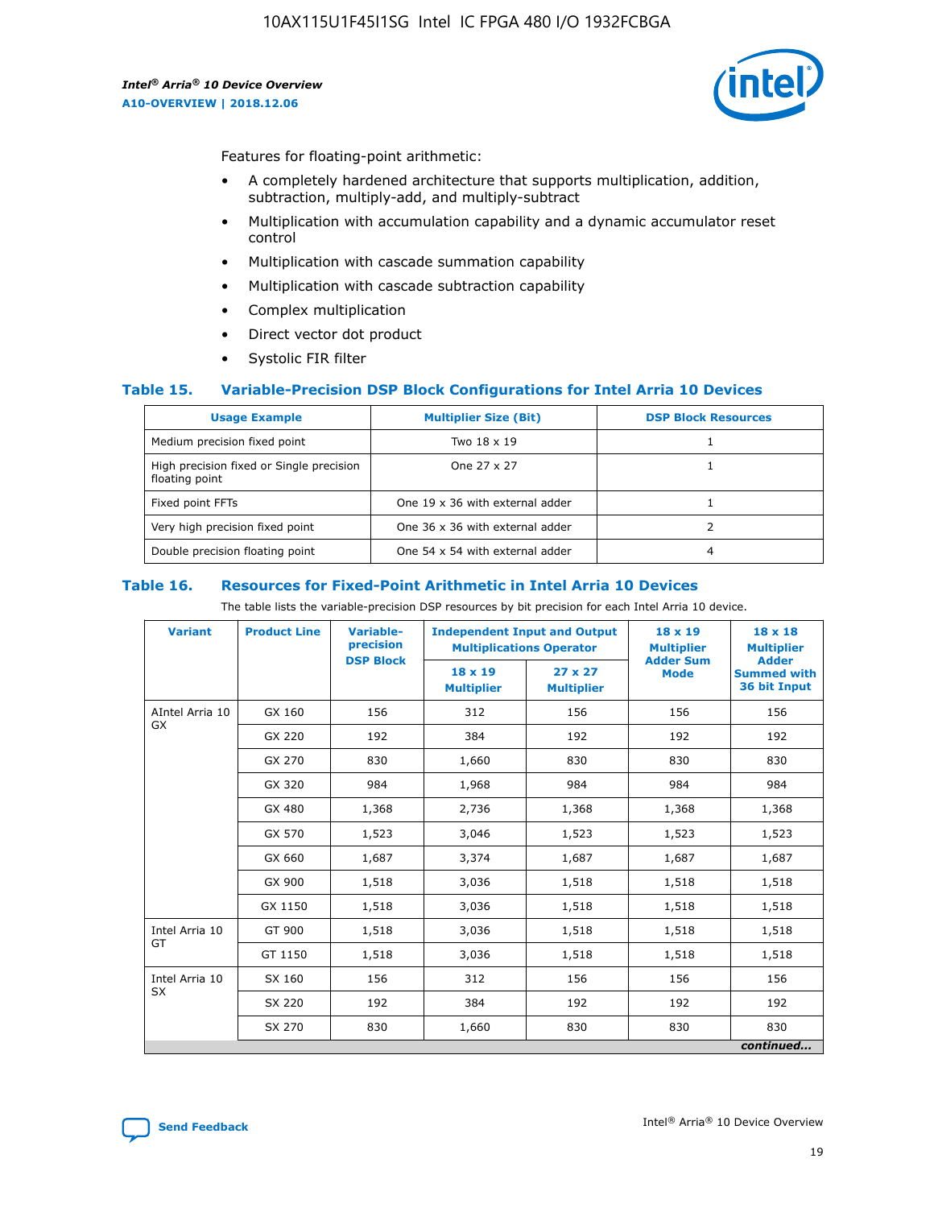Features for floating-point arithmetic:

- A completely hardened architecture that supports multiplication, addition, subtraction, multiply-add, and multiply-subtract
- Multiplication with accumulation capability and a dynamic accumulator reset control
- Multiplication with cascade summation capability
- Multiplication with cascade subtraction capability
- Complex multiplication
- Direct vector dot product
- Systolic FIR filter

### Table 15. Variable-Precision DSP Block Configurations for Intel Arria 10 Devices

| Usage Example | Multiplier Size (Bit) | DSP Block Resources |
|---|---|---|
| Medium precision fixed point | Two 18 x 19 | 1 |
| High precision fixed or Single precision floating point | One 27 x 27 | 1 |
| Fixed point FFTs | One 19 x 36 with external adder | 1 |
| Very high precision fixed point | One 36 x 36 with external adder | 2 |
| Double precision floating point | One 54 x 54 with external adder | 4 |

### Table 16. Resources for Fixed-Point Arithmetic in Intel Arria 10 Devices

The table lists the variable-precision DSP resources by bit precision for each Intel Arria 10 device.

| Variant | Product Line | Variable-precision DSP Block | Independent Input and Output Multiplications Operator | | 18 x 19 Multiplier Adder Sum Mode | 18 x 18 Multiplier Adder Summed with 36 bit Input |
|---|---|---|---|---|---|---|
| | | | 18 x 19 Multiplier | 27 x 27 Multiplier | | |
| AIntel Arria 10 GX | GX 160 | 156 | 312 | 156 | 156 | 156 |
| | GX 220 | 192 | 384 | 192 | 192 | 192 |
| | GX 270 | 830 | 1,660 | 830 | 830 | 830 |
| | GX 320 | 984 | 1,968 | 984 | 984 | 984 |
| | GX 480 | 1,368 | 2,736 | 1,368 | 1,368 | 1,368 |
| | GX 570 | 1,523 | 3,046 | 1,523 | 1,523 | 1,523 |
| | GX 660 | 1,687 | 3,374 | 1,687 | 1,687 | 1,687 |
| | GX 900 | 1,518 | 3,036 | 1,518 | 1,518 | 1,518 |
| | GX 1150 | 1,518 | 3,036 | 1,518 | 1,518 | 1,518 |
| Intel Arria 10 GT | GT 900 | 1,518 | 3,036 | 1,518 | 1,518 | 1,518 |
| | GT 1150 | 1,518 | 3,036 | 1,518 | 1,518 | 1,518 |
| Intel Arria 10 SX | SX 160 | 156 | 312 | 156 | 156 | 156 |
| | SX 220 | 192 | 384 | 192 | 192 | 192 |
| | SX 270 | 830 | 1,660 | 830 | 830 | 830 |

*continued...*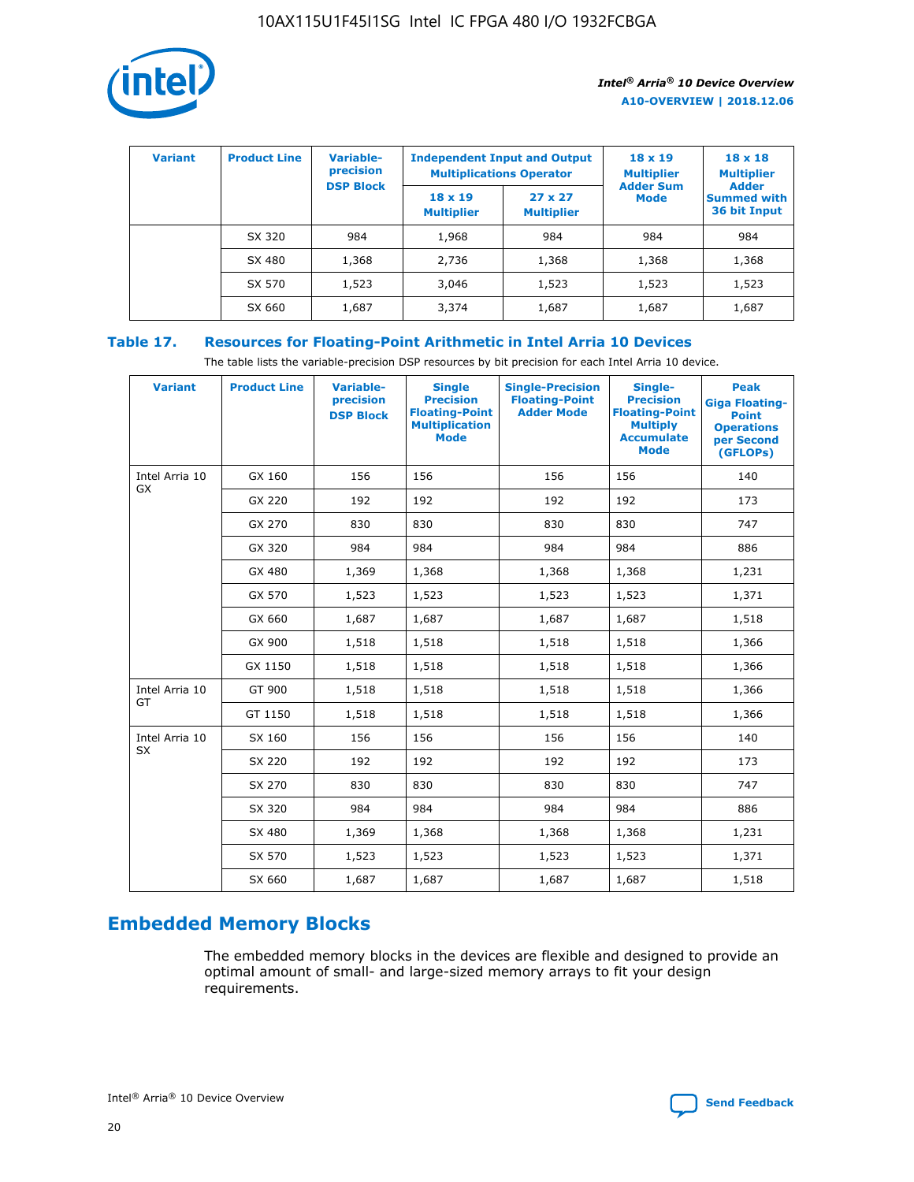| Variant | Product Line | Variable-precision DSP Block | Independent Input and Output Multiplications Operator | | 18 x 19 Multiplier Adder Sum Mode | 18 x 18 Multiplier Adder Summed with 36 bit Input |
|---|---|---|---|---|---|---|
| | | | 18 x 19 Multiplier | 27 x 27 Multiplier | | |
| | SX 320 | 984 | 1,968 | 984 | 984 | 984 |
| | SX 480 | 1,368 | 2,736 | 1,368 | 1,368 | 1,368 |
| | SX 570 | 1,523 | 3,046 | 1,523 | 1,523 | 1,523 |
| | SX 660 | 1,687 | 3,374 | 1,687 | 1,687 | 1,687 |

**Table 17. Resources for Floating-Point Arithmetic in Intel Arria 10 Devices**

The table lists the variable-precision DSP resources by bit precision for each Intel Arria 10 device.

| Variant | Product Line | Variable-precision DSP Block | Single Precision Floating-Point Multiplication Mode | Single-Precision Floating-Point Adder Mode | Single-Precision Floating-Point Multiply Accumulate Mode | Peak Giga Floating-Point Operations per Second (GFLOPs) |
|---|---|---|---|---|---|---|
| Intel Arria 10 GX | GX 160 | 156 | 156 | 156 | 156 | 140 |
| | GX 220 | 192 | 192 | 192 | 192 | 173 |
| | GX 270 | 830 | 830 | 830 | 830 | 747 |
| | GX 320 | 984 | 984 | 984 | 984 | 886 |
| | GX 480 | 1,369 | 1,368 | 1,368 | 1,368 | 1,231 |
| | GX 570 | 1,523 | 1,523 | 1,523 | 1,523 | 1,371 |
| | GX 660 | 1,687 | 1,687 | 1,687 | 1,687 | 1,518 |
| | GX 900 | 1,518 | 1,518 | 1,518 | 1,518 | 1,366 |
| | GX 1150 | 1,518 | 1,518 | 1,518 | 1,518 | 1,366 |
| Intel Arria 10 GT | GT 900 | 1,518 | 1,518 | 1,518 | 1,518 | 1,366 |
| | GT 1150 | 1,518 | 1,518 | 1,518 | 1,518 | 1,366 |
| Intel Arria 10 SX | SX 160 | 156 | 156 | 156 | 156 | 140 |
| | SX 220 | 192 | 192 | 192 | 192 | 173 |
| | SX 270 | 830 | 830 | 830 | 830 | 747 |
| | SX 320 | 984 | 984 | 984 | 984 | 886 |
| | SX 480 | 1,369 | 1,368 | 1,368 | 1,368 | 1,231 |
| | SX 570 | 1,523 | 1,523 | 1,523 | 1,523 | 1,371 |
| | SX 660 | 1,687 | 1,687 | 1,687 | 1,687 | 1,518 |

## Embedded Memory Blocks

The embedded memory blocks in the devices are flexible and designed to provide an optimal amount of small- and large-sized memory arrays to fit your design requirements.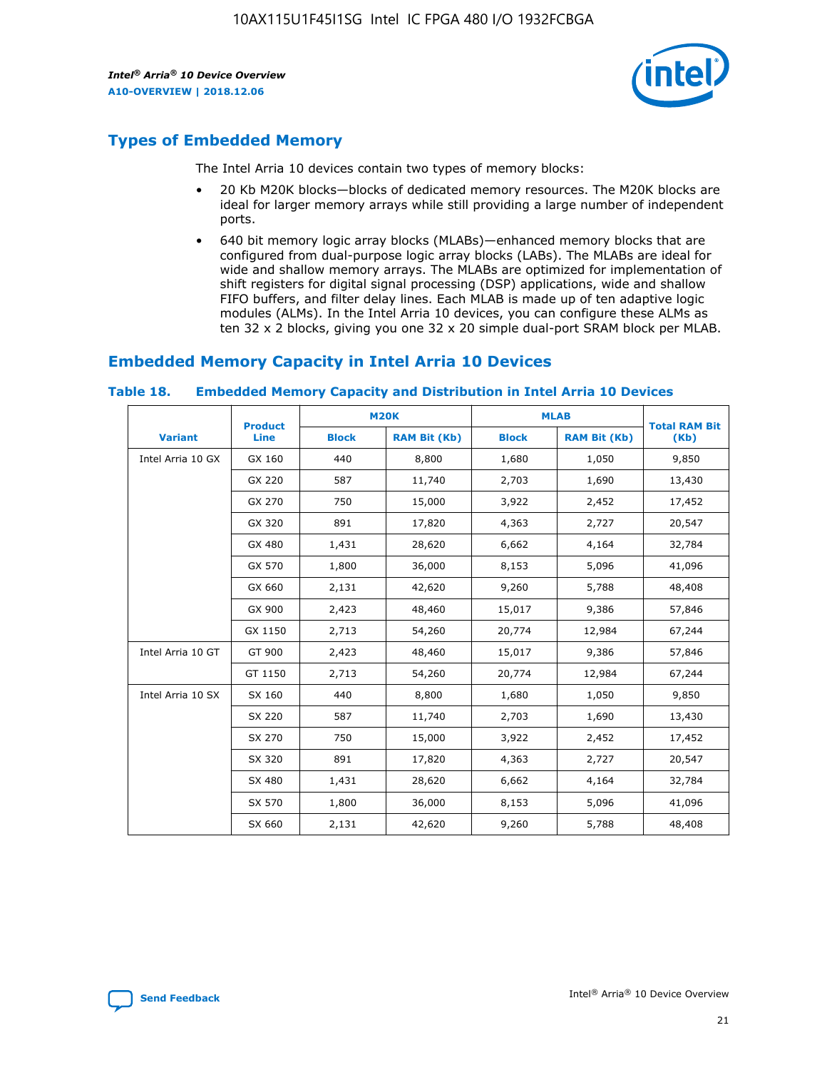## Types of Embedded Memory

The Intel Arria 10 devices contain two types of memory blocks:

- 20 Kb M20K blocks—blocks of dedicated memory resources. The M20K blocks are ideal for larger memory arrays while still providing a large number of independent ports.
- 640 bit memory logic array blocks (MLABs)—enhanced memory blocks that are configured from dual-purpose logic array blocks (LABs). The MLABs are ideal for wide and shallow memory arrays. The MLABs are optimized for implementation of shift registers for digital signal processing (DSP) applications, wide and shallow FIFO buffers, and filter delay lines. Each MLAB is made up of ten adaptive logic modules (ALMs). In the Intel Arria 10 devices, you can configure these ALMs as ten 32 x 2 blocks, giving you one 32 x 20 simple dual-port SRAM block per MLAB.

## Embedded Memory Capacity in Intel Arria 10 Devices

**Table 18. Embedded Memory Capacity and Distribution in Intel Arria 10 Devices**

| Variant | Product Line | M20K | | MLAB | | Total RAM Bit (Kb) |
|---|---|---|---|---|---|---|
| | | Block | RAM Bit (Kb) | Block | RAM Bit (Kb) | |
| Intel Arria 10 GX | GX 160 | 440 | 8,800 | 1,680 | 1,050 | 9,850 |
| | GX 220 | 587 | 11,740 | 2,703 | 1,690 | 13,430 |
| | GX 270 | 750 | 15,000 | 3,922 | 2,452 | 17,452 |
| | GX 320 | 891 | 17,820 | 4,363 | 2,727 | 20,547 |
| | GX 480 | 1,431 | 28,620 | 6,662 | 4,164 | 32,784 |
| | GX 570 | 1,800 | 36,000 | 8,153 | 5,096 | 41,096 |
| | GX 660 | 2,131 | 42,620 | 9,260 | 5,788 | 48,408 |
| | GX 900 | 2,423 | 48,460 | 15,017 | 9,386 | 57,846 |
| | GX 1150 | 2,713 | 54,260 | 20,774 | 12,984 | 67,244 |
| Intel Arria 10 GT | GT 900 | 2,423 | 48,460 | 15,017 | 9,386 | 57,846 |
| | GT 1150 | 2,713 | 54,260 | 20,774 | 12,984 | 67,244 |
| Intel Arria 10 SX | SX 160 | 440 | 8,800 | 1,680 | 1,050 | 9,850 |
| | SX 220 | 587 | 11,740 | 2,703 | 1,690 | 13,430 |
| | SX 270 | 750 | 15,000 | 3,922 | 2,452 | 17,452 |
| | SX 320 | 891 | 17,820 | 4,363 | 2,727 | 20,547 |
| | SX 480 | 1,431 | 28,620 | 6,662 | 4,164 | 32,784 |
| | SX 570 | 1,800 | 36,000 | 8,153 | 5,096 | 41,096 |
| | SX 660 | 2,131 | 42,620 | 9,260 | 5,788 | 48,408 |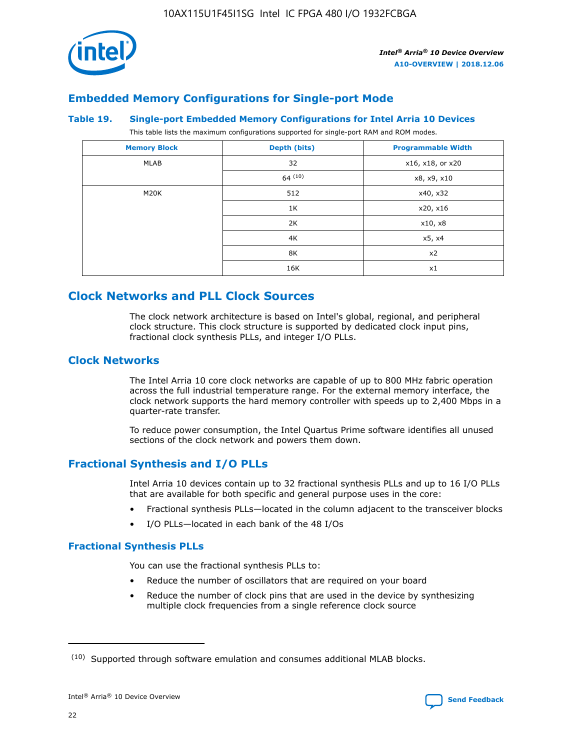## Embedded Memory Configurations for Single-port Mode

### Table 19. Single-port Embedded Memory Configurations for Intel Arria 10 Devices

This table lists the maximum configurations supported for single-port RAM and ROM modes.

| Memory Block | Depth (bits) | Programmable Width |
|---|---|---|
| MLAB | 32 | x16, x18, or x20 |
| | 64 [10] | x8, x9, x10 |
| M20K | 512 | x40, x32 |
| | 1K | x20, x16 |
| | 2K | x10, x8 |
| | 4K | x5, x4 |
| | 8K | x2 |
| | 16K | x1 |

## Clock Networks and PLL Clock Sources

The clock network architecture is based on Intel's global, regional, and peripheral clock structure. This clock structure is supported by dedicated clock input pins, fractional clock synthesis PLLs, and integer I/O PLLs.

## Clock Networks

The Intel Arria 10 core clock networks are capable of up to 800 MHz fabric operation across the full industrial temperature range. For the external memory interface, the clock network supports the hard memory controller with speeds up to 2,400 Mbps in a quarter-rate transfer.

To reduce power consumption, the Intel Quartus Prime software identifies all unused sections of the clock network and powers them down.

## Fractional Synthesis and I/O PLLs

Intel Arria 10 devices contain up to 32 fractional synthesis PLLs and up to 16 I/O PLLs that are available for both specific and general purpose uses in the core:

- Fractional synthesis PLLs—located in the column adjacent to the transceiver blocks
- I/O PLLs—located in each bank of the 48 I/Os

### Fractional Synthesis PLLs

You can use the fractional synthesis PLLs to:

- Reduce the number of oscillators that are required on your board
- Reduce the number of clock pins that are used in the device by synthesizing multiple clock frequencies from a single reference clock source

[10] Supported through software emulation and consumes additional MLAB blocks.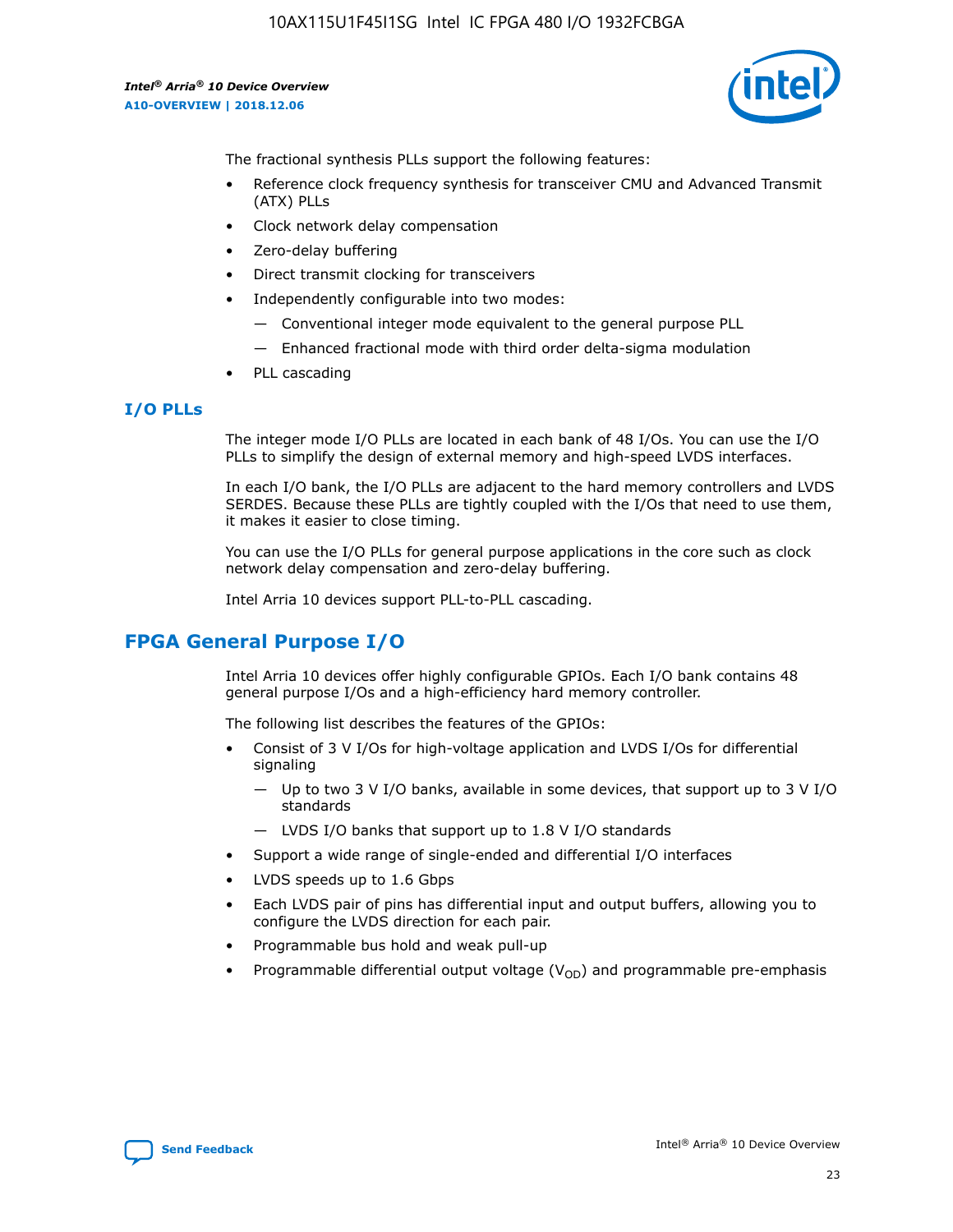The fractional synthesis PLLs support the following features:

- Reference clock frequency synthesis for transceiver CMU and Advanced Transmit (ATX) PLLs
- Clock network delay compensation
- Zero-delay buffering
- Direct transmit clocking for transceivers
- Independently configurable into two modes:
  - — Conventional integer mode equivalent to the general purpose PLL
  - — Enhanced fractional mode with third order delta-sigma modulation
- PLL cascading

### I/O PLLs

The integer mode I/O PLLs are located in each bank of 48 I/Os. You can use the I/O PLLs to simplify the design of external memory and high-speed LVDS interfaces.

In each I/O bank, the I/O PLLs are adjacent to the hard memory controllers and LVDS SERDES. Because these PLLs are tightly coupled with the I/Os that need to use them, it makes it easier to close timing.

You can use the I/O PLLs for general purpose applications in the core such as clock network delay compensation and zero-delay buffering.

Intel Arria 10 devices support PLL-to-PLL cascading.

## FPGA General Purpose I/O

Intel Arria 10 devices offer highly configurable GPIOs. Each I/O bank contains 48 general purpose I/Os and a high-efficiency hard memory controller.

The following list describes the features of the GPIOs:

- Consist of 3 V I/Os for high-voltage application and LVDS I/Os for differential signaling
  - — Up to two 3 V I/O banks, available in some devices, that support up to 3 V I/O standards
  - — LVDS I/O banks that support up to 1.8 V I/O standards
- Support a wide range of single-ended and differential I/O interfaces
- LVDS speeds up to 1.6 Gbps
- Each LVDS pair of pins has differential input and output buffers, allowing you to configure the LVDS direction for each pair.
- Programmable bus hold and weak pull-up
- Programmable differential output voltage ($V_{OD}$) and programmable pre-emphasis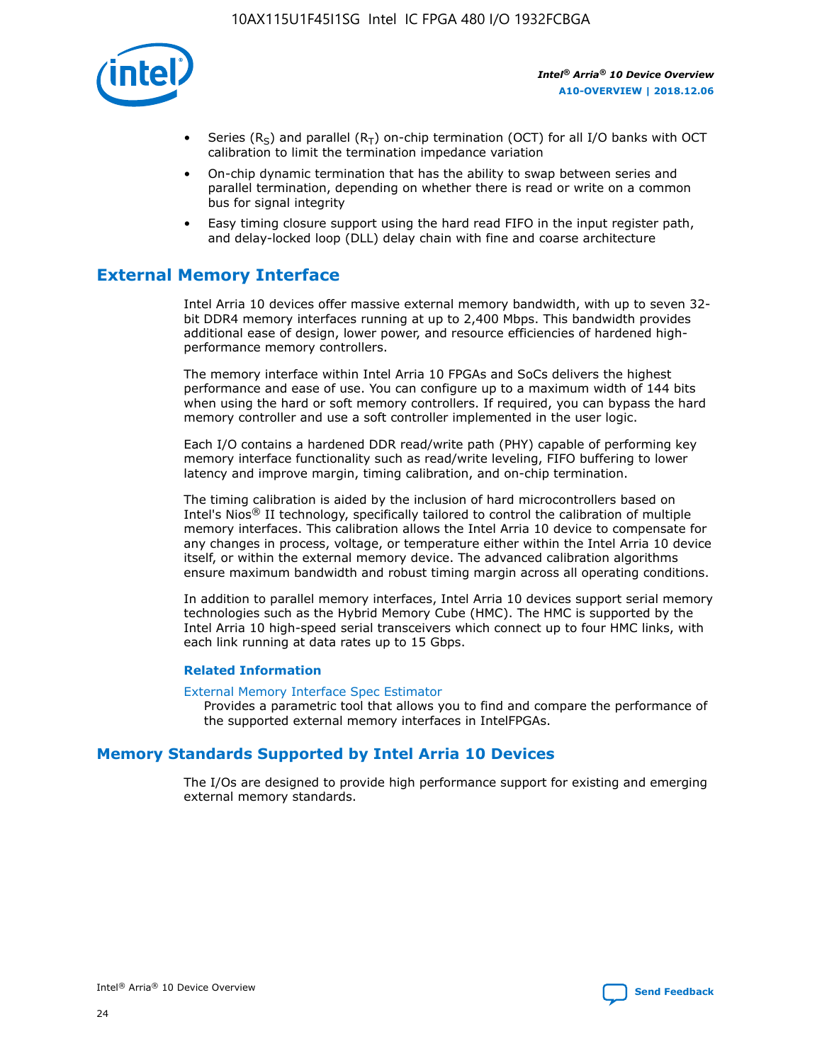- Series ($R_S$) and parallel ($R_T$) on-chip termination (OCT) for all I/O banks with OCT calibration to limit the termination impedance variation
- On-chip dynamic termination that has the ability to swap between series and parallel termination, depending on whether there is read or write on a common bus for signal integrity
- Easy timing closure support using the hard read FIFO in the input register path, and delay-locked loop (DLL) delay chain with fine and coarse architecture

## External Memory Interface

Intel Arria 10 devices offer massive external memory bandwidth, with up to seven 32-bit DDR4 memory interfaces running at up to 2,400 Mbps. This bandwidth provides additional ease of design, lower power, and resource efficiencies of hardened high-performance memory controllers.

The memory interface within Intel Arria 10 FPGAs and SoCs delivers the highest performance and ease of use. You can configure up to a maximum width of 144 bits when using the hard or soft memory controllers. If required, you can bypass the hard memory controller and use a soft controller implemented in the user logic.

Each I/O contains a hardened DDR read/write path (PHY) capable of performing key memory interface functionality such as read/write leveling, FIFO buffering to lower latency and improve margin, timing calibration, and on-chip termination.

The timing calibration is aided by the inclusion of hard microcontrollers based on Intel's Nios® II technology, specifically tailored to control the calibration of multiple memory interfaces. This calibration allows the Intel Arria 10 device to compensate for any changes in process, voltage, or temperature either within the Intel Arria 10 device itself, or within the external memory device. The advanced calibration algorithms ensure maximum bandwidth and robust timing margin across all operating conditions.

In addition to parallel memory interfaces, Intel Arria 10 devices support serial memory technologies such as the Hybrid Memory Cube (HMC). The HMC is supported by the Intel Arria 10 high-speed serial transceivers which connect up to four HMC links, with each link running at data rates up to 15 Gbps.

### Related Information

External Memory Interface Spec Estimator

Provides a parametric tool that allows you to find and compare the performance of the supported external memory interfaces in IntelFPGAs.

## Memory Standards Supported by Intel Arria 10 Devices

The I/Os are designed to provide high performance support for existing and emerging external memory standards.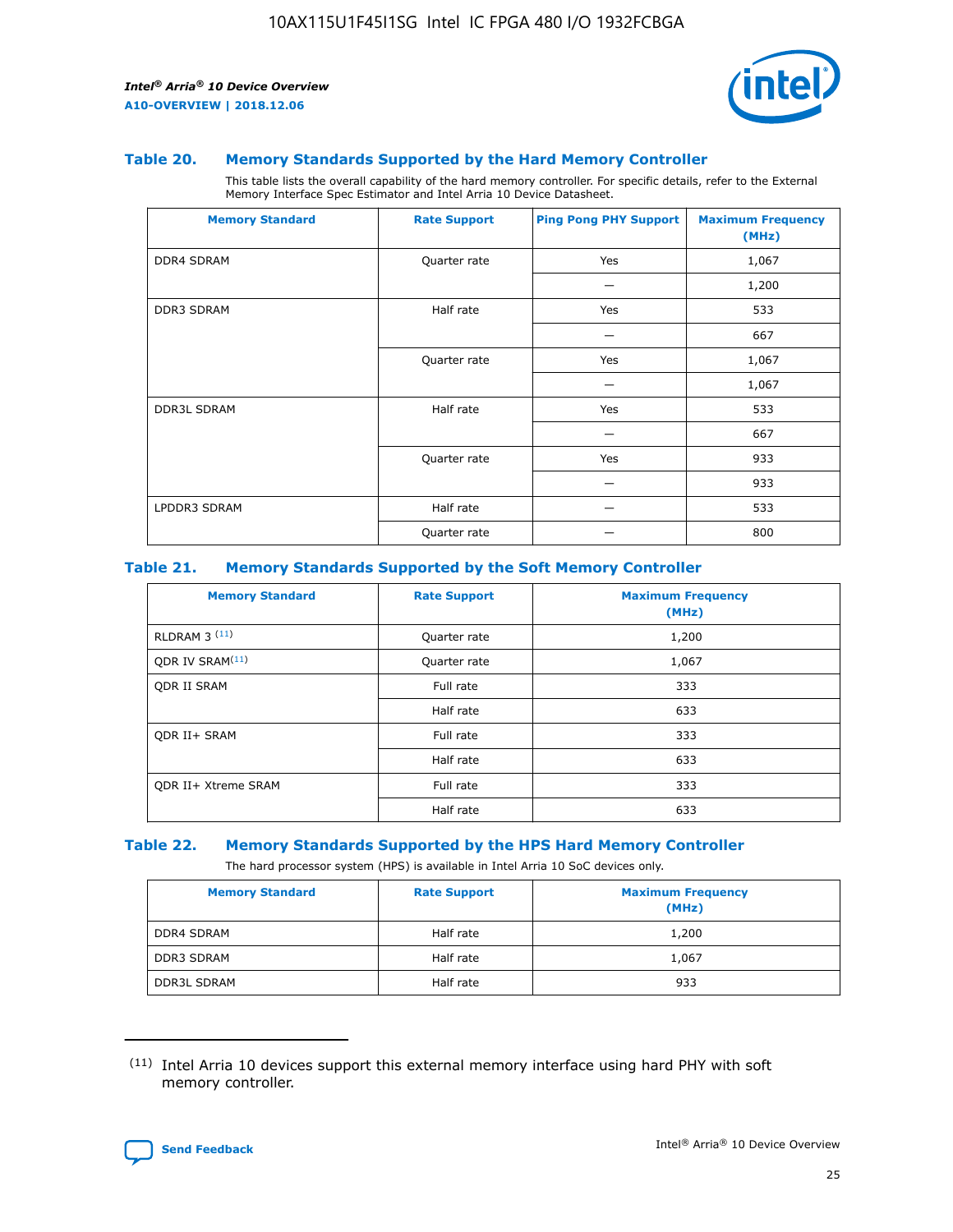### Table 20. Memory Standards Supported by the Hard Memory Controller

This table lists the overall capability of the hard memory controller. For specific details, refer to the External Memory Interface Spec Estimator and Intel Arria 10 Device Datasheet.

| Memory Standard | Rate Support | Ping Pong PHY Support | Maximum Frequency (MHz) |
|---|---|---|---|
| DDR4 SDRAM | Quarter rate | Yes | 1,067 |
| | | — | 1,200 |
| DDR3 SDRAM | Half rate | Yes | 533 |
| | | — | 667 |
| | Quarter rate | Yes | 1,067 |
| | | — | 1,067 |
| DDR3L SDRAM | Half rate | Yes | 533 |
| | | — | 667 |
| | Quarter rate | Yes | 933 |
| | | — | 933 |
| LPDDR3 SDRAM | Half rate | — | 533 |
| | Quarter rate | — | 800 |

### Table 21. Memory Standards Supported by the Soft Memory Controller

| Memory Standard | Rate Support | Maximum Frequency (MHz) |
|---|---|---|
| RLDRAM 3 (11) | Quarter rate | 1,200 |
| QDR IV SRAM(11) | Quarter rate | 1,067 |
| QDR II SRAM | Full rate | 333 |
| | Half rate | 633 |
| QDR II+ SRAM | Full rate | 333 |
| | Half rate | 633 |
| QDR II+ Xtreme SRAM | Full rate | 333 |
| | Half rate | 633 |

### Table 22. Memory Standards Supported by the HPS Hard Memory Controller

The hard processor system (HPS) is available in Intel Arria 10 SoC devices only.

| Memory Standard | Rate Support | Maximum Frequency (MHz) |
|---|---|---|
| DDR4 SDRAM | Half rate | 1,200 |
| DDR3 SDRAM | Half rate | 1,067 |
| DDR3L SDRAM | Half rate | 933 |

(11) Intel Arria 10 devices support this external memory interface using hard PHY with soft memory controller.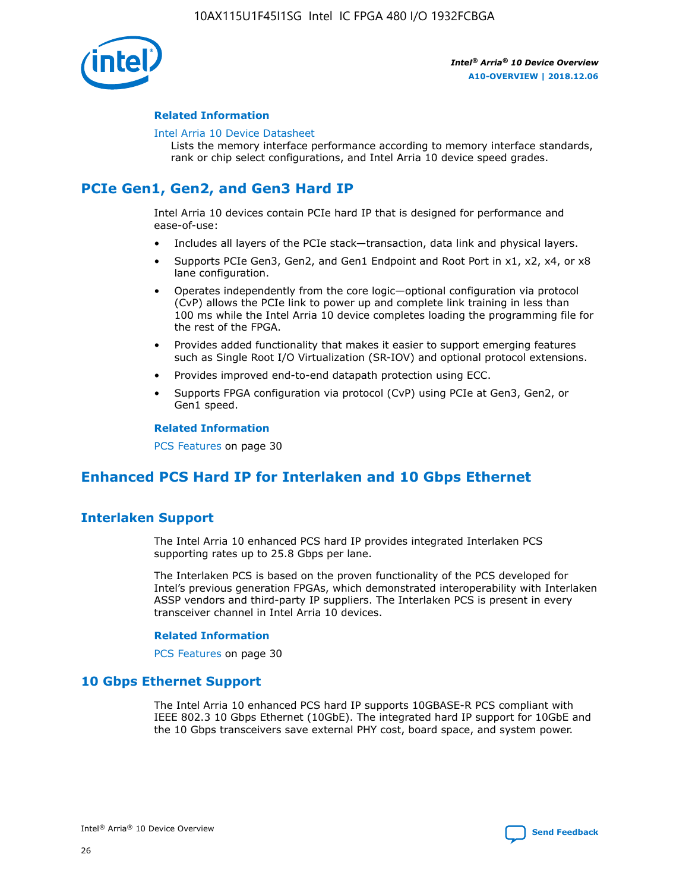#### Related Information

Intel Arria 10 Device Datasheet
Lists the memory interface performance according to memory interface standards, rank or chip select configurations, and Intel Arria 10 device speed grades.

## PCIe Gen1, Gen2, and Gen3 Hard IP

Intel Arria 10 devices contain PCIe hard IP that is designed for performance and ease-of-use:

- Includes all layers of the PCIe stack—transaction, data link and physical layers.
- Supports PCIe Gen3, Gen2, and Gen1 Endpoint and Root Port in x1, x2, x4, or x8 lane configuration.
- Operates independently from the core logic—optional configuration via protocol (CvP) allows the PCIe link to power up and complete link training in less than 100 ms while the Intel Arria 10 device completes loading the programming file for the rest of the FPGA.
- Provides added functionality that makes it easier to support emerging features such as Single Root I/O Virtualization (SR-IOV) and optional protocol extensions.
- Provides improved end-to-end datapath protection using ECC.
- Supports FPGA configuration via protocol (CvP) using PCIe at Gen3, Gen2, or Gen1 speed.

#### Related Information

PCS Features on page 30

## Enhanced PCS Hard IP for Interlaken and 10 Gbps Ethernet

### Interlaken Support

The Intel Arria 10 enhanced PCS hard IP provides integrated Interlaken PCS supporting rates up to 25.8 Gbps per lane.

The Interlaken PCS is based on the proven functionality of the PCS developed for Intel's previous generation FPGAs, which demonstrated interoperability with Interlaken ASSP vendors and third-party IP suppliers. The Interlaken PCS is present in every transceiver channel in Intel Arria 10 devices.

#### Related Information

PCS Features on page 30

### 10 Gbps Ethernet Support

The Intel Arria 10 enhanced PCS hard IP supports 10GBASE-R PCS compliant with IEEE 802.3 10 Gbps Ethernet (10GbE). The integrated hard IP support for 10GbE and the 10 Gbps transceivers save external PHY cost, board space, and system power.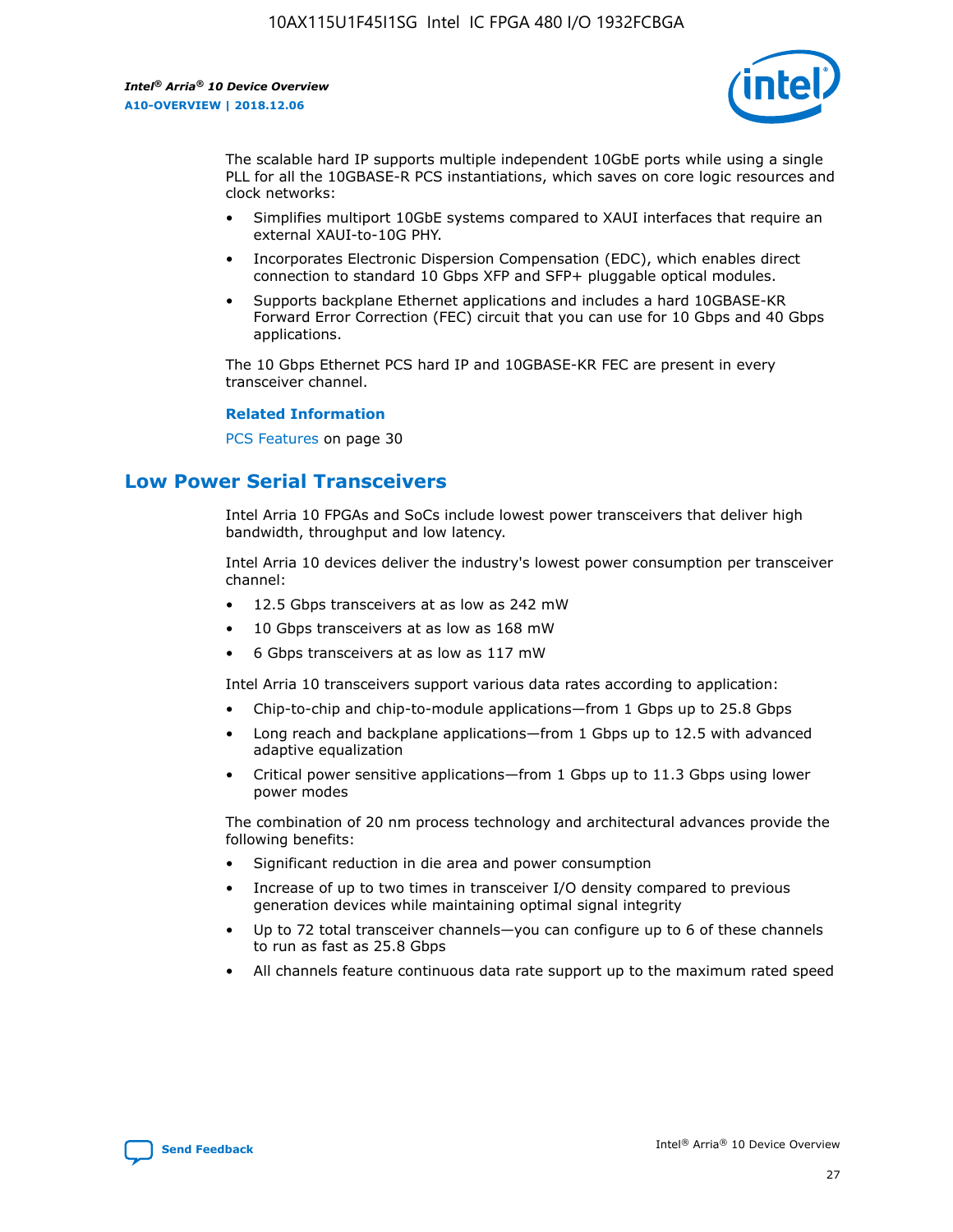The scalable hard IP supports multiple independent 10GbE ports while using a single PLL for all the 10GBASE-R PCS instantiations, which saves on core logic resources and clock networks:

- Simplifies multiport 10GbE systems compared to XAUI interfaces that require an external XAUI-to-10G PHY.
- Incorporates Electronic Dispersion Compensation (EDC), which enables direct connection to standard 10 Gbps XFP and SFP+ pluggable optical modules.
- Supports backplane Ethernet applications and includes a hard 10GBASE-KR Forward Error Correction (FEC) circuit that you can use for 10 Gbps and 40 Gbps applications.

The 10 Gbps Ethernet PCS hard IP and 10GBASE-KR FEC are present in every transceiver channel.

**Related Information**

PCS Features on page 30

## Low Power Serial Transceivers

Intel Arria 10 FPGAs and SoCs include lowest power transceivers that deliver high bandwidth, throughput and low latency.

Intel Arria 10 devices deliver the industry's lowest power consumption per transceiver channel:

- 12.5 Gbps transceivers at as low as 242 mW
- 10 Gbps transceivers at as low as 168 mW
- 6 Gbps transceivers at as low as 117 mW

Intel Arria 10 transceivers support various data rates according to application:

- Chip-to-chip and chip-to-module applications—from 1 Gbps up to 25.8 Gbps
- Long reach and backplane applications—from 1 Gbps up to 12.5 with advanced adaptive equalization
- Critical power sensitive applications—from 1 Gbps up to 11.3 Gbps using lower power modes

The combination of 20 nm process technology and architectural advances provide the following benefits:

- Significant reduction in die area and power consumption
- Increase of up to two times in transceiver I/O density compared to previous generation devices while maintaining optimal signal integrity
- Up to 72 total transceiver channels—you can configure up to 6 of these channels to run as fast as 25.8 Gbps
- All channels feature continuous data rate support up to the maximum rated speed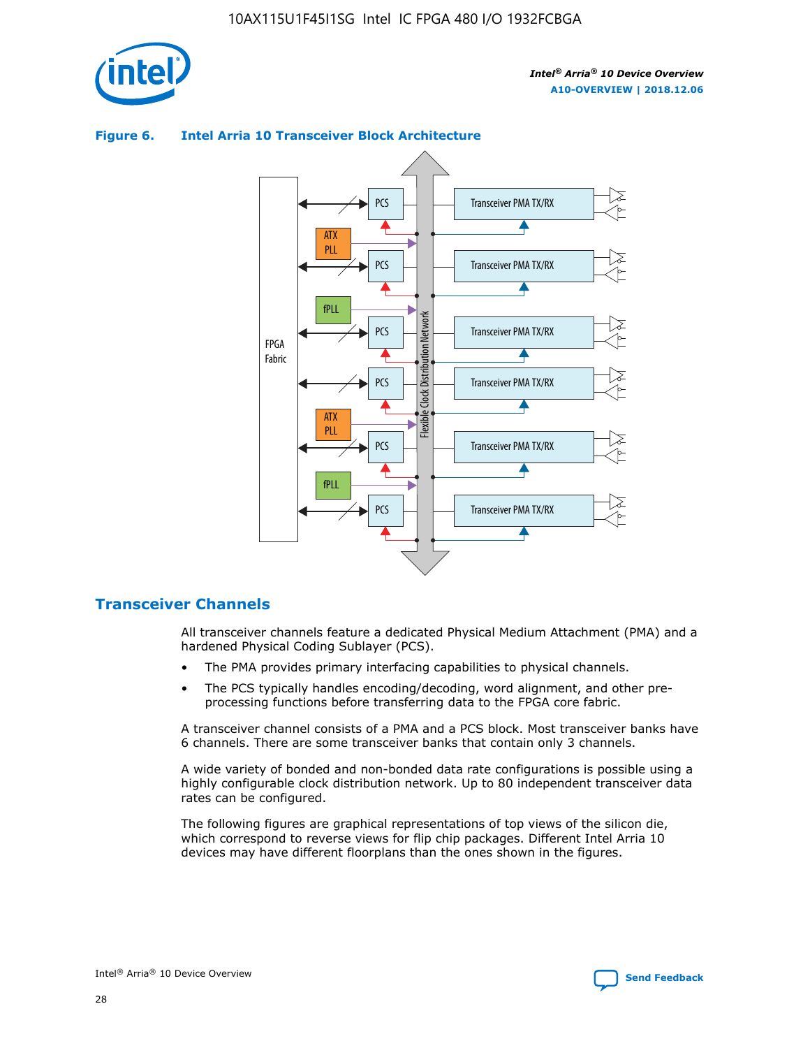**Figure 6. Intel Arria 10 Transceiver Block Architecture**

## Transceiver Channels

All transceiver channels feature a dedicated Physical Medium Attachment (PMA) and a hardened Physical Coding Sublayer (PCS).

- The PMA provides primary interfacing capabilities to physical channels.
- The PCS typically handles encoding/decoding, word alignment, and other pre-processing functions before transferring data to the FPGA core fabric.

A transceiver channel consists of a PMA and a PCS block. Most transceiver banks have 6 channels. There are some transceiver banks that contain only 3 channels.

A wide variety of bonded and non-bonded data rate configurations is possible using a highly configurable clock distribution network. Up to 80 independent transceiver data rates can be configured.

The following figures are graphical representations of top views of the silicon die, which correspond to reverse views for flip chip packages. Different Intel Arria 10 devices may have different floorplans than the ones shown in the figures.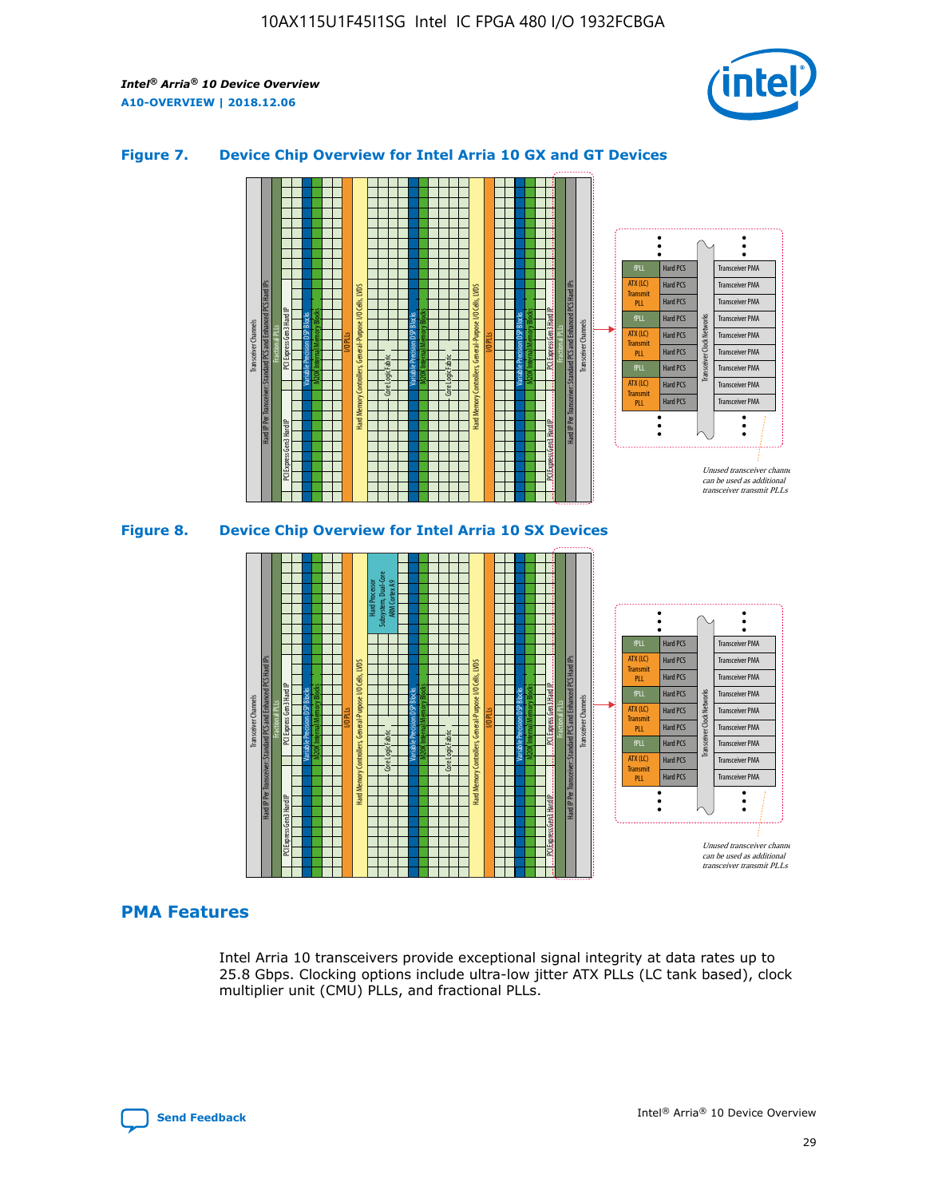### Figure 7. Device Chip Overview for Intel Arria 10 GX and GT Devices

### Figure 8. Device Chip Overview for Intel Arria 10 SX Devices

## PMA Features

Intel Arria 10 transceivers provide exceptional signal integrity at data rates up to 25.8 Gbps. Clocking options include ultra-low jitter ATX PLLs (LC tank based), clock multiplier unit (CMU) PLLs, and fractional PLLs.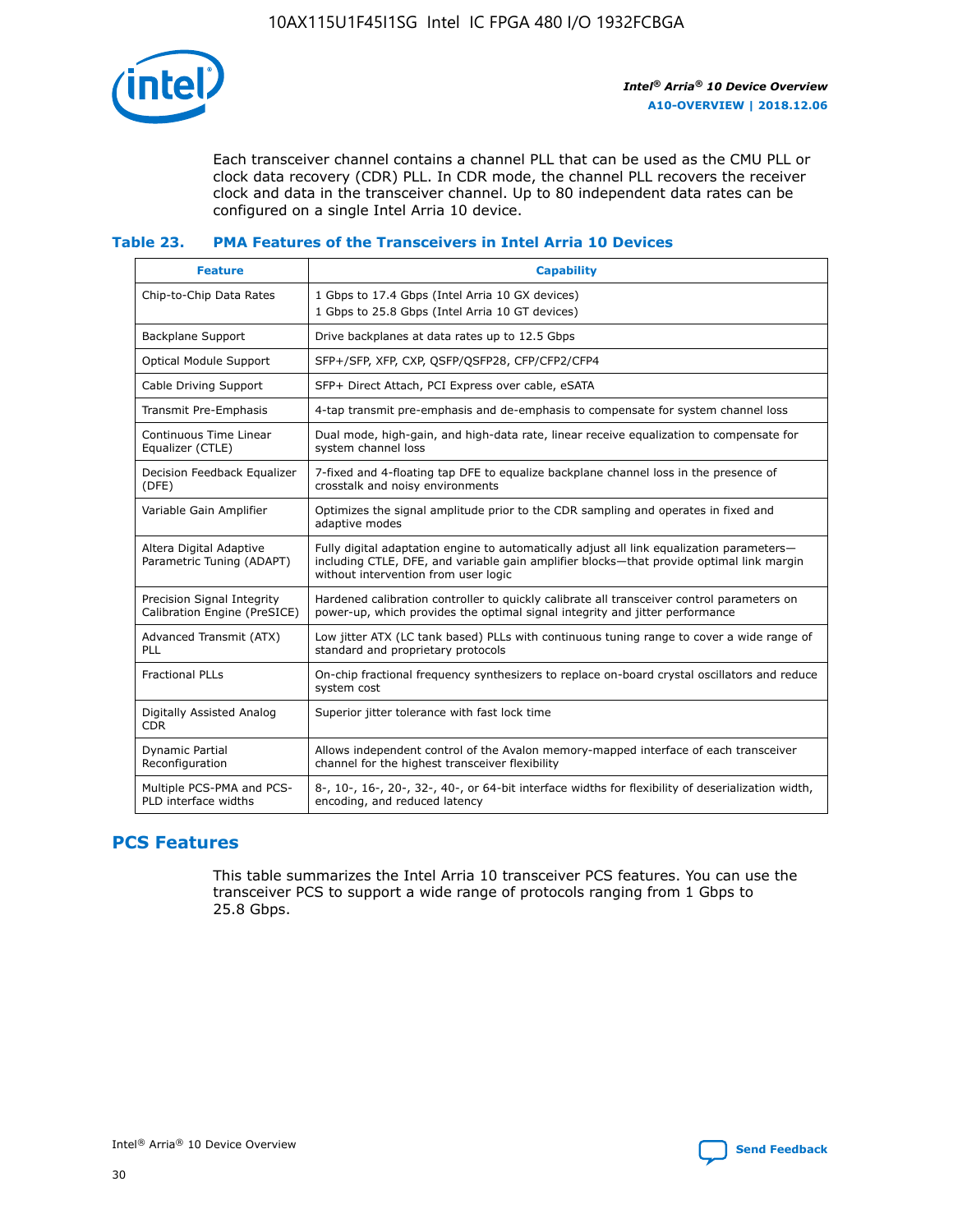Each transceiver channel contains a channel PLL that can be used as the CMU PLL or clock data recovery (CDR) PLL. In CDR mode, the channel PLL recovers the receiver clock and data in the transceiver channel. Up to 80 independent data rates can be configured on a single Intel Arria 10 device.

### Table 23. PMA Features of the Transceivers in Intel Arria 10 Devices

| Feature | Capability |
| --- | --- |
| Chip-to-Chip Data Rates | 1 Gbps to 17.4 Gbps (Intel Arria 10 GX devices)<br>1 Gbps to 25.8 Gbps (Intel Arria 10 GT devices) |
| Backplane Support | Drive backplanes at data rates up to 12.5 Gbps |
| Optical Module Support | SFP+/SFP, XFP, CXP, QSFP/QSFP28, CFP/CFP2/CFP4 |
| Cable Driving Support | SFP+ Direct Attach, PCI Express over cable, eSATA |
| Transmit Pre-Emphasis | 4-tap transmit pre-emphasis and de-emphasis to compensate for system channel loss |
| Continuous Time Linear Equalizer (CTLE) | Dual mode, high-gain, and high-data rate, linear receive equalization to compensate for system channel loss |
| Decision Feedback Equalizer (DFE) | 7-fixed and 4-floating tap DFE to equalize backplane channel loss in the presence of crosstalk and noisy environments |
| Variable Gain Amplifier | Optimizes the signal amplitude prior to the CDR sampling and operates in fixed and adaptive modes |
| Altera Digital Adaptive Parametric Tuning (ADAPT) | Fully digital adaptation engine to automatically adjust all link equalization parameters—including CTLE, DFE, and variable gain amplifier blocks—that provide optimal link margin without intervention from user logic |
| Precision Signal Integrity Calibration Engine (PreSICE) | Hardened calibration controller to quickly calibrate all transceiver control parameters on power-up, which provides the optimal signal integrity and jitter performance |
| Advanced Transmit (ATX) PLL | Low jitter ATX (LC tank based) PLLs with continuous tuning range to cover a wide range of standard and proprietary protocols |
| Fractional PLLs | On-chip fractional frequency synthesizers to replace on-board crystal oscillators and reduce system cost |
| Digitally Assisted Analog CDR | Superior jitter tolerance with fast lock time |
| Dynamic Partial Reconfiguration | Allows independent control of the Avalon memory-mapped interface of each transceiver channel for the highest transceiver flexibility |
| Multiple PCS-PMA and PCS-PLD interface widths | 8-, 10-, 16-, 20-, 32-, 40-, or 64-bit interface widths for flexibility of deserialization width, encoding, and reduced latency |

## PCS Features

This table summarizes the Intel Arria 10 transceiver PCS features. You can use the transceiver PCS to support a wide range of protocols ranging from 1 Gbps to 25.8 Gbps.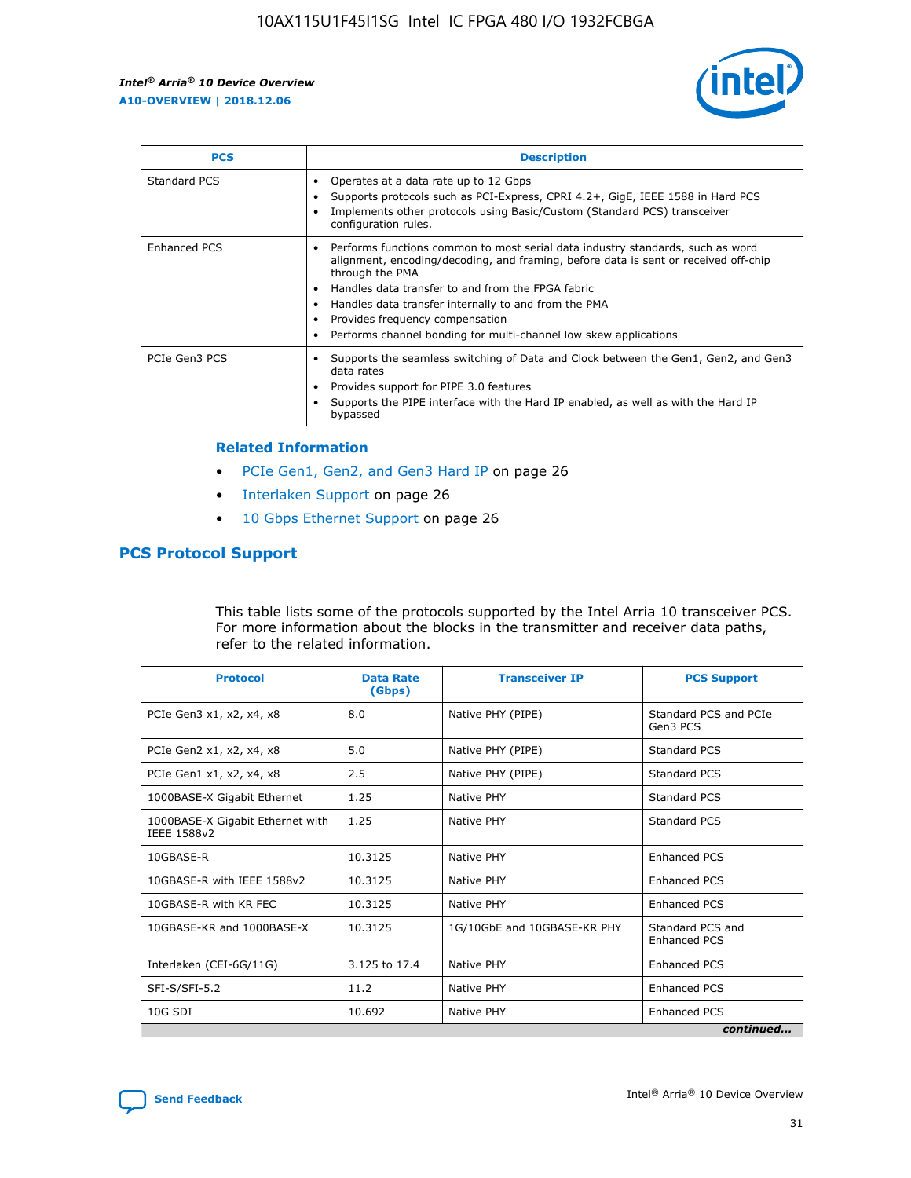| PCS | Description |
| --- | --- |
| Standard PCS | • Operates at a data rate up to 12 Gbps<br>• Supports protocols such as PCI-Express, CPRI 4.2+, GigE, IEEE 1588 in Hard PCS<br>• Implements other protocols using Basic/Custom (Standard PCS) transceiver configuration rules. |
| Enhanced PCS | • Performs functions common to most serial data industry standards, such as word alignment, encoding/decoding, and framing, before data is sent or received off-chip through the PMA<br>• Handles data transfer to and from the FPGA fabric<br>• Handles data transfer internally to and from the PMA<br>• Provides frequency compensation<br>• Performs channel bonding for multi-channel low skew applications |
| PCIe Gen3 PCS | • Supports the seamless switching of Data and Clock between the Gen1, Gen2, and Gen3 data rates<br>• Provides support for PIPE 3.0 features<br>• Supports the PIPE interface with the Hard IP enabled, as well as with the Hard IP bypassed |

### Related Information

- PCIe Gen1, Gen2, and Gen3 Hard IP on page 26
- Interlaken Support on page 26
- 10 Gbps Ethernet Support on page 26

## PCS Protocol Support

This table lists some of the protocols supported by the Intel Arria 10 transceiver PCS. For more information about the blocks in the transmitter and receiver data paths, refer to the related information.

| Protocol | Data Rate (Gbps) | Transceiver IP | PCS Support |
| --- | --- | --- | --- |
| PCIe Gen3 x1, x2, x4, x8 | 8.0 | Native PHY (PIPE) | Standard PCS and PCIe Gen3 PCS |
| PCIe Gen2 x1, x2, x4, x8 | 5.0 | Native PHY (PIPE) | Standard PCS |
| PCIe Gen1 x1, x2, x4, x8 | 2.5 | Native PHY (PIPE) | Standard PCS |
| 1000BASE-X Gigabit Ethernet | 1.25 | Native PHY | Standard PCS |
| 1000BASE-X Gigabit Ethernet with IEEE 1588v2 | 1.25 | Native PHY | Standard PCS |
| 10GBASE-R | 10.3125 | Native PHY | Enhanced PCS |
| 10GBASE-R with IEEE 1588v2 | 10.3125 | Native PHY | Enhanced PCS |
| 10GBASE-R with KR FEC | 10.3125 | Native PHY | Enhanced PCS |
| 10GBASE-KR and 1000BASE-X | 10.3125 | 1G/10GbE and 10GBASE-KR PHY | Standard PCS and Enhanced PCS |
| Interlaken (CEI-6G/11G) | 3.125 to 17.4 | Native PHY | Enhanced PCS |
| SFI-S/SFI-5.2 | 11.2 | Native PHY | Enhanced PCS |
| 10G SDI | 10.692 | Native PHY | Enhanced PCS |

*continued...*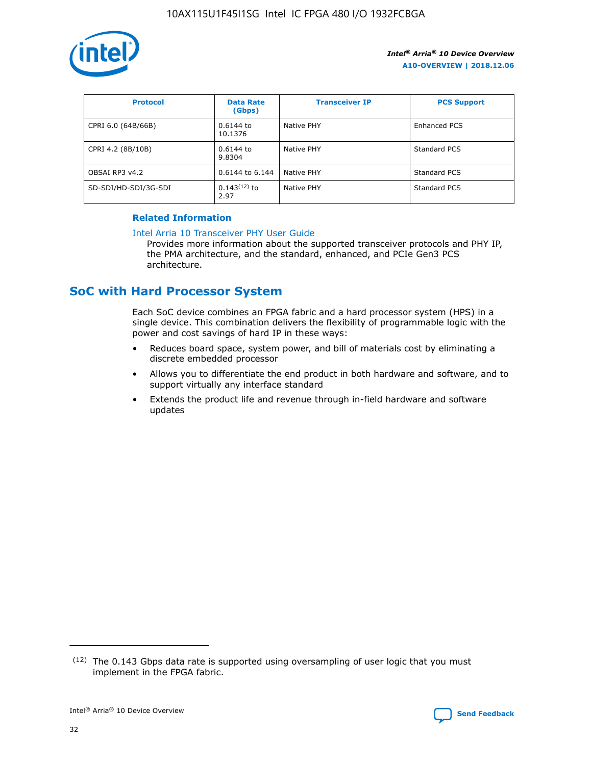| Protocol | Data Rate (Gbps) | Transceiver IP | PCS Support |
| --- | --- | --- | --- |
| CPRI 6.0 (64B/66B) | 0.6144 to 10.1376 | Native PHY | Enhanced PCS |
| CPRI 4.2 (8B/10B) | 0.6144 to 9.8304 | Native PHY | Standard PCS |
| OBSAI RP3 v4.2 | 0.6144 to 6.144 | Native PHY | Standard PCS |
| SD-SDI/HD-SDI/3G-SDI | 0.143[12] to 2.97 | Native PHY | Standard PCS |

**Related Information**

Intel Arria 10 Transceiver PHY User Guide
Provides more information about the supported transceiver protocols and PHY IP, the PMA architecture, and the standard, enhanced, and PCIe Gen3 PCS architecture.

## SoC with Hard Processor System

Each SoC device combines an FPGA fabric and a hard processor system (HPS) in a single device. This combination delivers the flexibility of programmable logic with the power and cost savings of hard IP in these ways:

- Reduces board space, system power, and bill of materials cost by eliminating a discrete embedded processor
- Allows you to differentiate the end product in both hardware and software, and to support virtually any interface standard
- Extends the product life and revenue through in-field hardware and software updates

[12] The 0.143 Gbps data rate is supported using oversampling of user logic that you must implement in the FPGA fabric.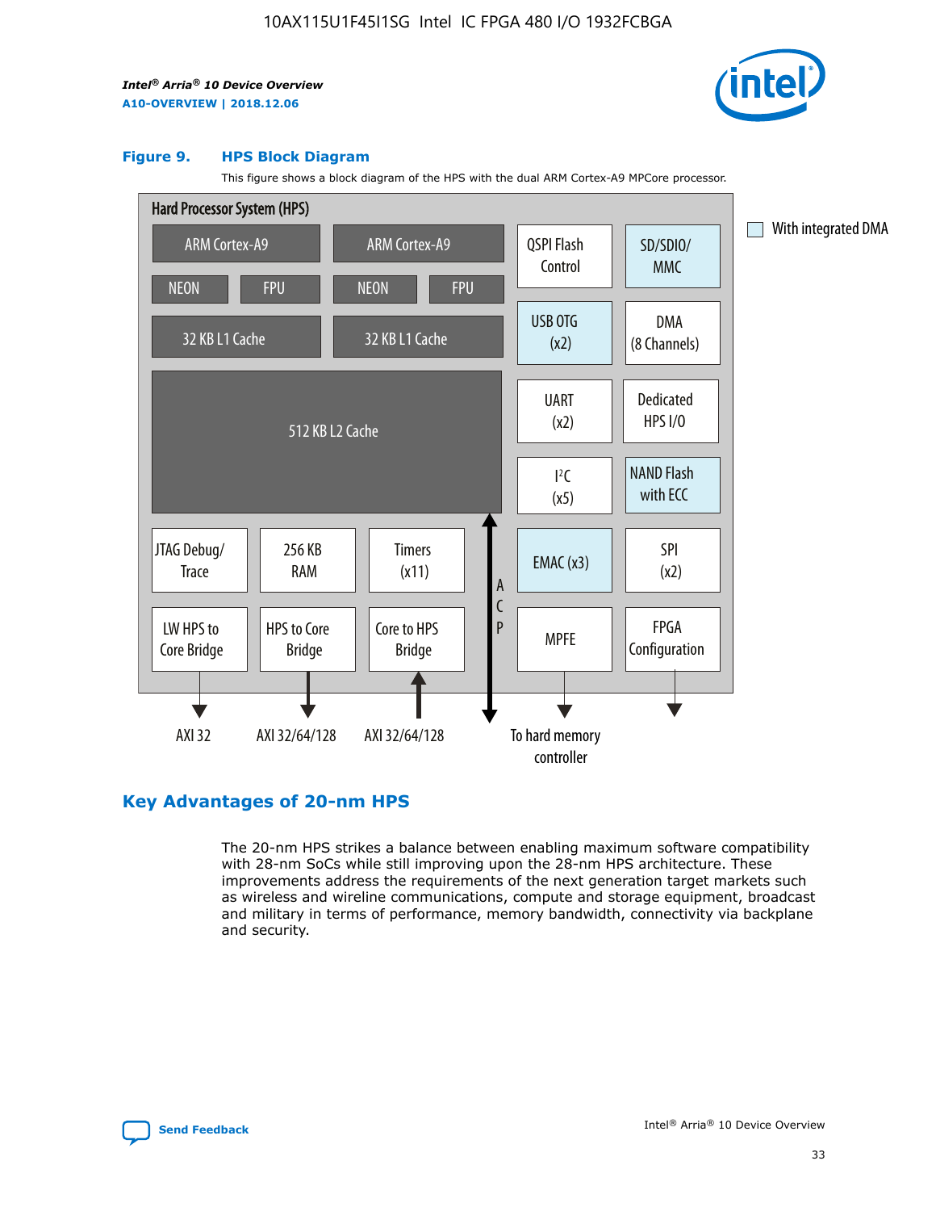#### Figure 9. HPS Block Diagram

This figure shows a block diagram of the HPS with the dual ARM Cortex-A9 MPCore processor.

Hard Processor System (HPS)

ARM Cortex-A9 | ARM Cortex-A9 | QSPI Flash Control | SD/SDIO/MMC

NEON | FPU | NEON | FPU

32 KB L1 Cache | 32 KB L1 Cache | USB OTG (x2) | DMA (8 Channels)

512 KB L2 Cache | UART (x2) | Dedicated HPS I/O | I²C (x5) | NAND Flash with ECC

JTAG Debug/Trace | 256 KB RAM | Timers (x11) | ACP | EMAC (x3) | SPI (x2)

LW HPS to Core Bridge | HPS to Core Bridge | Core to HPS Bridge | MPFE | FPGA Configuration

AXI 32 | AXI 32/64/128 | AXI 32/64/128 | To hard memory controller

With integrated DMA

## Key Advantages of 20-nm HPS

The 20-nm HPS strikes a balance between enabling maximum software compatibility with 28-nm SoCs while still improving upon the 28-nm HPS architecture. These improvements address the requirements of the next generation target markets such as wireless and wireline communications, compute and storage equipment, broadcast and military in terms of performance, memory bandwidth, connectivity via backplane and security.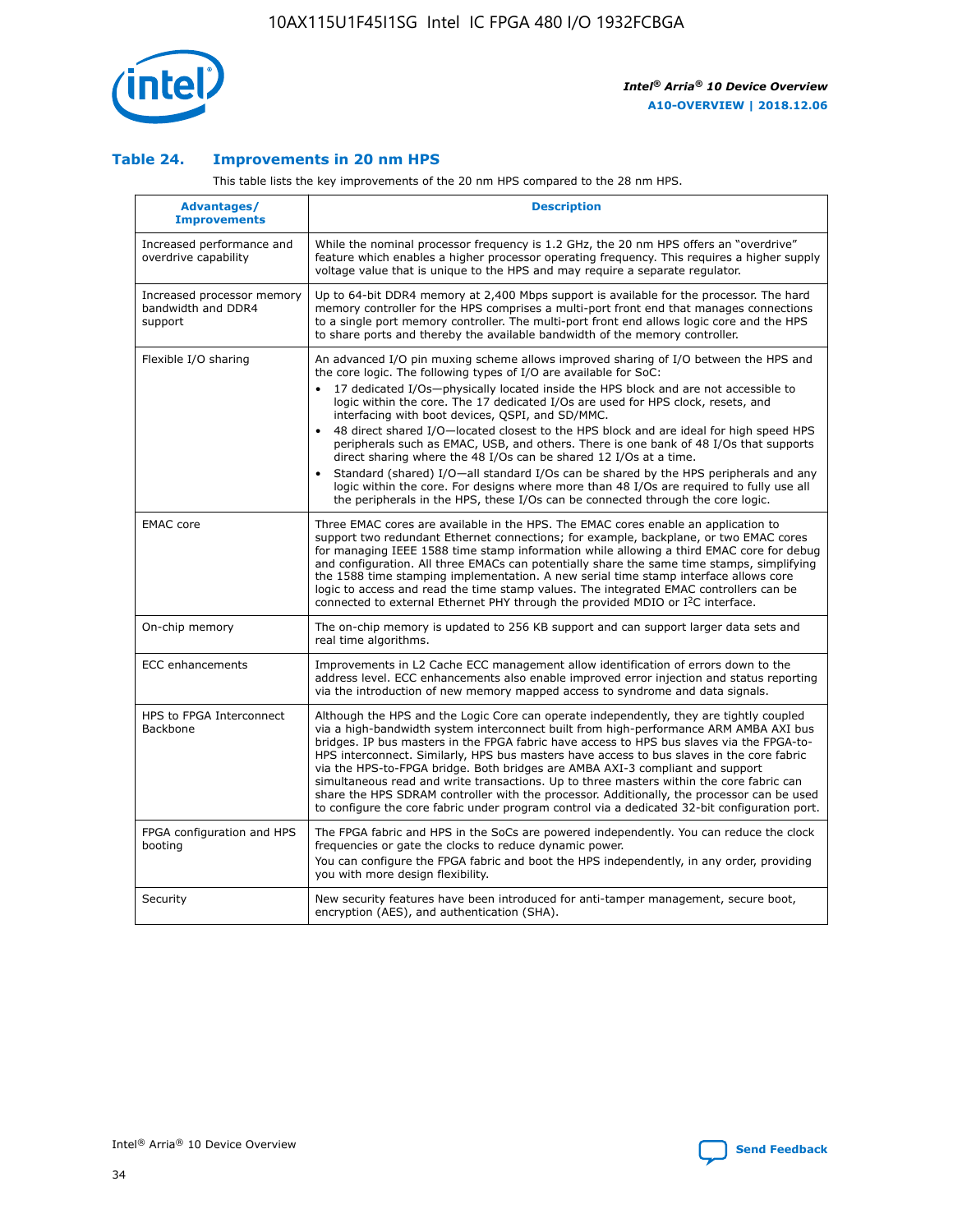### Table 24. Improvements in 20 nm HPS

This table lists the key improvements of the 20 nm HPS compared to the 28 nm HPS.

| Advantages/ Improvements | Description |
| --- | --- |
| Increased performance and overdrive capability | While the nominal processor frequency is 1.2 GHz, the 20 nm HPS offers an "overdrive" feature which enables a higher processor operating frequency. This requires a higher supply voltage value that is unique to the HPS and may require a separate regulator. |
| Increased processor memory bandwidth and DDR4 support | Up to 64-bit DDR4 memory at 2,400 Mbps support is available for the processor. The hard memory controller for the HPS comprises a multi-port front end that manages connections to a single port memory controller. The multi-port front end allows logic core and the HPS to share ports and thereby the available bandwidth of the memory controller. |
| Flexible I/O sharing | An advanced I/O pin muxing scheme allows improved sharing of I/O between the HPS and the core logic. The following types of I/O are available for SoC:<br>• 17 dedicated I/Os—physically located inside the HPS block and are not accessible to logic within the core. The 17 dedicated I/Os are used for HPS clock, resets, and interfacing with boot devices, QSPI, and SD/MMC.<br>• 48 direct shared I/O—located closest to the HPS block and are ideal for high speed HPS peripherals such as EMAC, USB, and others. There is one bank of 48 I/Os that supports direct sharing where the 48 I/Os can be shared 12 I/Os at a time.<br>• Standard (shared) I/O—all standard I/Os can be shared by the HPS peripherals and any logic within the core. For designs where more than 48 I/Os are required to fully use all the peripherals in the HPS, these I/Os can be connected through the core logic. |
| EMAC core | Three EMAC cores are available in the HPS. The EMAC cores enable an application to support two redundant Ethernet connections; for example, backplane, or two EMAC cores for managing IEEE 1588 time stamp information while allowing a third EMAC core for debug and configuration. All three EMACs can potentially share the same time stamps, simplifying the 1588 time stamping implementation. A new serial time stamp interface allows core logic to access and read the time stamp values. The integrated EMAC controllers can be connected to external Ethernet PHY through the provided MDIO or I²C interface. |
| On-chip memory | The on-chip memory is updated to 256 KB support and can support larger data sets and real time algorithms. |
| ECC enhancements | Improvements in L2 Cache ECC management allow identification of errors down to the address level. ECC enhancements also enable improved error injection and status reporting via the introduction of new memory mapped access to syndrome and data signals. |
| HPS to FPGA Interconnect Backbone | Although the HPS and the Logic Core can operate independently, they are tightly coupled via a high-bandwidth system interconnect built from high-performance ARM AMBA AXI bus bridges. IP bus masters in the FPGA fabric have access to HPS bus slaves via the FPGA-to-HPS interconnect. Similarly, HPS bus masters have access to bus slaves in the core fabric via the HPS-to-FPGA bridge. Both bridges are AMBA AXI-3 compliant and support simultaneous read and write transactions. Up to three masters within the core fabric can share the HPS SDRAM controller with the processor. Additionally, the processor can be used to configure the core fabric under program control via a dedicated 32-bit configuration port. |
| FPGA configuration and HPS booting | The FPGA fabric and HPS in the SoCs are powered independently. You can reduce the clock frequencies or gate the clocks to reduce dynamic power.<br>You can configure the FPGA fabric and boot the HPS independently, in any order, providing you with more design flexibility. |
| Security | New security features have been introduced for anti-tamper management, secure boot, encryption (AES), and authentication (SHA). |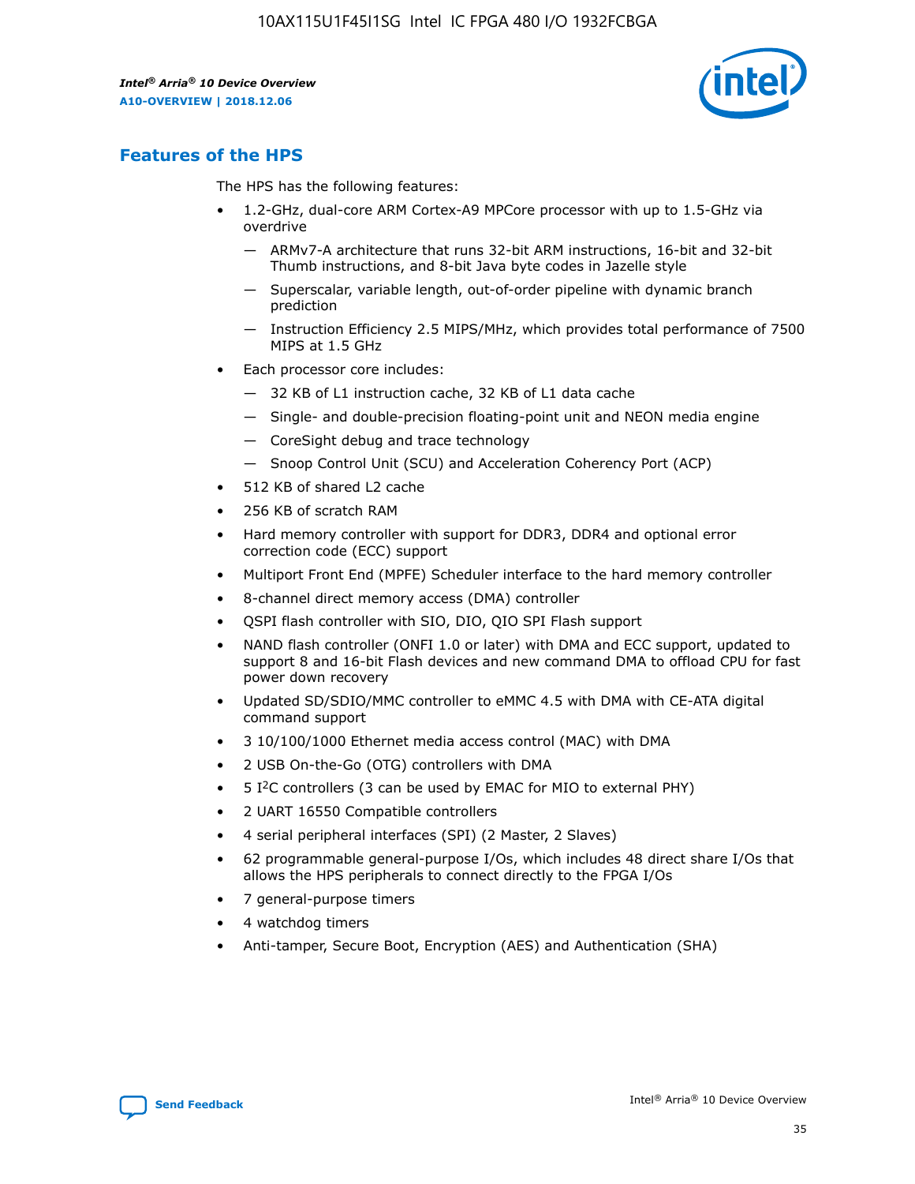## Features of the HPS

The HPS has the following features:

- 1.2-GHz, dual-core ARM Cortex-A9 MPCore processor with up to 1.5-GHz via overdrive
  - — ARMv7-A architecture that runs 32-bit ARM instructions, 16-bit and 32-bit Thumb instructions, and 8-bit Java byte codes in Jazelle style
  - — Superscalar, variable length, out-of-order pipeline with dynamic branch prediction
  - — Instruction Efficiency 2.5 MIPS/MHz, which provides total performance of 7500 MIPS at 1.5 GHz
- Each processor core includes:
  - — 32 KB of L1 instruction cache, 32 KB of L1 data cache
  - — Single- and double-precision floating-point unit and NEON media engine
  - — CoreSight debug and trace technology
  - — Snoop Control Unit (SCU) and Acceleration Coherency Port (ACP)
- 512 KB of shared L2 cache
- 256 KB of scratch RAM
- Hard memory controller with support for DDR3, DDR4 and optional error correction code (ECC) support
- Multiport Front End (MPFE) Scheduler interface to the hard memory controller
- 8-channel direct memory access (DMA) controller
- QSPI flash controller with SIO, DIO, QIO SPI Flash support
- NAND flash controller (ONFI 1.0 or later) with DMA and ECC support, updated to support 8 and 16-bit Flash devices and new command DMA to offload CPU for fast power down recovery
- Updated SD/SDIO/MMC controller to eMMC 4.5 with DMA with CE-ATA digital command support
- 3 10/100/1000 Ethernet media access control (MAC) with DMA
- 2 USB On-the-Go (OTG) controllers with DMA
- 5 I²C controllers (3 can be used by EMAC for MIO to external PHY)
- 2 UART 16550 Compatible controllers
- 4 serial peripheral interfaces (SPI) (2 Master, 2 Slaves)
- 62 programmable general-purpose I/Os, which includes 48 direct share I/Os that allows the HPS peripherals to connect directly to the FPGA I/Os
- 7 general-purpose timers
- 4 watchdog timers
- Anti-tamper, Secure Boot, Encryption (AES) and Authentication (SHA)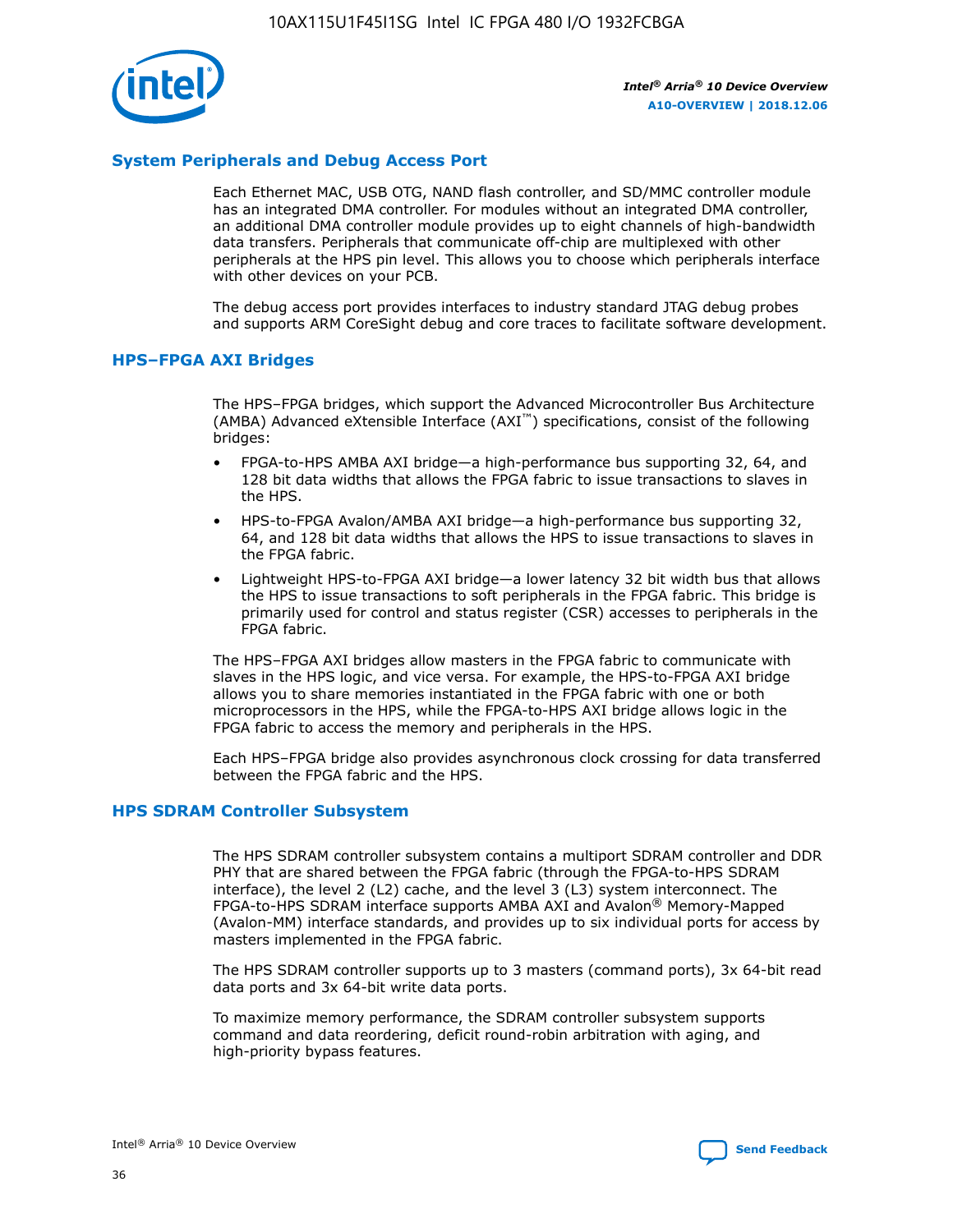## System Peripherals and Debug Access Port

Each Ethernet MAC, USB OTG, NAND flash controller, and SD/MMC controller module has an integrated DMA controller. For modules without an integrated DMA controller, an additional DMA controller module provides up to eight channels of high-bandwidth data transfers. Peripherals that communicate off-chip are multiplexed with other peripherals at the HPS pin level. This allows you to choose which peripherals interface with other devices on your PCB.

The debug access port provides interfaces to industry standard JTAG debug probes and supports ARM CoreSight debug and core traces to facilitate software development.

## HPS–FPGA AXI Bridges

The HPS–FPGA bridges, which support the Advanced Microcontroller Bus Architecture (AMBA) Advanced eXtensible Interface (AXI™) specifications, consist of the following bridges:

- FPGA-to-HPS AMBA AXI bridge—a high-performance bus supporting 32, 64, and 128 bit data widths that allows the FPGA fabric to issue transactions to slaves in the HPS.
- HPS-to-FPGA Avalon/AMBA AXI bridge—a high-performance bus supporting 32, 64, and 128 bit data widths that allows the HPS to issue transactions to slaves in the FPGA fabric.
- Lightweight HPS-to-FPGA AXI bridge—a lower latency 32 bit width bus that allows the HPS to issue transactions to soft peripherals in the FPGA fabric. This bridge is primarily used for control and status register (CSR) accesses to peripherals in the FPGA fabric.

The HPS–FPGA AXI bridges allow masters in the FPGA fabric to communicate with slaves in the HPS logic, and vice versa. For example, the HPS-to-FPGA AXI bridge allows you to share memories instantiated in the FPGA fabric with one or both microprocessors in the HPS, while the FPGA-to-HPS AXI bridge allows logic in the FPGA fabric to access the memory and peripherals in the HPS.

Each HPS–FPGA bridge also provides asynchronous clock crossing for data transferred between the FPGA fabric and the HPS.

## HPS SDRAM Controller Subsystem

The HPS SDRAM controller subsystem contains a multiport SDRAM controller and DDR PHY that are shared between the FPGA fabric (through the FPGA-to-HPS SDRAM interface), the level 2 (L2) cache, and the level 3 (L3) system interconnect. The FPGA-to-HPS SDRAM interface supports AMBA AXI and Avalon® Memory-Mapped (Avalon-MM) interface standards, and provides up to six individual ports for access by masters implemented in the FPGA fabric.

The HPS SDRAM controller supports up to 3 masters (command ports), 3x 64-bit read data ports and 3x 64-bit write data ports.

To maximize memory performance, the SDRAM controller subsystem supports command and data reordering, deficit round-robin arbitration with aging, and high-priority bypass features.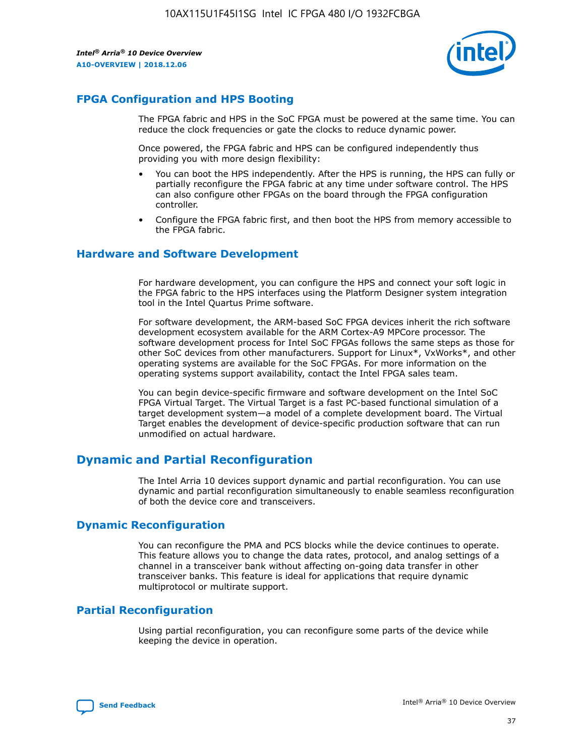## FPGA Configuration and HPS Booting

The FPGA fabric and HPS in the SoC FPGA must be powered at the same time. You can reduce the clock frequencies or gate the clocks to reduce dynamic power.

Once powered, the FPGA fabric and HPS can be configured independently thus providing you with more design flexibility:

- You can boot the HPS independently. After the HPS is running, the HPS can fully or partially reconfigure the FPGA fabric at any time under software control. The HPS can also configure other FPGAs on the board through the FPGA configuration controller.
- Configure the FPGA fabric first, and then boot the HPS from memory accessible to the FPGA fabric.

## Hardware and Software Development

For hardware development, you can configure the HPS and connect your soft logic in the FPGA fabric to the HPS interfaces using the Platform Designer system integration tool in the Intel Quartus Prime software.

For software development, the ARM-based SoC FPGA devices inherit the rich software development ecosystem available for the ARM Cortex-A9 MPCore processor. The software development process for Intel SoC FPGAs follows the same steps as those for other SoC devices from other manufacturers. Support for Linux*, VxWorks*, and other operating systems are available for the SoC FPGAs. For more information on the operating systems support availability, contact the Intel FPGA sales team.

You can begin device-specific firmware and software development on the Intel SoC FPGA Virtual Target. The Virtual Target is a fast PC-based functional simulation of a target development system—a model of a complete development board. The Virtual Target enables the development of device-specific production software that can run unmodified on actual hardware.

# Dynamic and Partial Reconfiguration

The Intel Arria 10 devices support dynamic and partial reconfiguration. You can use dynamic and partial reconfiguration simultaneously to enable seamless reconfiguration of both the device core and transceivers.

## Dynamic Reconfiguration

You can reconfigure the PMA and PCS blocks while the device continues to operate. This feature allows you to change the data rates, protocol, and analog settings of a channel in a transceiver bank without affecting on-going data transfer in other transceiver banks. This feature is ideal for applications that require dynamic multiprotocol or multirate support.

## Partial Reconfiguration

Using partial reconfiguration, you can reconfigure some parts of the device while keeping the device in operation.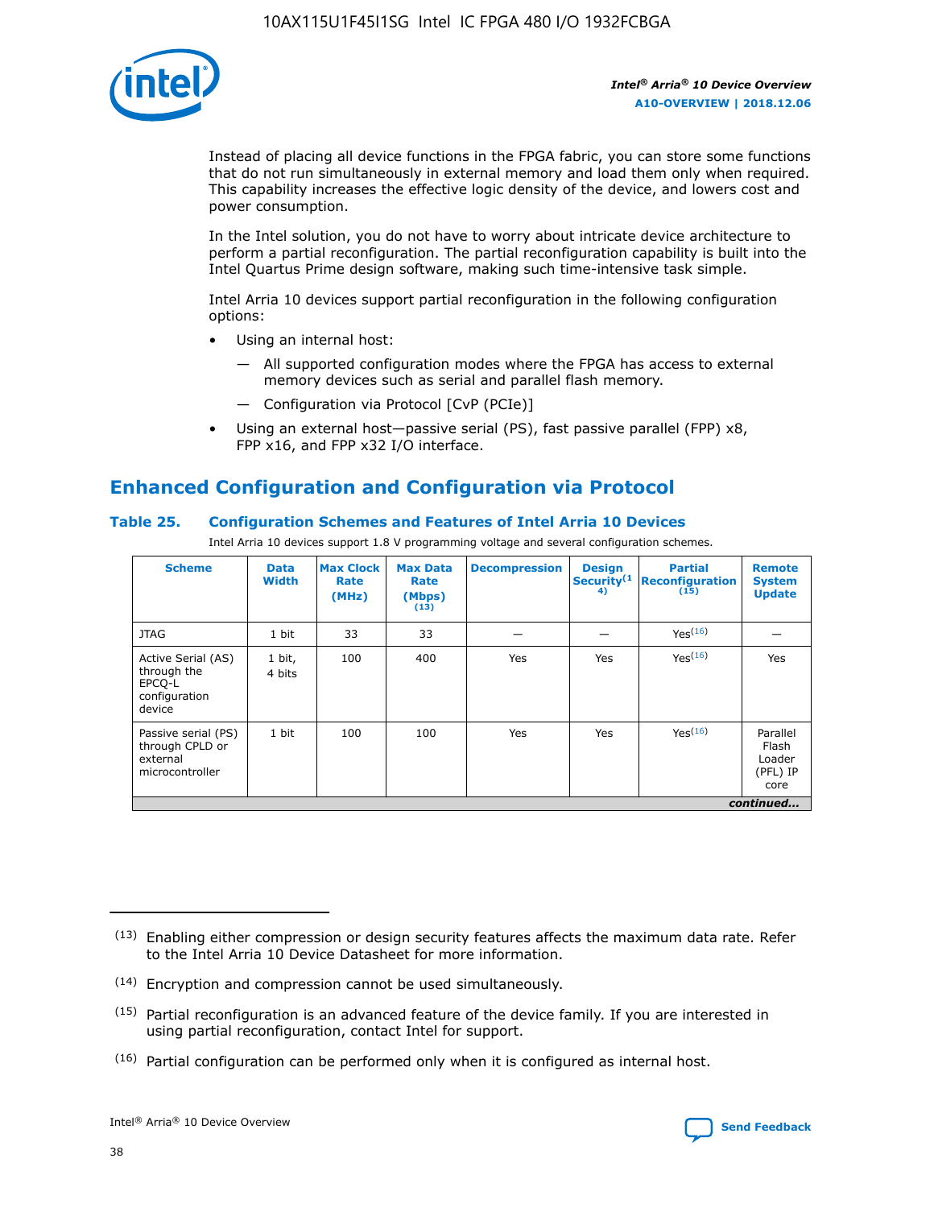Instead of placing all device functions in the FPGA fabric, you can store some functions that do not run simultaneously in external memory and load them only when required. This capability increases the effective logic density of the device, and lowers cost and power consumption.

In the Intel solution, you do not have to worry about intricate device architecture to perform a partial reconfiguration. The partial reconfiguration capability is built into the Intel Quartus Prime design software, making such time-intensive task simple.

Intel Arria 10 devices support partial reconfiguration in the following configuration options:

- Using an internal host:
  - All supported configuration modes where the FPGA has access to external memory devices such as serial and parallel flash memory.
  - Configuration via Protocol [CvP (PCIe)]
- Using an external host—passive serial (PS), fast passive parallel (FPP) x8, FPP x16, and FPP x32 I/O interface.

## Enhanced Configuration and Configuration via Protocol

### Table 25. Configuration Schemes and Features of Intel Arria 10 Devices

Intel Arria 10 devices support 1.8 V programming voltage and several configuration schemes.

| Scheme | Data Width | Max Clock Rate (MHz) | Max Data Rate (Mbps) [13] | Decompression | Design Security[14] | Partial Reconfiguration [15] | Remote System Update |
|---|---|---|---|---|---|---|---|
| JTAG | 1 bit | 33 | 33 | — | — | Yes[16] | — |
| Active Serial (AS) through the EPCQ-L configuration device | 1 bit, 4 bits | 100 | 400 | Yes | Yes | Yes[16] | Yes |
| Passive serial (PS) through CPLD or external microcontroller | 1 bit | 100 | 100 | Yes | Yes | Yes[16] | Parallel Flash Loader (PFL) IP core |

*continued...*

(13) Enabling either compression or design security features affects the maximum data rate. Refer to the Intel Arria 10 Device Datasheet for more information.

(14) Encryption and compression cannot be used simultaneously.

(15) Partial reconfiguration is an advanced feature of the device family. If you are interested in using partial reconfiguration, contact Intel for support.

(16) Partial configuration can be performed only when it is configured as internal host.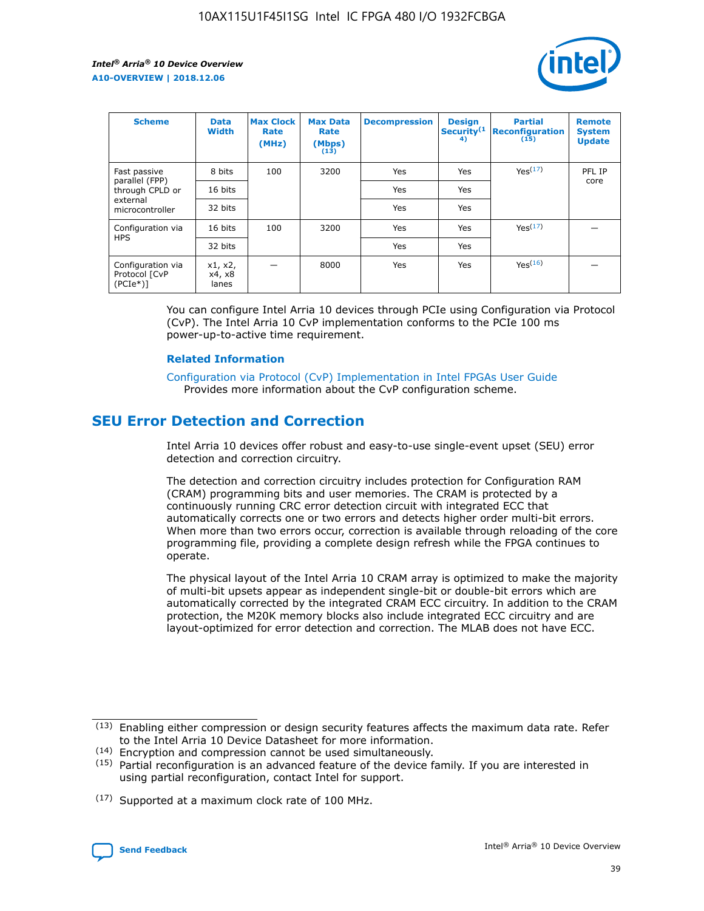| Scheme | Data Width | Max Clock Rate (MHz) | Max Data Rate (Mbps) (13) | Decompression | Design Security (14) | Partial Reconfiguration (15) | Remote System Update |
|---|---|---|---|---|---|---|---|
| Fast passive parallel (FPP) through CPLD or external microcontroller | 8 bits | 100 | 3200 | Yes | Yes | Yes(17) | PFL IP core |
| | 16 bits | | | Yes | Yes | | |
| | 32 bits | | | Yes | Yes | | |
| Configuration via HPS | 16 bits | 100 | 3200 | Yes | Yes | Yes(17) | — |
| | 32 bits | | | Yes | Yes | | |
| Configuration via Protocol [CvP (PCIe*)] | x1, x2, x4, x8 lanes | — | 8000 | Yes | Yes | Yes(16) | — |

You can configure Intel Arria 10 devices through PCIe using Configuration via Protocol (CvP). The Intel Arria 10 CvP implementation conforms to the PCIe 100 ms power-up-to-active time requirement.

### Related Information

Configuration via Protocol (CvP) Implementation in Intel FPGAs User Guide
Provides more information about the CvP configuration scheme.

## SEU Error Detection and Correction

Intel Arria 10 devices offer robust and easy-to-use single-event upset (SEU) error detection and correction circuitry.

The detection and correction circuitry includes protection for Configuration RAM (CRAM) programming bits and user memories. The CRAM is protected by a continuously running CRC error detection circuit with integrated ECC that automatically corrects one or two errors and detects higher order multi-bit errors. When more than two errors occur, correction is available through reloading of the core programming file, providing a complete design refresh while the FPGA continues to operate.

The physical layout of the Intel Arria 10 CRAM array is optimized to make the majority of multi-bit upsets appear as independent single-bit or double-bit errors which are automatically corrected by the integrated CRAM ECC circuitry. In addition to the CRAM protection, the M20K memory blocks also include integrated ECC circuitry and are layout-optimized for error detection and correction. The MLAB does not have ECC.

(13) Enabling either compression or design security features affects the maximum data rate. Refer to the Intel Arria 10 Device Datasheet for more information.

(14) Encryption and compression cannot be used simultaneously.

(15) Partial reconfiguration is an advanced feature of the device family. If you are interested in using partial reconfiguration, contact Intel for support.

(17) Supported at a maximum clock rate of 100 MHz.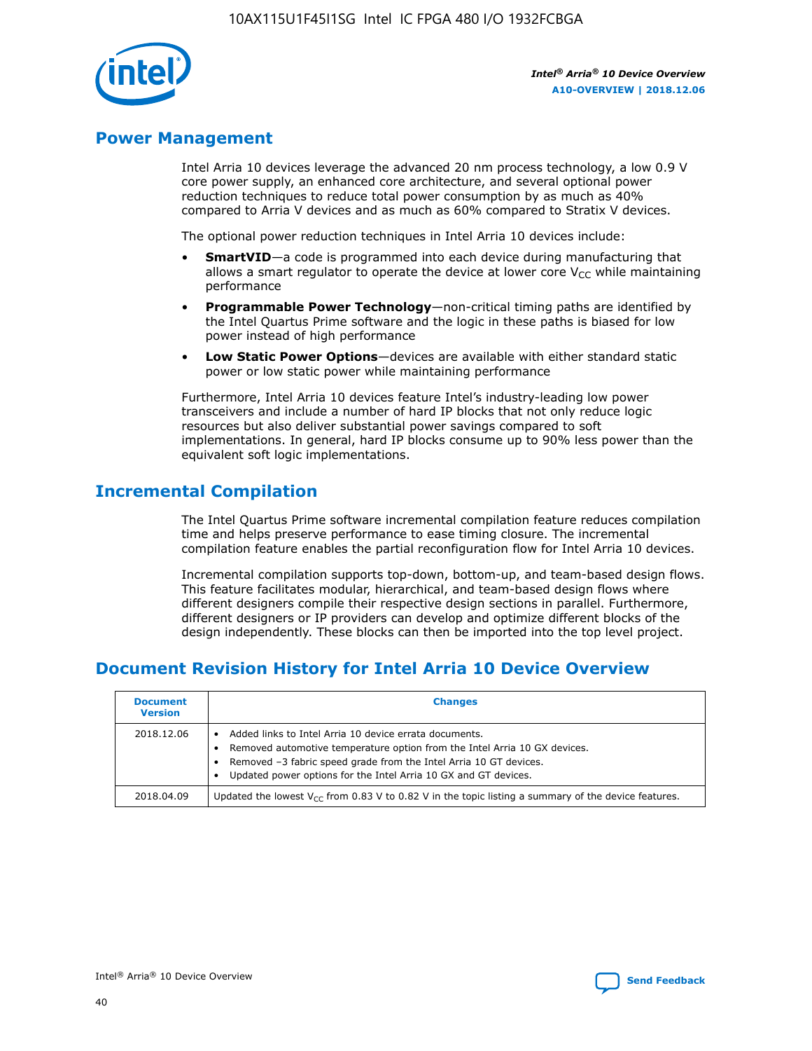## Power Management

Intel Arria 10 devices leverage the advanced 20 nm process technology, a low 0.9 V core power supply, an enhanced core architecture, and several optional power reduction techniques to reduce total power consumption by as much as 40% compared to Arria V devices and as much as 60% compared to Stratix V devices.

The optional power reduction techniques in Intel Arria 10 devices include:

- **SmartVID**—a code is programmed into each device during manufacturing that allows a smart regulator to operate the device at lower core $V_{CC}$ while maintaining performance
- **Programmable Power Technology**—non-critical timing paths are identified by the Intel Quartus Prime software and the logic in these paths is biased for low power instead of high performance
- **Low Static Power Options**—devices are available with either standard static power or low static power while maintaining performance

Furthermore, Intel Arria 10 devices feature Intel's industry-leading low power transceivers and include a number of hard IP blocks that not only reduce logic resources but also deliver substantial power savings compared to soft implementations. In general, hard IP blocks consume up to 90% less power than the equivalent soft logic implementations.

## Incremental Compilation

The Intel Quartus Prime software incremental compilation feature reduces compilation time and helps preserve performance to ease timing closure. The incremental compilation feature enables the partial reconfiguration flow for Intel Arria 10 devices.

Incremental compilation supports top-down, bottom-up, and team-based design flows. This feature facilitates modular, hierarchical, and team-based design flows where different designers compile their respective design sections in parallel. Furthermore, different designers or IP providers can develop and optimize different blocks of the design independently. These blocks can then be imported into the top level project.

## Document Revision History for Intel Arria 10 Device Overview

| Document Version | Changes |
| --- | --- |
| 2018.12.06 | • Added links to Intel Arria 10 device errata documents.<br>• Removed automotive temperature option from the Intel Arria 10 GX devices.<br>• Removed –3 fabric speed grade from the Intel Arria 10 GT devices.<br>• Updated power options for the Intel Arria 10 GX and GT devices. |
| 2018.04.09 | Updated the lowest $V_{CC}$ from 0.83 V to 0.82 V in the topic listing a summary of the device features. |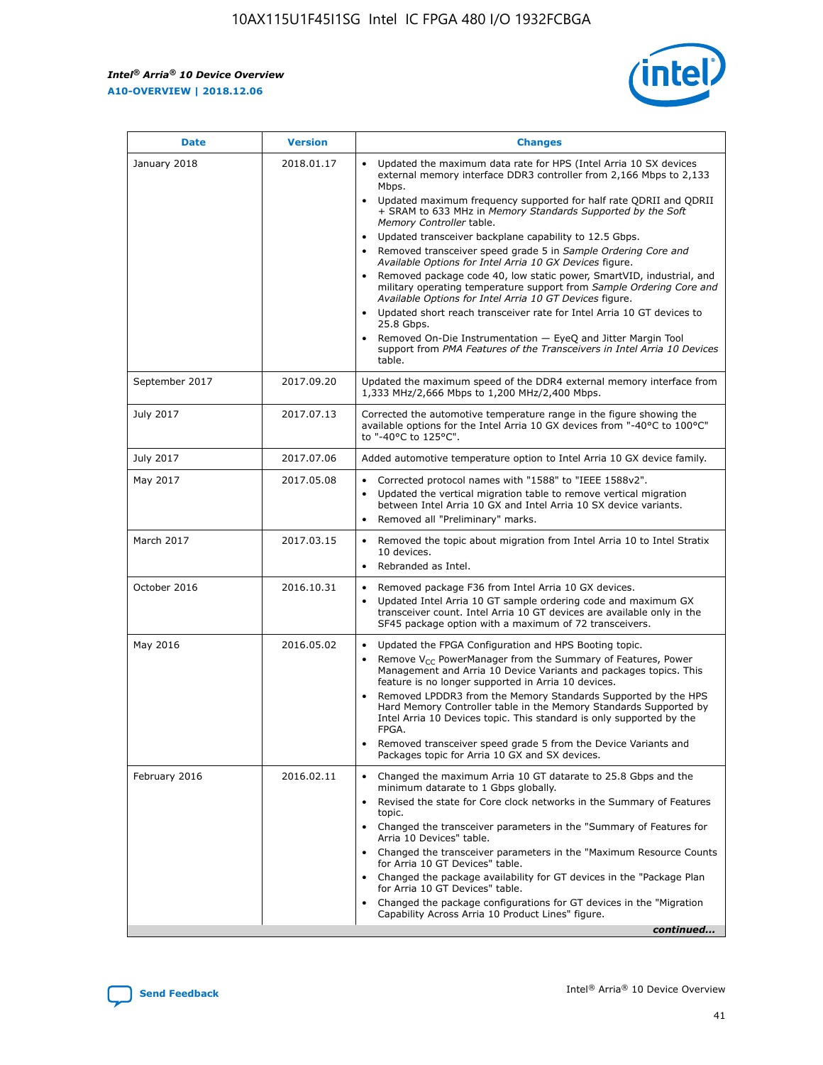| Date | Version | Changes |
| --- | --- | --- |
| January 2018 | 2018.01.17 | • Updated the maximum data rate for HPS (Intel Arria 10 SX devices external memory interface DDR3 controller from 2,166 Mbps to 2,133 Mbps.<br>• Updated maximum frequency supported for half rate QDRII and QDRII + SRAM to 633 MHz in *Memory Standards Supported by the Soft Memory Controller* table.<br>• Updated transceiver backplane capability to 12.5 Gbps.<br>• Removed transceiver speed grade 5 in *Sample Ordering Core and Available Options for Intel Arria 10 GX Devices* figure.<br>• Removed package code 40, low static power, SmartVID, industrial, and military operating temperature support from *Sample Ordering Core and Available Options for Intel Arria 10 GT Devices* figure.<br>• Updated short reach transceiver rate for Intel Arria 10 GT devices to 25.8 Gbps.<br>• Removed On-Die Instrumentation — EyeQ and Jitter Margin Tool support from *PMA Features of the Transceivers in Intel Arria 10 Devices* table. |
| September 2017 | 2017.09.20 | Updated the maximum speed of the DDR4 external memory interface from 1,333 MHz/2,666 Mbps to 1,200 MHz/2,400 Mbps. |
| July 2017 | 2017.07.13 | Corrected the automotive temperature range in the figure showing the available options for the Intel Arria 10 GX devices from "-40°C to 100°C" to "-40°C to 125°C". |
| July 2017 | 2017.07.06 | Added automotive temperature option to Intel Arria 10 GX device family. |
| May 2017 | 2017.05.08 | • Corrected protocol names with "1588" to "IEEE 1588v2".<br>• Updated the vertical migration table to remove vertical migration between Intel Arria 10 GX and Intel Arria 10 SX device variants.<br>• Removed all "Preliminary" marks. |
| March 2017 | 2017.03.15 | • Removed the topic about migration from Intel Arria 10 to Intel Stratix 10 devices.<br>• Rebranded as Intel. |
| October 2016 | 2016.10.31 | • Removed package F36 from Intel Arria 10 GX devices.<br>• Updated Intel Arria 10 GT sample ordering code and maximum GX transceiver count. Intel Arria 10 GT devices are available only in the SF45 package option with a maximum of 72 transceivers. |
| May 2016 | 2016.05.02 | • Updated the FPGA Configuration and HPS Booting topic.<br>• Remove $V_{CC}$ PowerManager from the Summary of Features, Power Management and Arria 10 Device Variants and packages topics. This feature is no longer supported in Arria 10 devices.<br>• Removed LPDDR3 from the Memory Standards Supported by the HPS Hard Memory Controller table in the Memory Standards Supported by Intel Arria 10 Devices topic. This standard is only supported by the FPGA.<br>• Removed transceiver speed grade 5 from the Device Variants and Packages topic for Arria 10 GX and SX devices. |
| February 2016 | 2016.02.11 | • Changed the maximum Arria 10 GT datarate to 25.8 Gbps and the minimum datarate to 1 Gbps globally.<br>• Revised the state for Core clock networks in the Summary of Features topic.<br>• Changed the transceiver parameters in the "Summary of Features for Arria 10 Devices" table.<br>• Changed the transceiver parameters in the "Maximum Resource Counts for Arria 10 GT Devices" table.<br>• Changed the package availability for GT devices in the "Package Plan for Arria 10 GT Devices" table.<br>• Changed the package configurations for GT devices in the "Migration Capability Across Arria 10 Product Lines" figure. |

*continued...*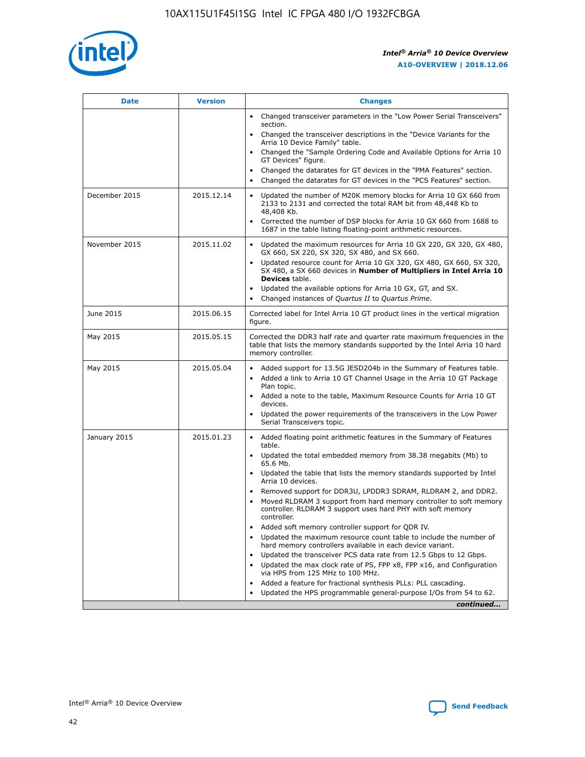| Date | Version | Changes |
|---|---|---|
| | | • Changed transceiver parameters in the "Low Power Serial Transceivers" section.<br>• Changed the transceiver descriptions in the "Device Variants for the Arria 10 Device Family" table.<br>• Changed the "Sample Ordering Code and Available Options for Arria 10 GT Devices" figure.<br>• Changed the datarates for GT devices in the "PMA Features" section.<br>• Changed the datarates for GT devices in the "PCS Features" section. |
| December 2015 | 2015.12.14 | • Updated the number of M20K memory blocks for Arria 10 GX 660 from 2133 to 2131 and corrected the total RAM bit from 48,448 Kb to 48,408 Kb.<br>• Corrected the number of DSP blocks for Arria 10 GX 660 from 1688 to 1687 in the table listing floating-point arithmetic resources. |
| November 2015 | 2015.11.02 | • Updated the maximum resources for Arria 10 GX 220, GX 320, GX 480, GX 660, SX 220, SX 320, SX 480, and SX 660.<br>• Updated resource count for Arria 10 GX 320, GX 480, GX 660, SX 320, SX 480, a SX 660 devices in **Number of Multipliers in Intel Arria 10 Devices** table.<br>• Updated the available options for Arria 10 GX, GT, and SX.<br>• Changed instances of *Quartus II* to *Quartus Prime*. |
| June 2015 | 2015.06.15 | Corrected label for Intel Arria 10 GT product lines in the vertical migration figure. |
| May 2015 | 2015.05.15 | Corrected the DDR3 half rate and quarter rate maximum frequencies in the table that lists the memory standards supported by the Intel Arria 10 hard memory controller. |
| May 2015 | 2015.05.04 | • Added support for 13.5G JESD204b in the Summary of Features table.<br>• Added a link to Arria 10 GT Channel Usage in the Arria 10 GT Package Plan topic.<br>• Added a note to the table, Maximum Resource Counts for Arria 10 GT devices.<br>• Updated the power requirements of the transceivers in the Low Power Serial Transceivers topic. |
| January 2015 | 2015.01.23 | • Added floating point arithmetic features in the Summary of Features table.<br>• Updated the total embedded memory from 38.38 megabits (Mb) to 65.6 Mb.<br>• Updated the table that lists the memory standards supported by Intel Arria 10 devices.<br>• Removed support for DDR3U, LPDDR3 SDRAM, RLDRAM 2, and DDR2.<br>• Moved RLDRAM 3 support from hard memory controller to soft memory controller. RLDRAM 3 support uses hard PHY with soft memory controller.<br>• Added soft memory controller support for QDR IV.<br>• Updated the maximum resource count table to include the number of hard memory controllers available in each device variant.<br>• Updated the transceiver PCS data rate from 12.5 Gbps to 12 Gbps.<br>• Updated the max clock rate of PS, FPP x8, FPP x16, and Configuration via HPS from 125 MHz to 100 MHz.<br>• Added a feature for fractional synthesis PLLs: PLL cascading.<br>• Updated the HPS programmable general-purpose I/Os from 54 to 62. |

*continued...*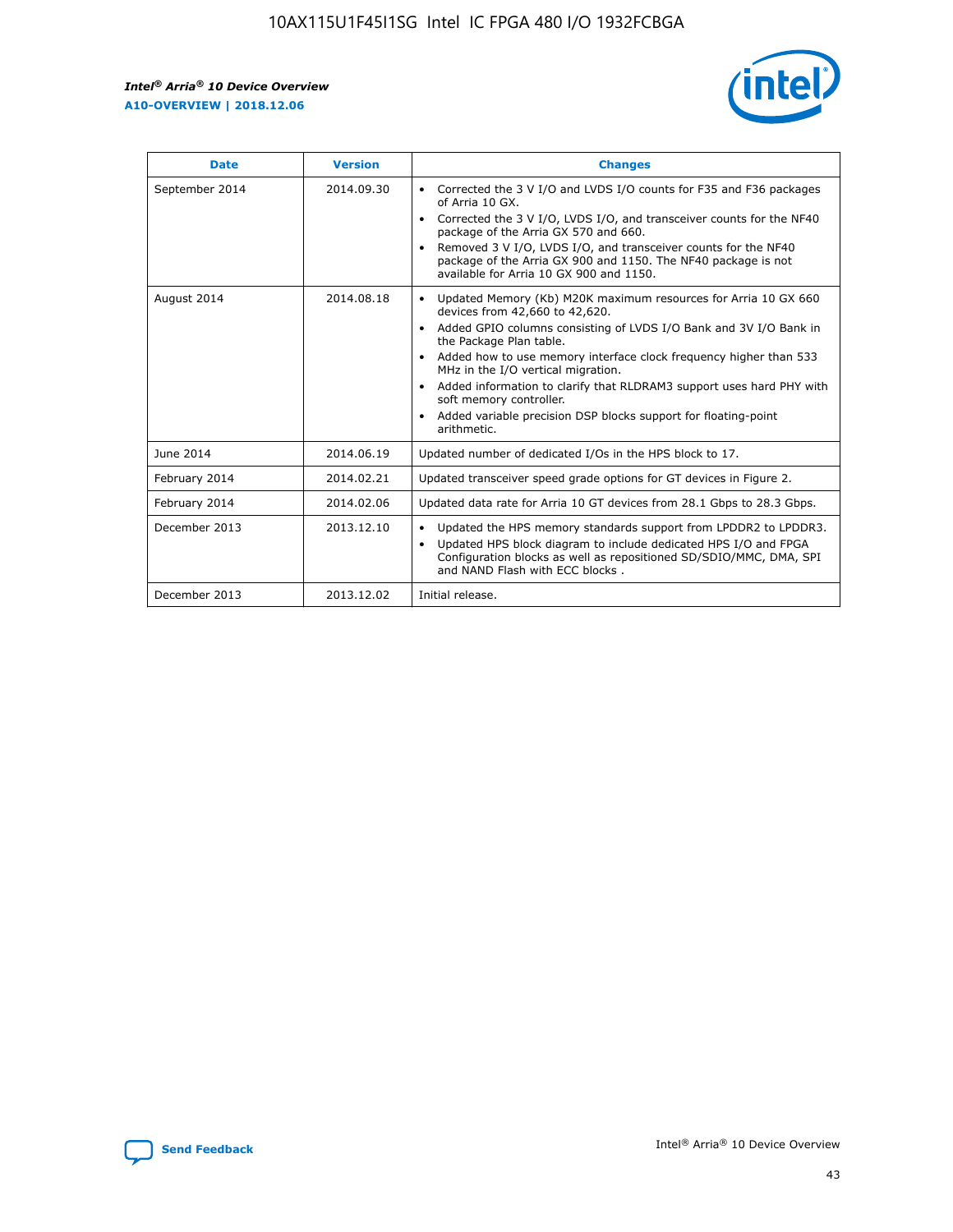| Date | Version | Changes |
| --- | --- | --- |
| September 2014 | 2014.09.30 | • Corrected the 3 V I/O and LVDS I/O counts for F35 and F36 packages of Arria 10 GX.<br>• Corrected the 3 V I/O, LVDS I/O, and transceiver counts for the NF40 package of the Arria GX 570 and 660.<br>• Removed 3 V I/O, LVDS I/O, and transceiver counts for the NF40 package of the Arria GX 900 and 1150. The NF40 package is not available for Arria 10 GX 900 and 1150. |
| August 2014 | 2014.08.18 | • Updated Memory (Kb) M20K maximum resources for Arria 10 GX 660 devices from 42,660 to 42,620.<br>• Added GPIO columns consisting of LVDS I/O Bank and 3V I/O Bank in the Package Plan table.<br>• Added how to use memory interface clock frequency higher than 533 MHz in the I/O vertical migration.<br>• Added information to clarify that RLDRAM3 support uses hard PHY with soft memory controller.<br>• Added variable precision DSP blocks support for floating-point arithmetic. |
| June 2014 | 2014.06.19 | Updated number of dedicated I/Os in the HPS block to 17. |
| February 2014 | 2014.02.21 | Updated transceiver speed grade options for GT devices in Figure 2. |
| February 2014 | 2014.02.06 | Updated data rate for Arria 10 GT devices from 28.1 Gbps to 28.3 Gbps. |
| December 2013 | 2013.12.10 | • Updated the HPS memory standards support from LPDDR2 to LPDDR3.<br>• Updated HPS block diagram to include dedicated HPS I/O and FPGA Configuration blocks as well as repositioned SD/SDIO/MMC, DMA, SPI and NAND Flash with ECC blocks . |
| December 2013 | 2013.12.02 | Initial release. |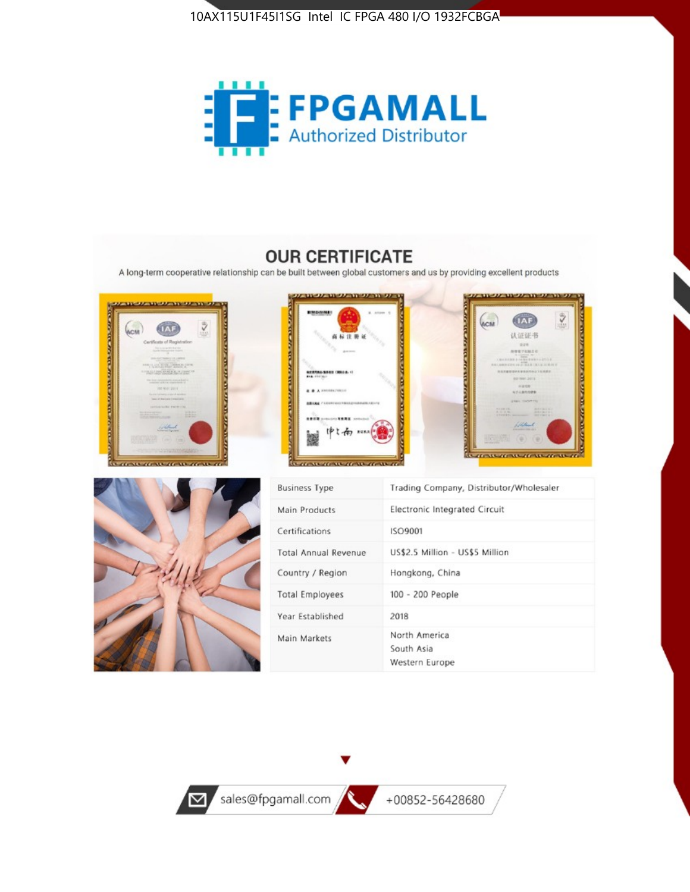FPGAMALL
Authorized Distributor

## OUR CERTIFICATE

A long-term cooperative relationship can be built between global customers and us by providing excellent products

| | |
|---|---|
| Business Type | Trading Company, Distributor/Wholesaler |
| Main Products | Electronic Integrated Circuit |
| Certifications | ISO9001 |
| Total Annual Revenue | US$2.5 Million - US$5 Million |
| Country / Region | Hongkong, China |
| Total Employees | 100 - 200 People |
| Year Established | 2018 |
| Main Markets | North America<br>South Asia<br>Western Europe |

sales@fpgamall.com

+00852-56428680